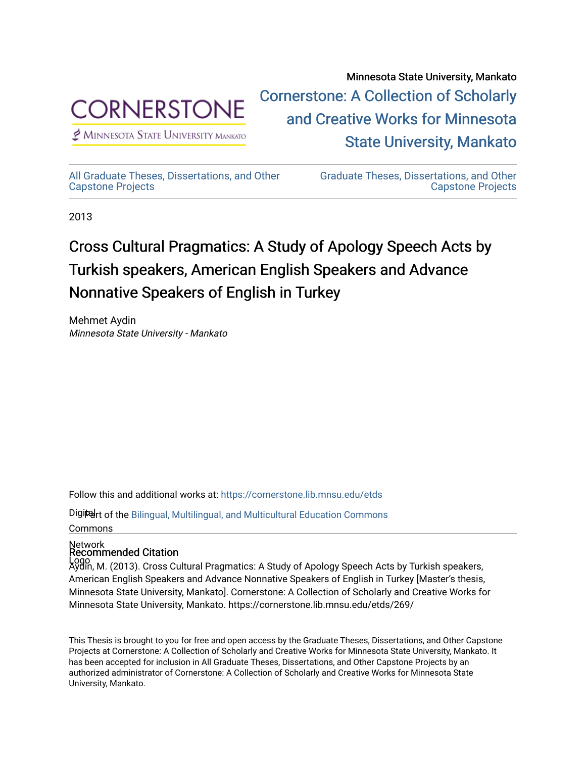Minnesota State University, Mankato

Cornerstone: A Collection of Scholarly and Creative Works for Minnesota State University, Mankato

All Graduate Theses, Dissertations, and Other Capstone Projects

Graduate Theses, Dissertations, and Other Capstone Projects

2013

# Cross Cultural Pragmatics: A Study of Apology Speech Acts by Turkish speakers, American English Speakers and Advance Nonnative Speakers of English in Turkey

Mehmet Aydin
*Minnesota State University - Mankato*

Follow this and additional works at: https://cornerstone.lib.mnsu.edu/etds

Part of the Bilingual, Multilingual, and Multicultural Education Commons

## Recommended Citation

Aydin, M. (2013). Cross Cultural Pragmatics: A Study of Apology Speech Acts by Turkish speakers, American English Speakers and Advance Nonnative Speakers of English in Turkey [Master's thesis, Minnesota State University, Mankato]. Cornerstone: A Collection of Scholarly and Creative Works for Minnesota State University, Mankato. https://cornerstone.lib.mnsu.edu/etds/269/

This Thesis is brought to you for free and open access by the Graduate Theses, Dissertations, and Other Capstone Projects at Cornerstone: A Collection of Scholarly and Creative Works for Minnesota State University, Mankato. It has been accepted for inclusion in All Graduate Theses, Dissertations, and Other Capstone Projects by an authorized administrator of Cornerstone: A Collection of Scholarly and Creative Works for Minnesota State University, Mankato.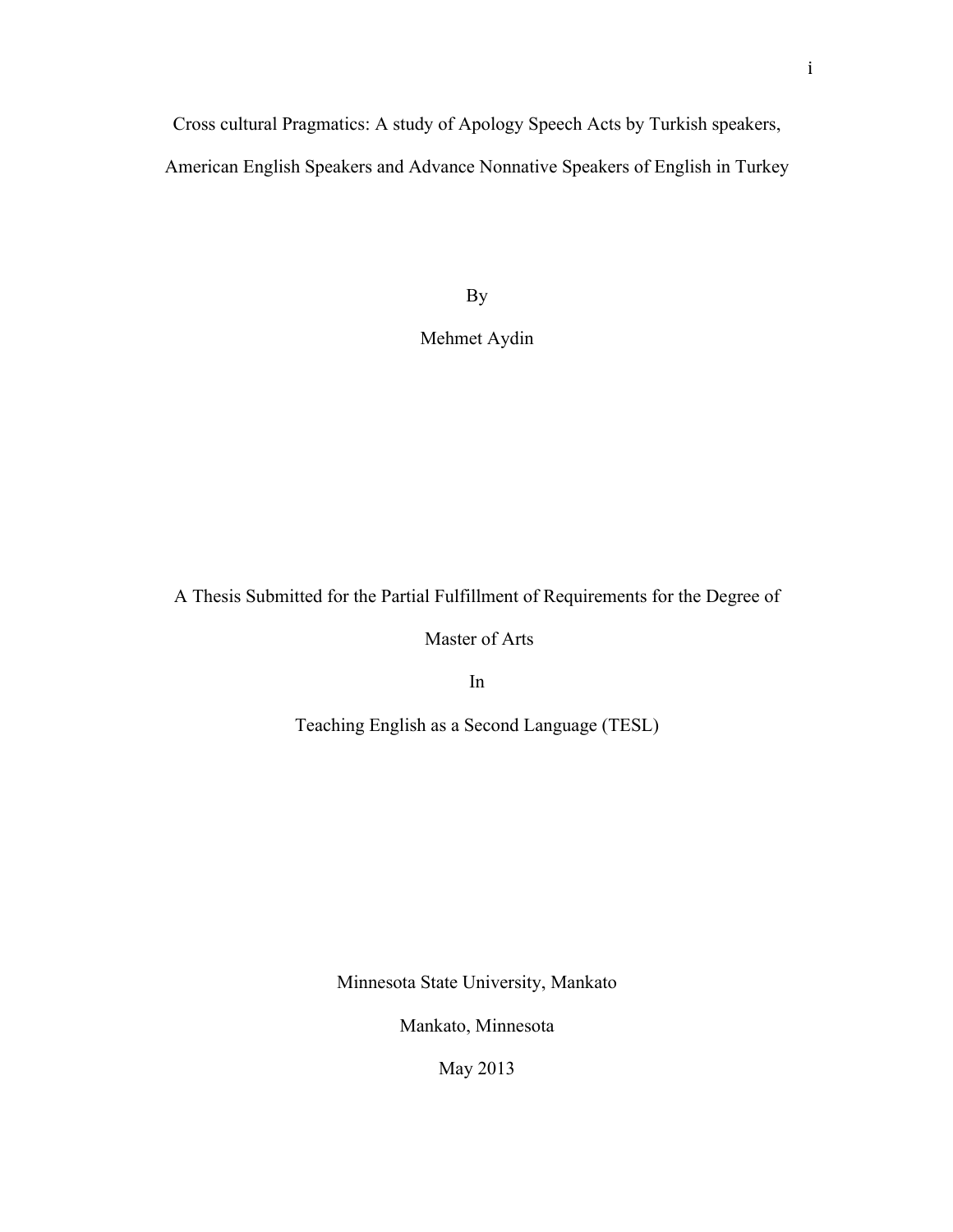Cross cultural Pragmatics: A study of Apology Speech Acts by Turkish speakers, American English Speakers and Advance Nonnative Speakers of English in Turkey

By

Mehmet Aydin

A Thesis Submitted for the Partial Fulfillment of Requirements for the Degree of

Master of Arts

In

Teaching English as a Second Language (TESL)

Minnesota State University, Mankato

Mankato, Minnesota

May 2013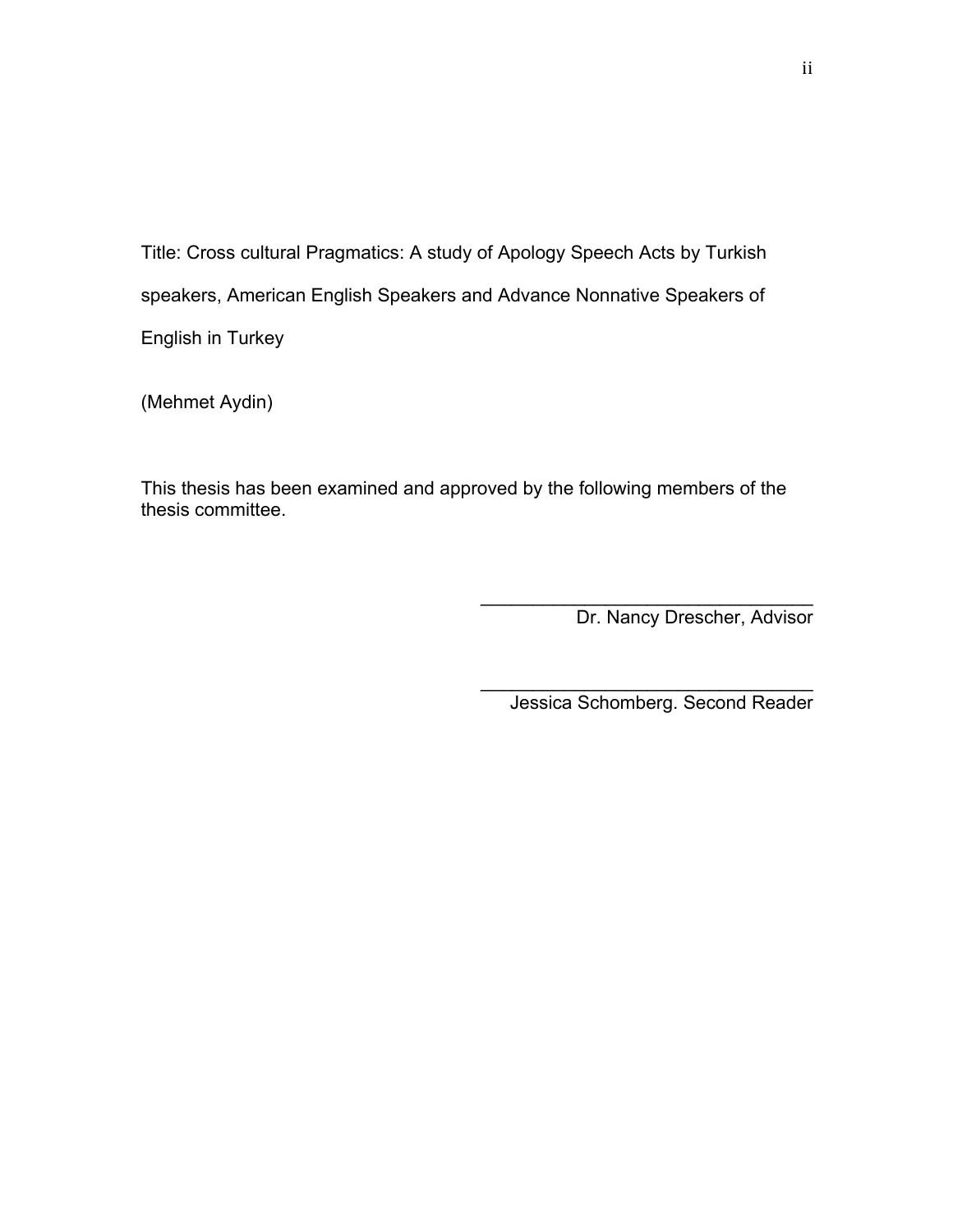Title: Cross cultural Pragmatics: A study of Apology Speech Acts by Turkish speakers, American English Speakers and Advance Nonnative Speakers of English in Turkey

(Mehmet Aydin)

This thesis has been examined and approved by the following members of the thesis committee.

\_\_\_\_\_\_\_\_\_\_\_\_\_\_\_\_\_\_\_\_\_\_\_\_\_\_\_\_\_\_\_\_\_\_
Dr. Nancy Drescher, Advisor

\_\_\_\_\_\_\_\_\_\_\_\_\_\_\_\_\_\_\_\_\_\_\_\_\_\_\_\_\_\_\_\_\_\_
Jessica Schomberg. Second Reader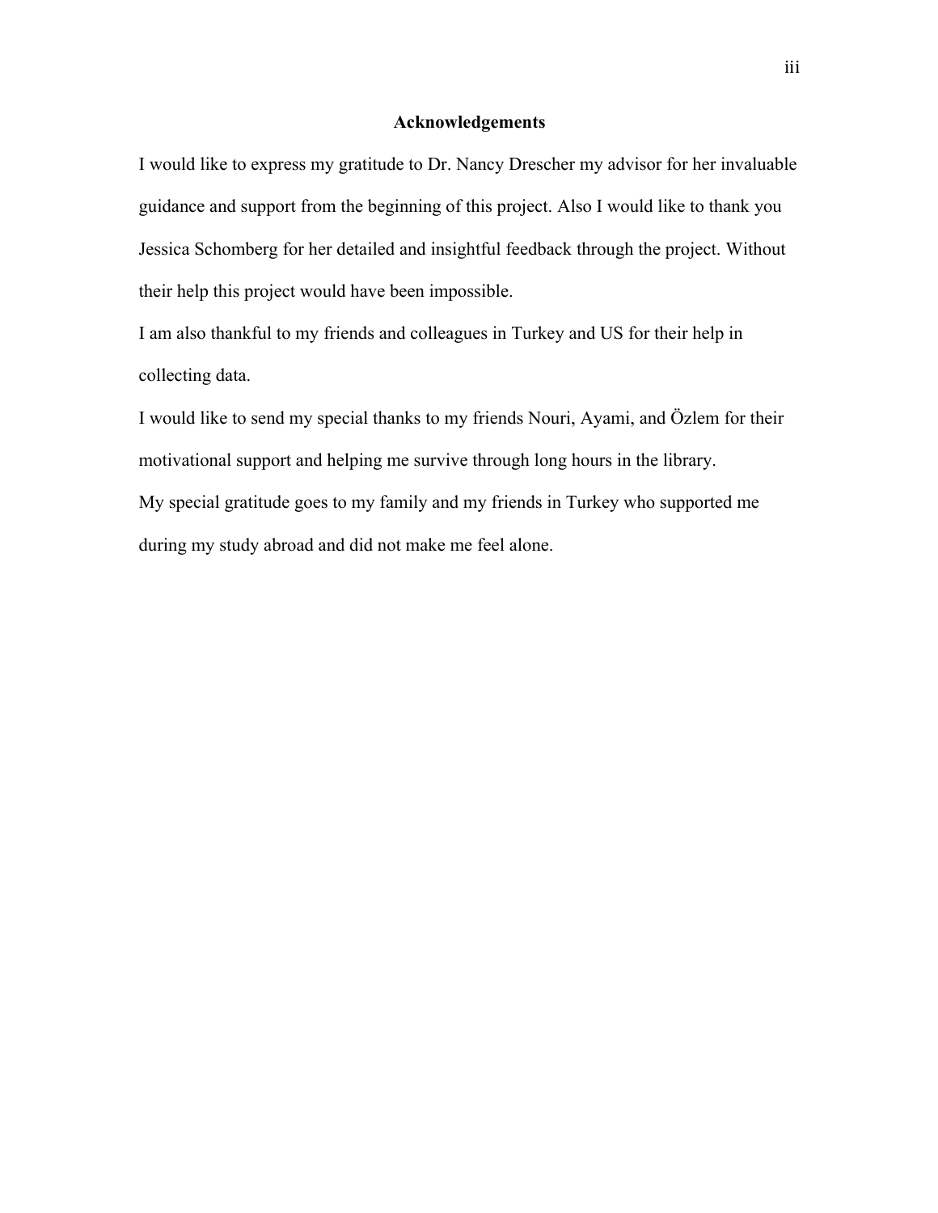## Acknowledgements

I would like to express my gratitude to Dr. Nancy Drescher my advisor for her invaluable guidance and support from the beginning of this project. Also I would like to thank you Jessica Schomberg for her detailed and insightful feedback through the project. Without their help this project would have been impossible.

I am also thankful to my friends and colleagues in Turkey and US for their help in collecting data.

I would like to send my special thanks to my friends Nouri, Ayami, and Özlem for their motivational support and helping me survive through long hours in the library.

My special gratitude goes to my family and my friends in Turkey who supported me during my study abroad and did not make me feel alone.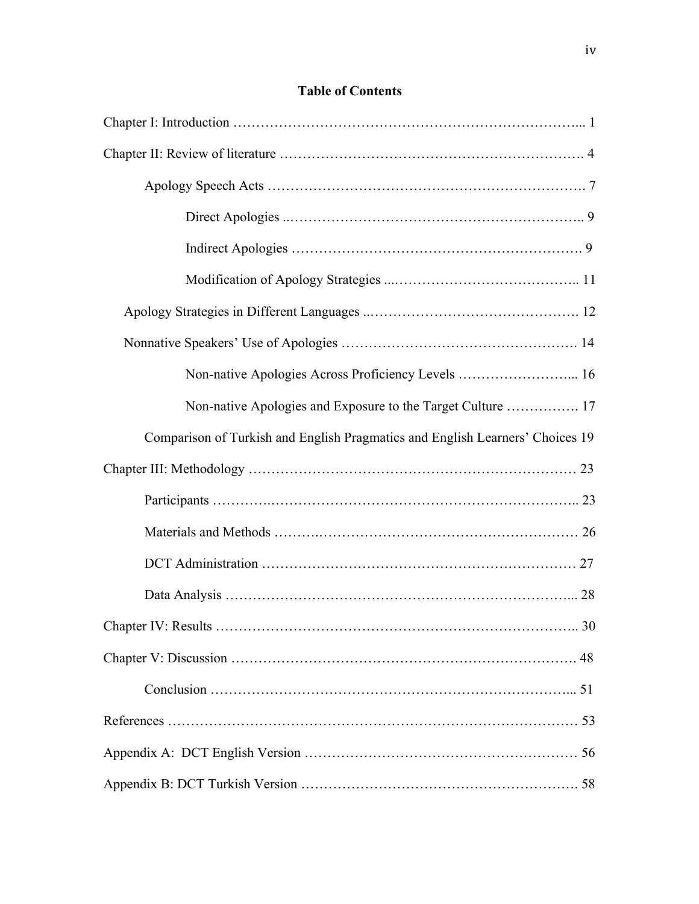# Table of Contents

Chapter I: Introduction ………………………………………………………………... 1

Chapter II: Review of literature ……………………………………………………… 4

Apology Speech Acts …………………………………………………………… 7

Direct Apologies ..………………………………………………………….. 9

Indirect Apologies ………………………………………………………. 9

Modification of Apology Strategies ...………………………………….. 11

Apology Strategies in Different Languages ..………………………………………. 12

Nonnative Speakers' Use of Apologies ……………………………………………. 14

Non-native Apologies Across Proficiency Levels ……………………... 16

Non-native Apologies and Exposure to the Target Culture ……………. 17

Comparison of Turkish and English Pragmatics and English Learners' Choices 19

Chapter III: Methodology ……………………………………………………………… 23

Participants ……………………………………………………………………….. 23

Materials and Methods ……………………………………………………………… 26

DCT Administration ……………………………………………………………… 27

Data Analysis ……………………………………………………………………... 28

Chapter IV: Results …………………………………………………………………….. 30

Chapter V: Discussion ………………………………………………………………… 48

Conclusion ………………………………………………………………………... 51

References ……………………………………………………………………………… 53

Appendix A: DCT English Version …………………………………………………… 56

Appendix B: DCT Turkish Version …………………………………………………… 58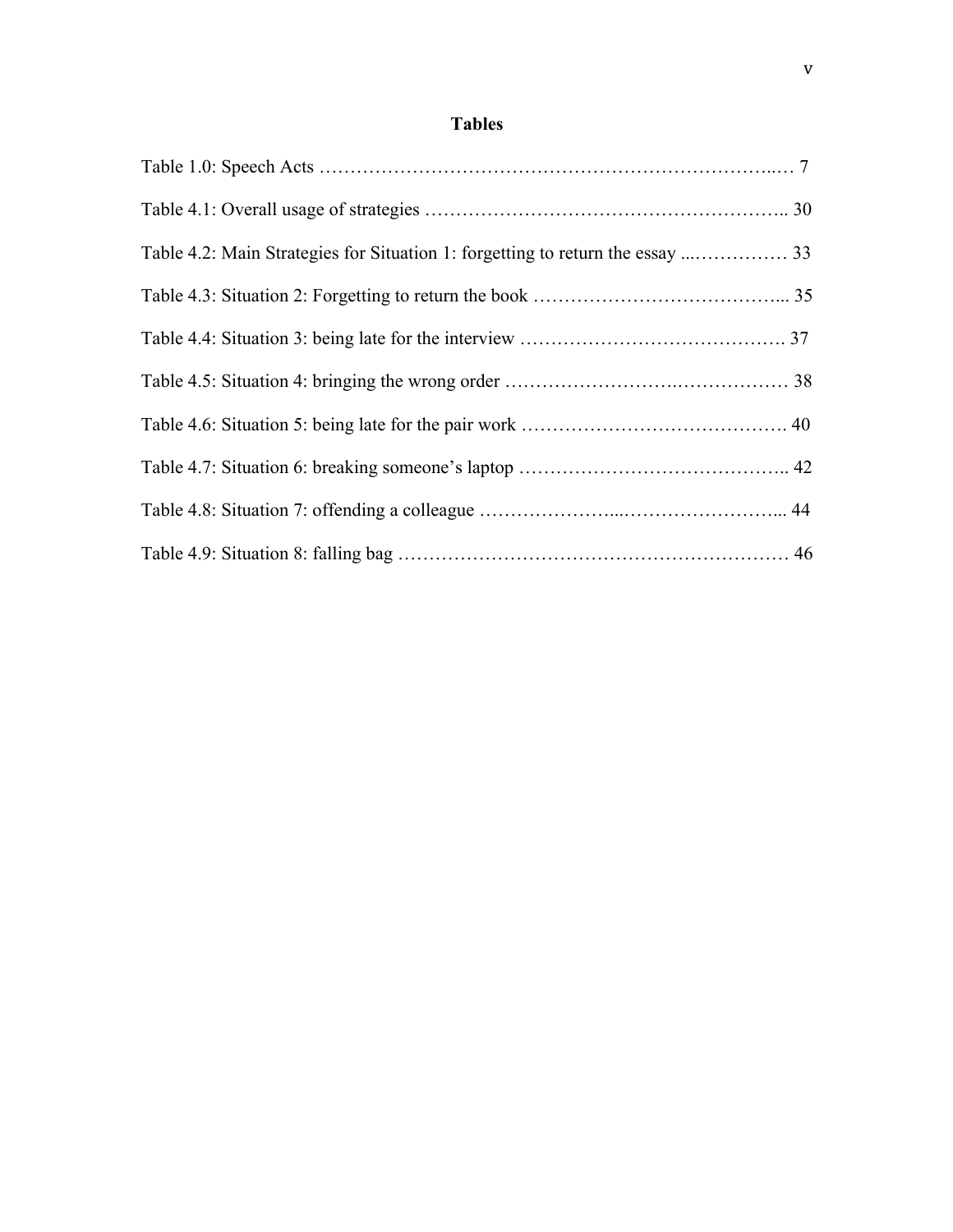# Tables

Table 1.0: Speech Acts ……………………………………………………………..… 7

Table 4.1: Overall usage of strategies ……………………………………………….. 30

Table 4.2: Main Strategies for Situation 1: forgetting to return the essay ...…………… 33

Table 4.3: Situation 2: Forgetting to return the book …………………………….…... 35

Table 4.4: Situation 3: being late for the interview ……………………………………. 37

Table 4.5: Situation 4: bringing the wrong order ……………………….……………… 38

Table 4.6: Situation 5: being late for the pair work ……………………………………. 40

Table 4.7: Situation 6: breaking someone's laptop …………………………………….. 42

Table 4.8: Situation 7: offending a colleague …………………....……………………... 44

Table 4.9: Situation 8: falling bag ……………………………………………………… 46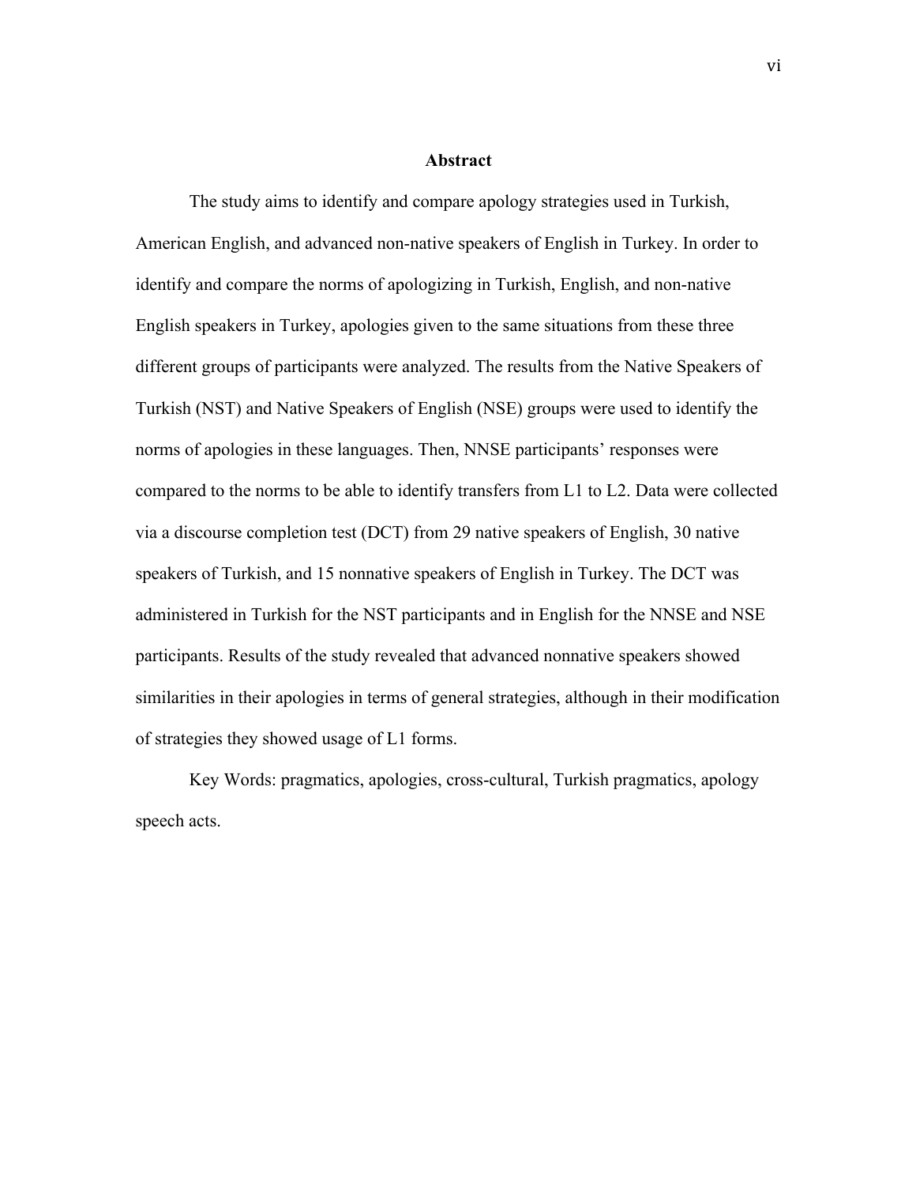# Abstract

The study aims to identify and compare apology strategies used in Turkish, American English, and advanced non-native speakers of English in Turkey. In order to identify and compare the norms of apologizing in Turkish, English, and non-native English speakers in Turkey, apologies given to the same situations from these three different groups of participants were analyzed. The results from the Native Speakers of Turkish (NST) and Native Speakers of English (NSE) groups were used to identify the norms of apologies in these languages. Then, NNSE participants' responses were compared to the norms to be able to identify transfers from L1 to L2. Data were collected via a discourse completion test (DCT) from 29 native speakers of English, 30 native speakers of Turkish, and 15 nonnative speakers of English in Turkey. The DCT was administered in Turkish for the NST participants and in English for the NNSE and NSE participants. Results of the study revealed that advanced nonnative speakers showed similarities in their apologies in terms of general strategies, although in their modification of strategies they showed usage of L1 forms.

Key Words: pragmatics, apologies, cross-cultural, Turkish pragmatics, apology speech acts.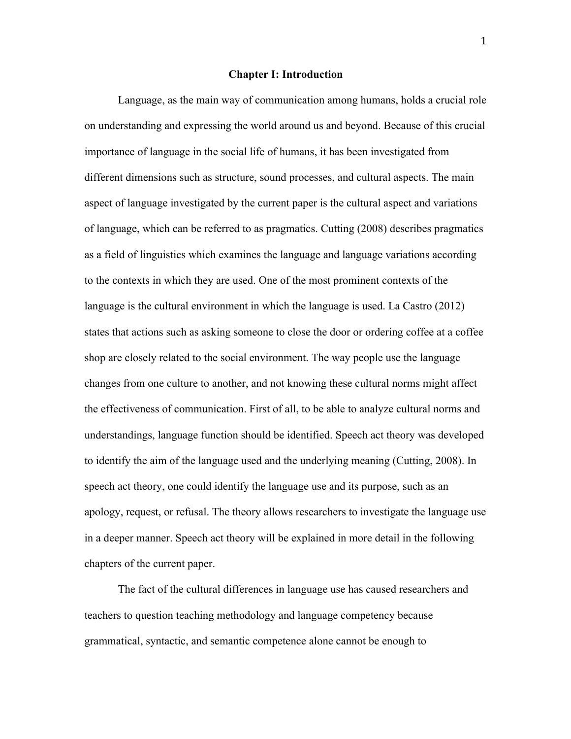# Chapter I: Introduction

Language, as the main way of communication among humans, holds a crucial role on understanding and expressing the world around us and beyond. Because of this crucial importance of language in the social life of humans, it has been investigated from different dimensions such as structure, sound processes, and cultural aspects. The main aspect of language investigated by the current paper is the cultural aspect and variations of language, which can be referred to as pragmatics. Cutting (2008) describes pragmatics as a field of linguistics which examines the language and language variations according to the contexts in which they are used. One of the most prominent contexts of the language is the cultural environment in which the language is used. La Castro (2012) states that actions such as asking someone to close the door or ordering coffee at a coffee shop are closely related to the social environment. The way people use the language changes from one culture to another, and not knowing these cultural norms might affect the effectiveness of communication. First of all, to be able to analyze cultural norms and understandings, language function should be identified. Speech act theory was developed to identify the aim of the language used and the underlying meaning (Cutting, 2008). In speech act theory, one could identify the language use and its purpose, such as an apology, request, or refusal. The theory allows researchers to investigate the language use in a deeper manner. Speech act theory will be explained in more detail in the following chapters of the current paper.

The fact of the cultural differences in language use has caused researchers and teachers to question teaching methodology and language competency because grammatical, syntactic, and semantic competence alone cannot be enough to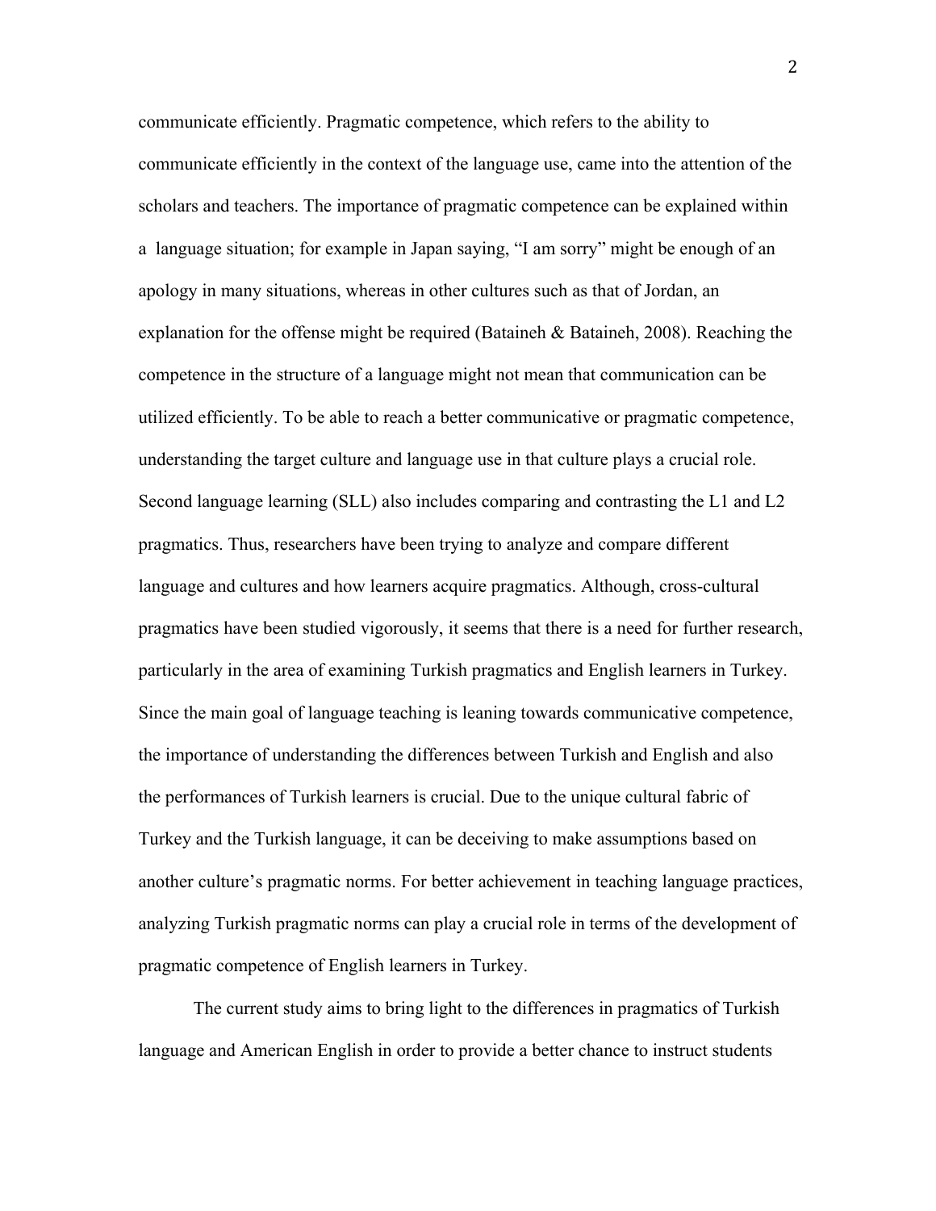communicate efficiently. Pragmatic competence, which refers to the ability to communicate efficiently in the context of the language use, came into the attention of the scholars and teachers. The importance of pragmatic competence can be explained within a language situation; for example in Japan saying, "I am sorry" might be enough of an apology in many situations, whereas in other cultures such as that of Jordan, an explanation for the offense might be required (Bataineh & Bataineh, 2008). Reaching the competence in the structure of a language might not mean that communication can be utilized efficiently. To be able to reach a better communicative or pragmatic competence, understanding the target culture and language use in that culture plays a crucial role. Second language learning (SLL) also includes comparing and contrasting the L1 and L2 pragmatics. Thus, researchers have been trying to analyze and compare different language and cultures and how learners acquire pragmatics. Although, cross-cultural pragmatics have been studied vigorously, it seems that there is a need for further research, particularly in the area of examining Turkish pragmatics and English learners in Turkey. Since the main goal of language teaching is leaning towards communicative competence, the importance of understanding the differences between Turkish and English and also the performances of Turkish learners is crucial. Due to the unique cultural fabric of Turkey and the Turkish language, it can be deceiving to make assumptions based on another culture's pragmatic norms. For better achievement in teaching language practices, analyzing Turkish pragmatic norms can play a crucial role in terms of the development of pragmatic competence of English learners in Turkey.

The current study aims to bring light to the differences in pragmatics of Turkish language and American English in order to provide a better chance to instruct students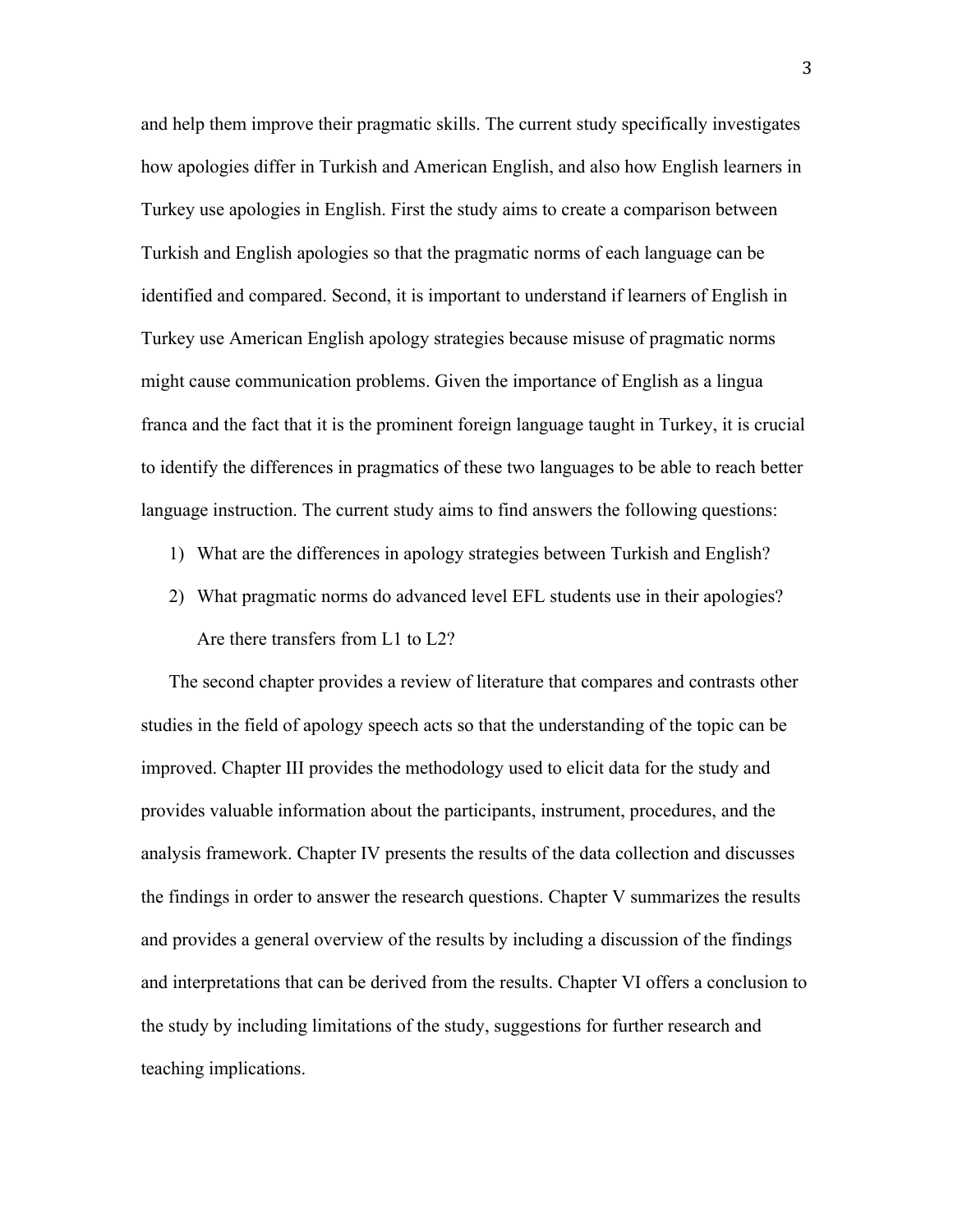and help them improve their pragmatic skills. The current study specifically investigates how apologies differ in Turkish and American English, and also how English learners in Turkey use apologies in English. First the study aims to create a comparison between Turkish and English apologies so that the pragmatic norms of each language can be identified and compared. Second, it is important to understand if learners of English in Turkey use American English apology strategies because misuse of pragmatic norms might cause communication problems. Given the importance of English as a lingua franca and the fact that it is the prominent foreign language taught in Turkey, it is crucial to identify the differences in pragmatics of these two languages to be able to reach better language instruction. The current study aims to find answers the following questions:

1) What are the differences in apology strategies between Turkish and English?
2) What pragmatic norms do advanced level EFL students use in their apologies? Are there transfers from L1 to L2?

The second chapter provides a review of literature that compares and contrasts other studies in the field of apology speech acts so that the understanding of the topic can be improved. Chapter III provides the methodology used to elicit data for the study and provides valuable information about the participants, instrument, procedures, and the analysis framework. Chapter IV presents the results of the data collection and discusses the findings in order to answer the research questions. Chapter V summarizes the results and provides a general overview of the results by including a discussion of the findings and interpretations that can be derived from the results. Chapter VI offers a conclusion to the study by including limitations of the study, suggestions for further research and teaching implications.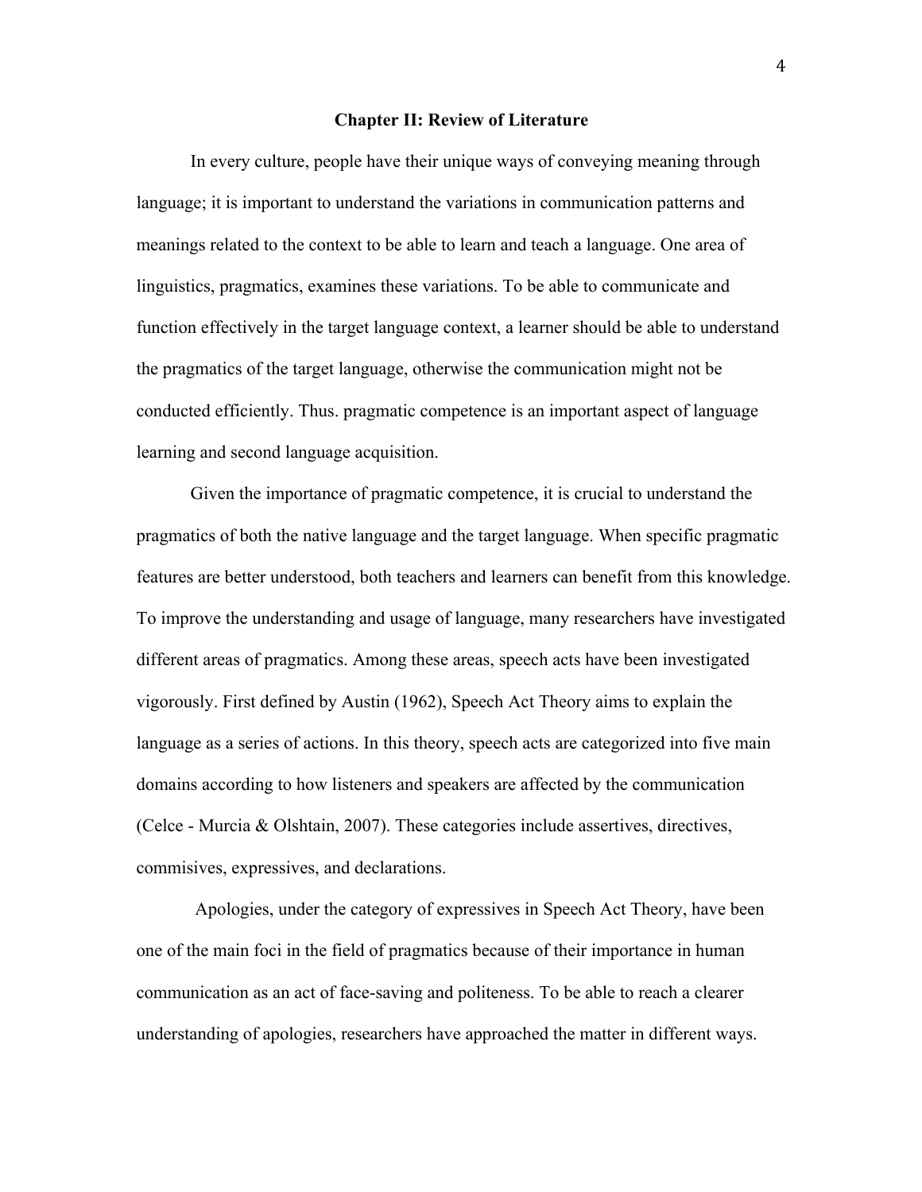## Chapter II: Review of Literature

In every culture, people have their unique ways of conveying meaning through language; it is important to understand the variations in communication patterns and meanings related to the context to be able to learn and teach a language. One area of linguistics, pragmatics, examines these variations. To be able to communicate and function effectively in the target language context, a learner should be able to understand the pragmatics of the target language, otherwise the communication might not be conducted efficiently. Thus. pragmatic competence is an important aspect of language learning and second language acquisition.

Given the importance of pragmatic competence, it is crucial to understand the pragmatics of both the native language and the target language. When specific pragmatic features are better understood, both teachers and learners can benefit from this knowledge. To improve the understanding and usage of language, many researchers have investigated different areas of pragmatics. Among these areas, speech acts have been investigated vigorously. First defined by Austin (1962), Speech Act Theory aims to explain the language as a series of actions. In this theory, speech acts are categorized into five main domains according to how listeners and speakers are affected by the communication (Celce - Murcia & Olshtain, 2007). These categories include assertives, directives, commisives, expressives, and declarations.

Apologies, under the category of expressives in Speech Act Theory, have been one of the main foci in the field of pragmatics because of their importance in human communication as an act of face-saving and politeness. To be able to reach a clearer understanding of apologies, researchers have approached the matter in different ways.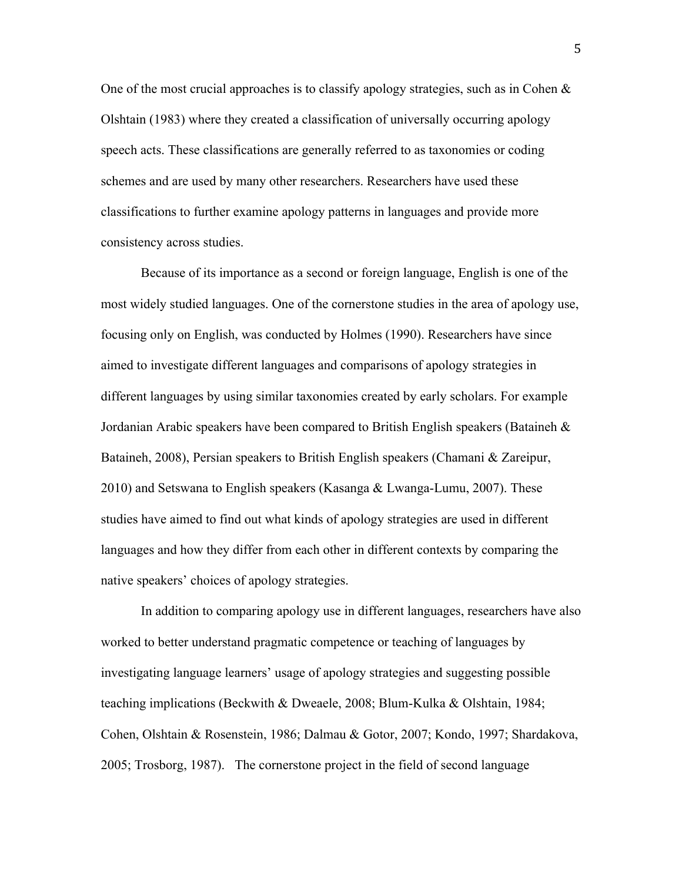One of the most crucial approaches is to classify apology strategies, such as in Cohen & Olshtain (1983) where they created a classification of universally occurring apology speech acts. These classifications are generally referred to as taxonomies or coding schemes and are used by many other researchers. Researchers have used these classifications to further examine apology patterns in languages and provide more consistency across studies.

Because of its importance as a second or foreign language, English is one of the most widely studied languages. One of the cornerstone studies in the area of apology use, focusing only on English, was conducted by Holmes (1990). Researchers have since aimed to investigate different languages and comparisons of apology strategies in different languages by using similar taxonomies created by early scholars. For example Jordanian Arabic speakers have been compared to British English speakers (Bataineh & Bataineh, 2008), Persian speakers to British English speakers (Chamani & Zareipur, 2010) and Setswana to English speakers (Kasanga & Lwanga-Lumu, 2007). These studies have aimed to find out what kinds of apology strategies are used in different languages and how they differ from each other in different contexts by comparing the native speakers' choices of apology strategies.

In addition to comparing apology use in different languages, researchers have also worked to better understand pragmatic competence or teaching of languages by investigating language learners' usage of apology strategies and suggesting possible teaching implications (Beckwith & Dweaele, 2008; Blum-Kulka & Olshtain, 1984; Cohen, Olshtain & Rosenstein, 1986; Dalmau & Gotor, 2007; Kondo, 1997; Shardakova, 2005; Trosborg, 1987). The cornerstone project in the field of second language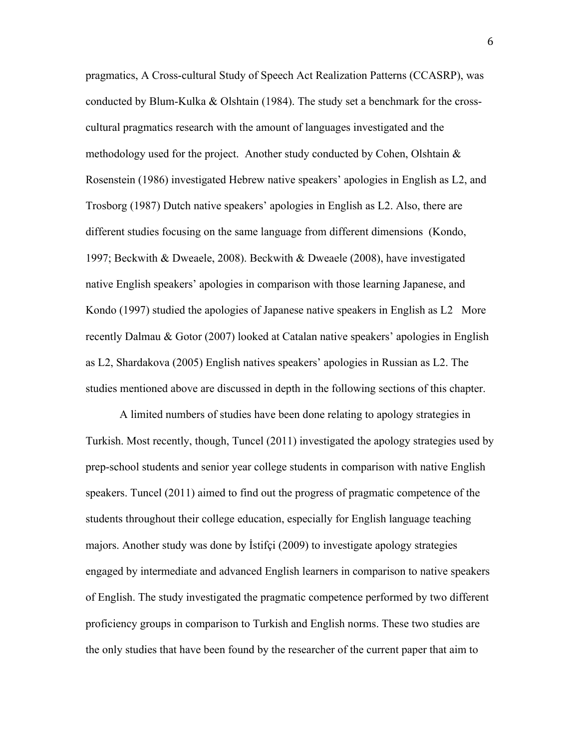pragmatics, A Cross-cultural Study of Speech Act Realization Patterns (CCASRP), was conducted by Blum-Kulka & Olshtain (1984). The study set a benchmark for the cross-cultural pragmatics research with the amount of languages investigated and the methodology used for the project. Another study conducted by Cohen, Olshtain & Rosenstein (1986) investigated Hebrew native speakers' apologies in English as L2, and Trosborg (1987) Dutch native speakers' apologies in English as L2. Also, there are different studies focusing on the same language from different dimensions (Kondo, 1997; Beckwith & Dweaele, 2008). Beckwith & Dweaele (2008), have investigated native English speakers' apologies in comparison with those learning Japanese, and Kondo (1997) studied the apologies of Japanese native speakers in English as L2 More recently Dalmau & Gotor (2007) looked at Catalan native speakers' apologies in English as L2, Shardakova (2005) English natives speakers' apologies in Russian as L2. The studies mentioned above are discussed in depth in the following sections of this chapter.

A limited numbers of studies have been done relating to apology strategies in Turkish. Most recently, though, Tuncel (2011) investigated the apology strategies used by prep-school students and senior year college students in comparison with native English speakers. Tuncel (2011) aimed to find out the progress of pragmatic competence of the students throughout their college education, especially for English language teaching majors. Another study was done by İstifçi (2009) to investigate apology strategies engaged by intermediate and advanced English learners in comparison to native speakers of English. The study investigated the pragmatic competence performed by two different proficiency groups in comparison to Turkish and English norms. These two studies are the only studies that have been found by the researcher of the current paper that aim to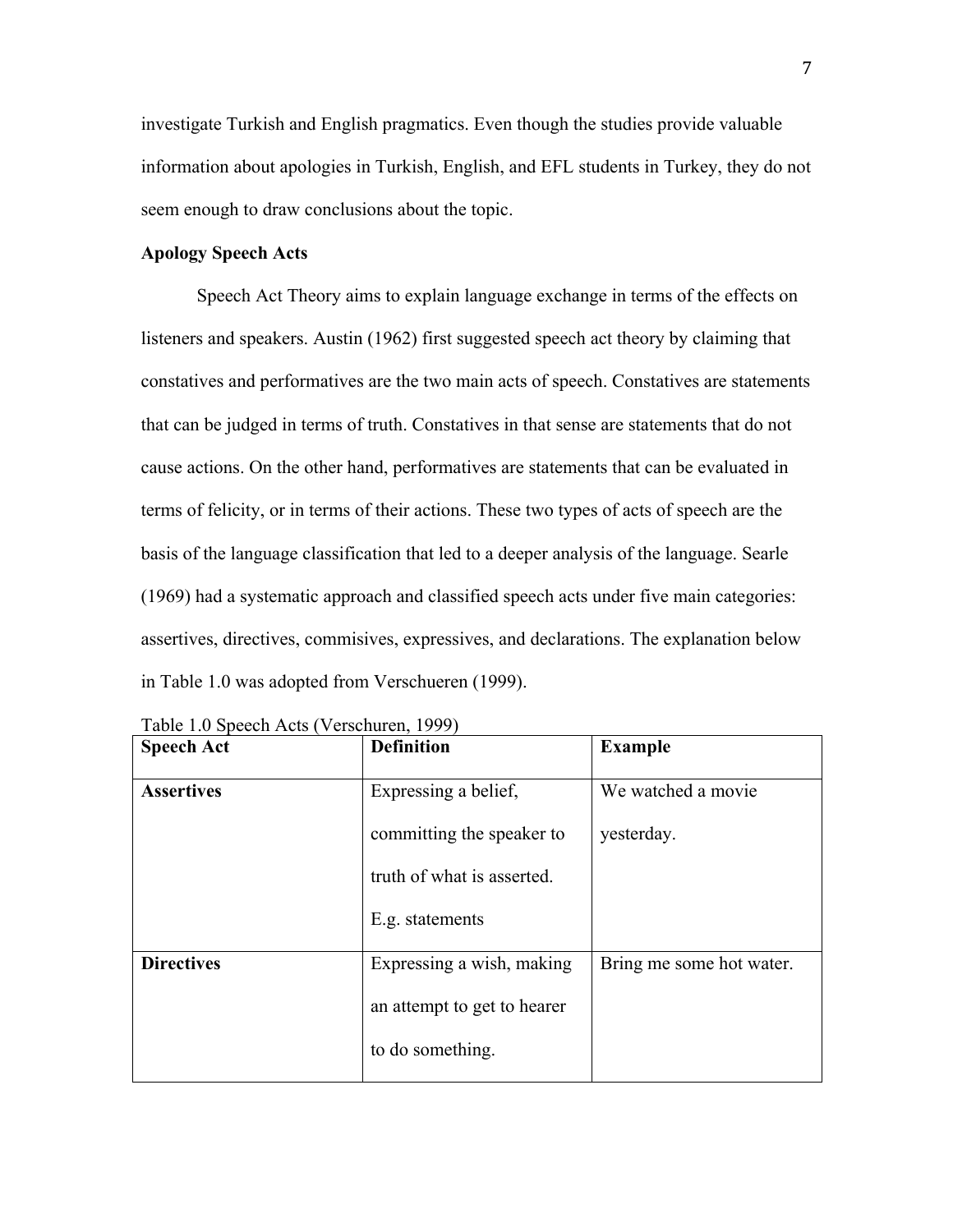investigate Turkish and English pragmatics. Even though the studies provide valuable information about apologies in Turkish, English, and EFL students in Turkey, they do not seem enough to draw conclusions about the topic.

**Apology Speech Acts**

Speech Act Theory aims to explain language exchange in terms of the effects on listeners and speakers. Austin (1962) first suggested speech act theory by claiming that constatives and performatives are the two main acts of speech. Constatives are statements that can be judged in terms of truth. Constatives in that sense are statements that do not cause actions. On the other hand, performatives are statements that can be evaluated in terms of felicity, or in terms of their actions. These two types of acts of speech are the basis of the language classification that led to a deeper analysis of the language. Searle (1969) had a systematic approach and classified speech acts under five main categories: assertives, directives, commisives, expressives, and declarations. The explanation below in Table 1.0 was adopted from Verschueren (1999).

Table 1.0 Speech Acts (Verschuren, 1999)

| **Speech Act** | **Definition** | **Example** |
| --- | --- | --- |
| **Assertives** | Expressing a belief, committing the speaker to truth of what is asserted. E.g. statements | We watched a movie yesterday. |
| **Directives** | Expressing a wish, making an attempt to get to hearer to do something. | Bring me some hot water. |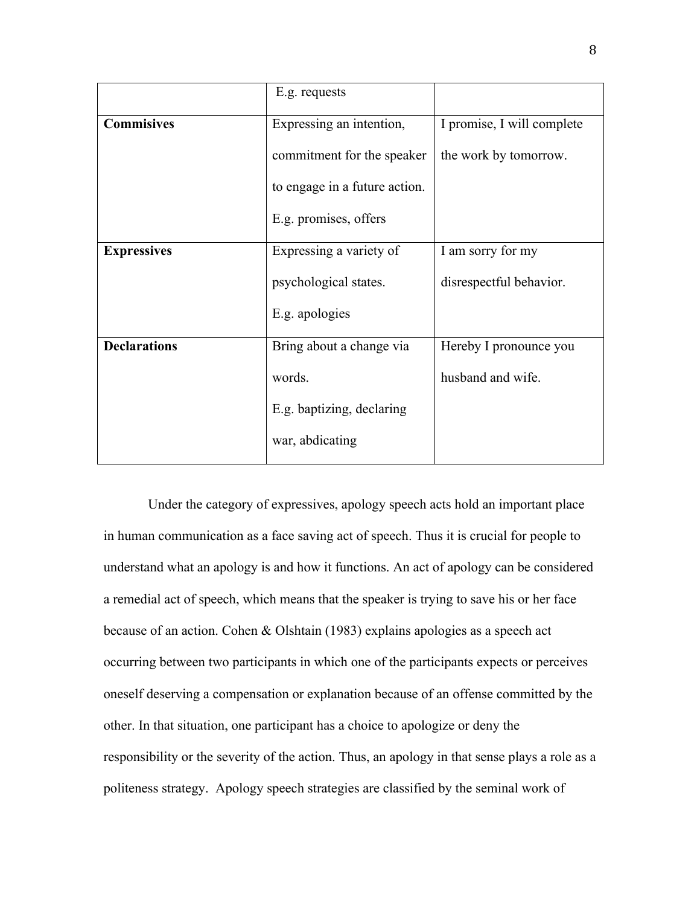| | | |
|---|---|---|
| | E.g. requests | |
| **Commisives** | Expressing an intention, commitment for the speaker to engage in a future action. E.g. promises, offers | I promise, I will complete the work by tomorrow. |
| **Expressives** | Expressing a variety of psychological states. E.g. apologies | I am sorry for my disrespectful behavior. |
| **Declarations** | Bring about a change via words. E.g. baptizing, declaring war, abdicating | Hereby I pronounce you husband and wife. |

Under the category of expressives, apology speech acts hold an important place in human communication as a face saving act of speech. Thus it is crucial for people to understand what an apology is and how it functions. An act of apology can be considered a remedial act of speech, which means that the speaker is trying to save his or her face because of an action. Cohen & Olshtain (1983) explains apologies as a speech act occurring between two participants in which one of the participants expects or perceives oneself deserving a compensation or explanation because of an offense committed by the other. In that situation, one participant has a choice to apologize or deny the responsibility or the severity of the action. Thus, an apology in that sense plays a role as a politeness strategy. Apology speech strategies are classified by the seminal work of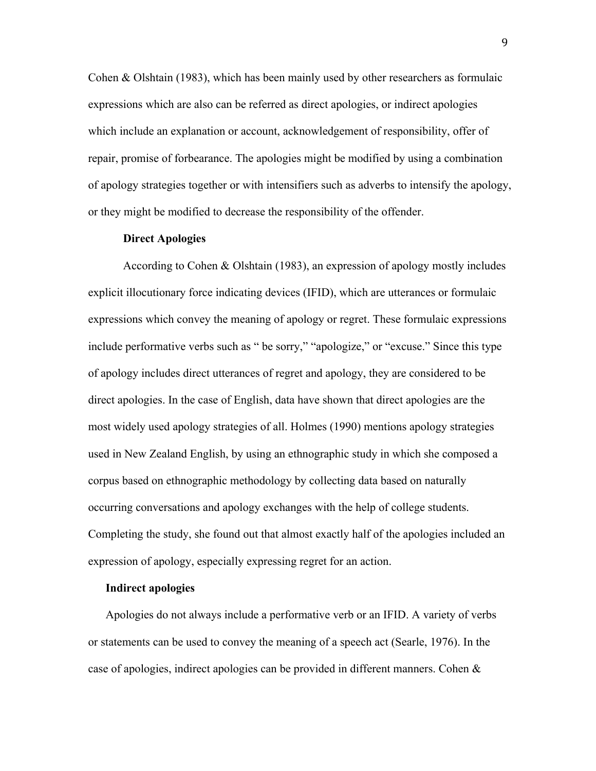Cohen & Olshtain (1983), which has been mainly used by other researchers as formulaic expressions which are also can be referred as direct apologies, or indirect apologies which include an explanation or account, acknowledgement of responsibility, offer of repair, promise of forbearance. The apologies might be modified by using a combination of apology strategies together or with intensifiers such as adverbs to intensify the apology, or they might be modified to decrease the responsibility of the offender.

**Direct Apologies**

According to Cohen & Olshtain (1983), an expression of apology mostly includes explicit illocutionary force indicating devices (IFID), which are utterances or formulaic expressions which convey the meaning of apology or regret. These formulaic expressions include performative verbs such as " be sorry," "apologize," or "excuse." Since this type of apology includes direct utterances of regret and apology, they are considered to be direct apologies. In the case of English, data have shown that direct apologies are the most widely used apology strategies of all. Holmes (1990) mentions apology strategies used in New Zealand English, by using an ethnographic study in which she composed a corpus based on ethnographic methodology by collecting data based on naturally occurring conversations and apology exchanges with the help of college students. Completing the study, she found out that almost exactly half of the apologies included an expression of apology, especially expressing regret for an action.

**Indirect apologies**

Apologies do not always include a performative verb or an IFID. A variety of verbs or statements can be used to convey the meaning of a speech act (Searle, 1976). In the case of apologies, indirect apologies can be provided in different manners. Cohen &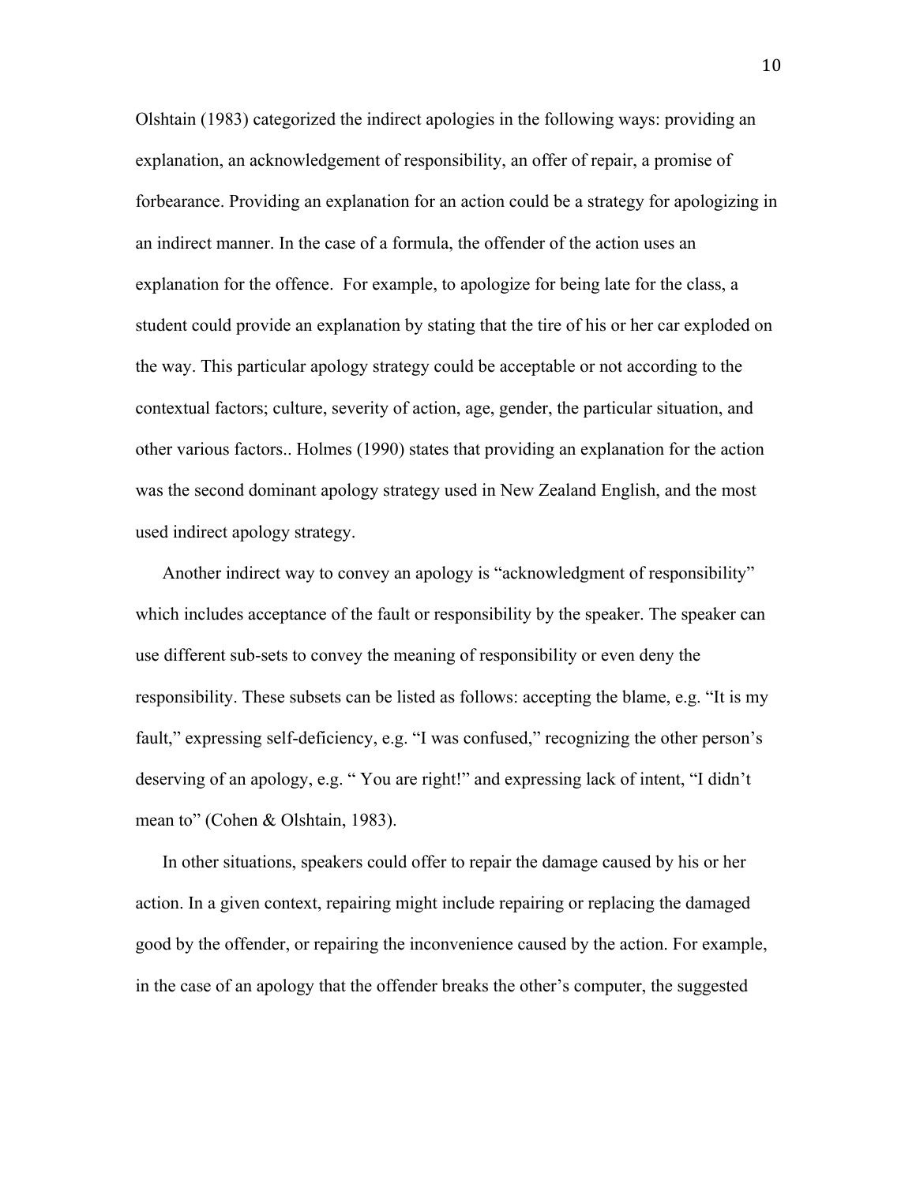Olshtain (1983) categorized the indirect apologies in the following ways: providing an explanation, an acknowledgement of responsibility, an offer of repair, a promise of forbearance. Providing an explanation for an action could be a strategy for apologizing in an indirect manner. In the case of a formula, the offender of the action uses an explanation for the offence. For example, to apologize for being late for the class, a student could provide an explanation by stating that the tire of his or her car exploded on the way. This particular apology strategy could be acceptable or not according to the contextual factors; culture, severity of action, age, gender, the particular situation, and other various factors.. Holmes (1990) states that providing an explanation for the action was the second dominant apology strategy used in New Zealand English, and the most used indirect apology strategy.

Another indirect way to convey an apology is "acknowledgment of responsibility" which includes acceptance of the fault or responsibility by the speaker. The speaker can use different sub-sets to convey the meaning of responsibility or even deny the responsibility. These subsets can be listed as follows: accepting the blame, e.g. "It is my fault," expressing self-deficiency, e.g. "I was confused," recognizing the other person's deserving of an apology, e.g. " You are right!" and expressing lack of intent, "I didn't mean to" (Cohen & Olshtain, 1983).

In other situations, speakers could offer to repair the damage caused by his or her action. In a given context, repairing might include repairing or replacing the damaged good by the offender, or repairing the inconvenience caused by the action. For example, in the case of an apology that the offender breaks the other's computer, the suggested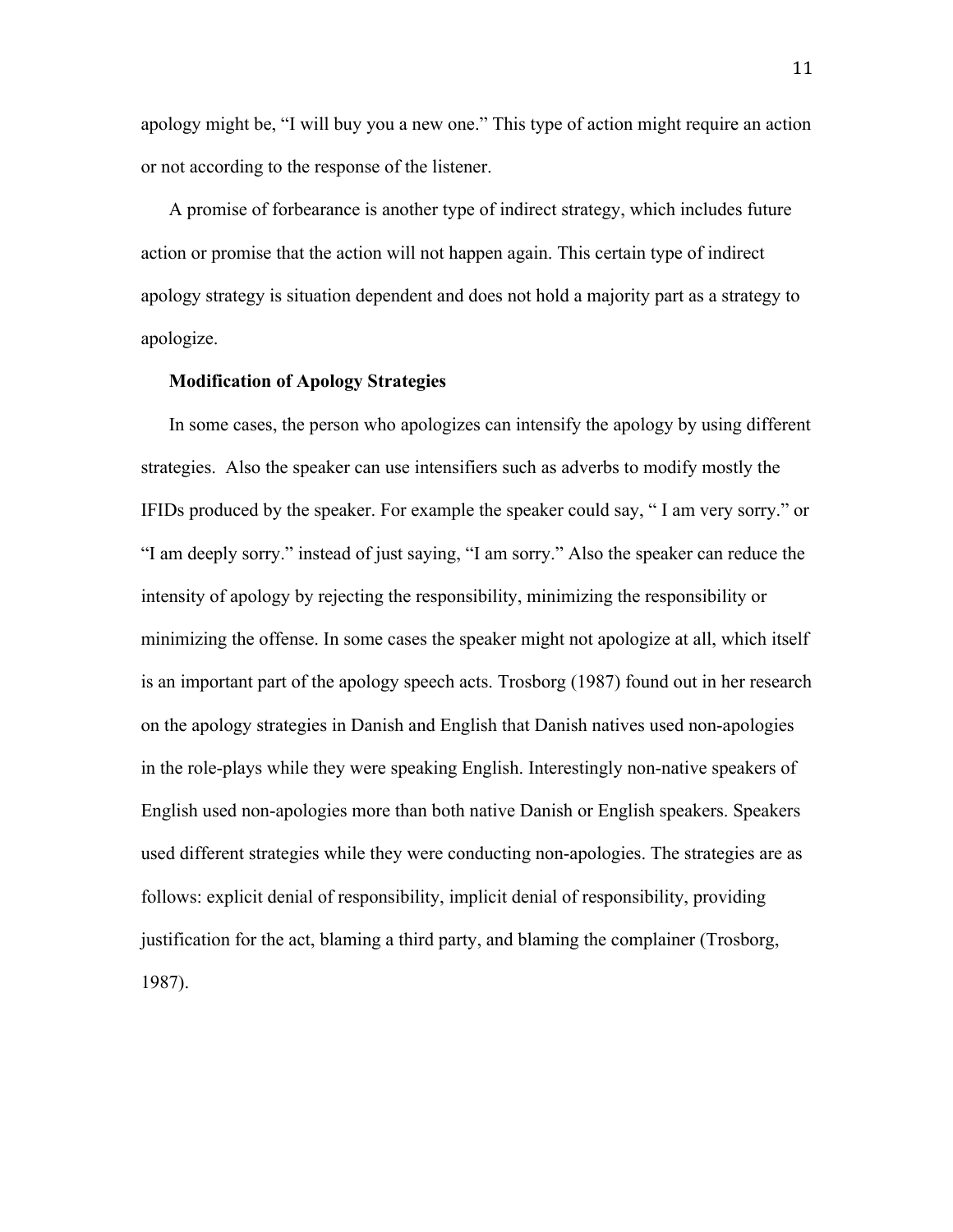apology might be, "I will buy you a new one." This type of action might require an action or not according to the response of the listener.

A promise of forbearance is another type of indirect strategy, which includes future action or promise that the action will not happen again. This certain type of indirect apology strategy is situation dependent and does not hold a majority part as a strategy to apologize.

### Modification of Apology Strategies

In some cases, the person who apologizes can intensify the apology by using different strategies. Also the speaker can use intensifiers such as adverbs to modify mostly the IFIDs produced by the speaker. For example the speaker could say, " I am very sorry." or "I am deeply sorry." instead of just saying, "I am sorry." Also the speaker can reduce the intensity of apology by rejecting the responsibility, minimizing the responsibility or minimizing the offense. In some cases the speaker might not apologize at all, which itself is an important part of the apology speech acts. Trosborg (1987) found out in her research on the apology strategies in Danish and English that Danish natives used non-apologies in the role-plays while they were speaking English. Interestingly non-native speakers of English used non-apologies more than both native Danish or English speakers. Speakers used different strategies while they were conducting non-apologies. The strategies are as follows: explicit denial of responsibility, implicit denial of responsibility, providing justification for the act, blaming a third party, and blaming the complainer (Trosborg, 1987).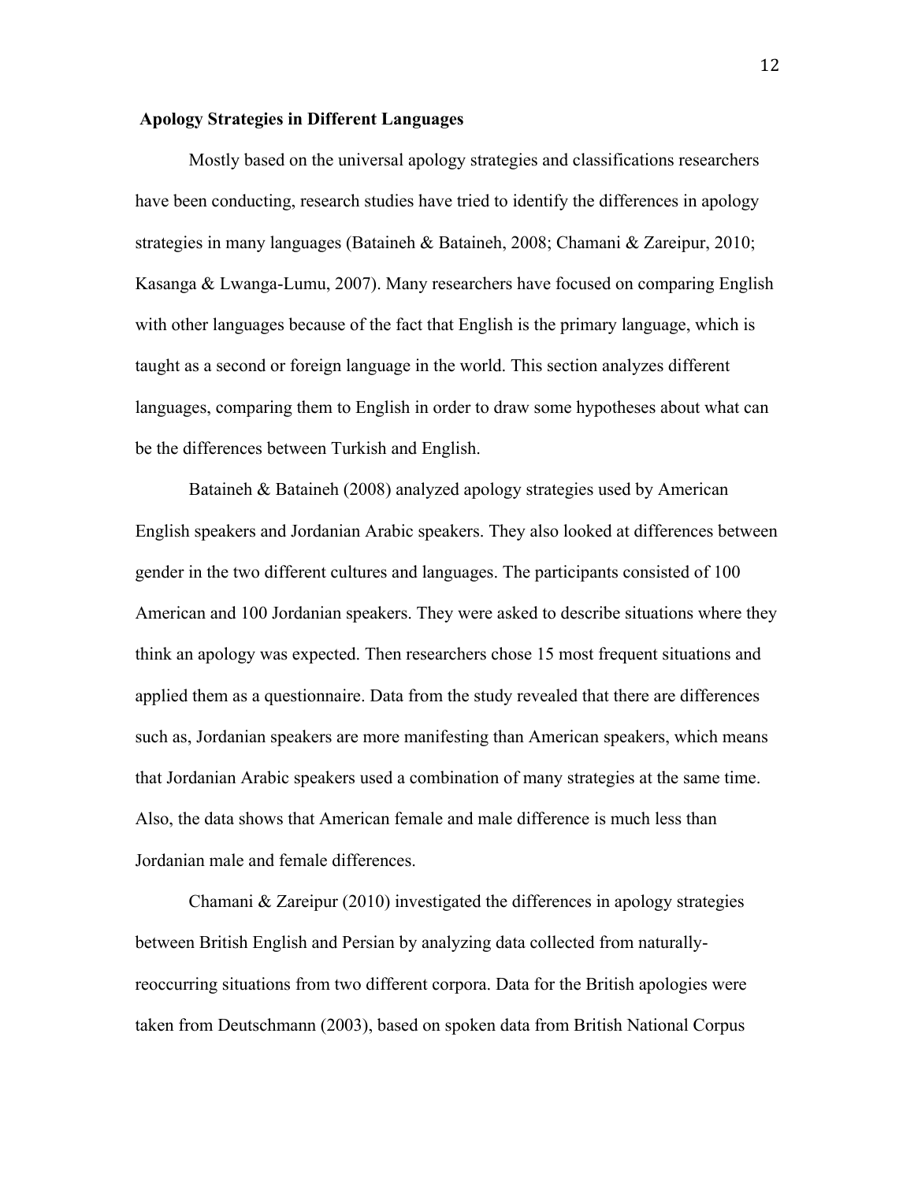## Apology Strategies in Different Languages

Mostly based on the universal apology strategies and classifications researchers have been conducting, research studies have tried to identify the differences in apology strategies in many languages (Bataineh & Bataineh, 2008; Chamani & Zareipur, 2010; Kasanga & Lwanga-Lumu, 2007). Many researchers have focused on comparing English with other languages because of the fact that English is the primary language, which is taught as a second or foreign language in the world. This section analyzes different languages, comparing them to English in order to draw some hypotheses about what can be the differences between Turkish and English.

Bataineh & Bataineh (2008) analyzed apology strategies used by American English speakers and Jordanian Arabic speakers. They also looked at differences between gender in the two different cultures and languages. The participants consisted of 100 American and 100 Jordanian speakers. They were asked to describe situations where they think an apology was expected. Then researchers chose 15 most frequent situations and applied them as a questionnaire. Data from the study revealed that there are differences such as, Jordanian speakers are more manifesting than American speakers, which means that Jordanian Arabic speakers used a combination of many strategies at the same time. Also, the data shows that American female and male difference is much less than Jordanian male and female differences.

Chamani & Zareipur (2010) investigated the differences in apology strategies between British English and Persian by analyzing data collected from naturally-reoccurring situations from two different corpora. Data for the British apologies were taken from Deutschmann (2003), based on spoken data from British National Corpus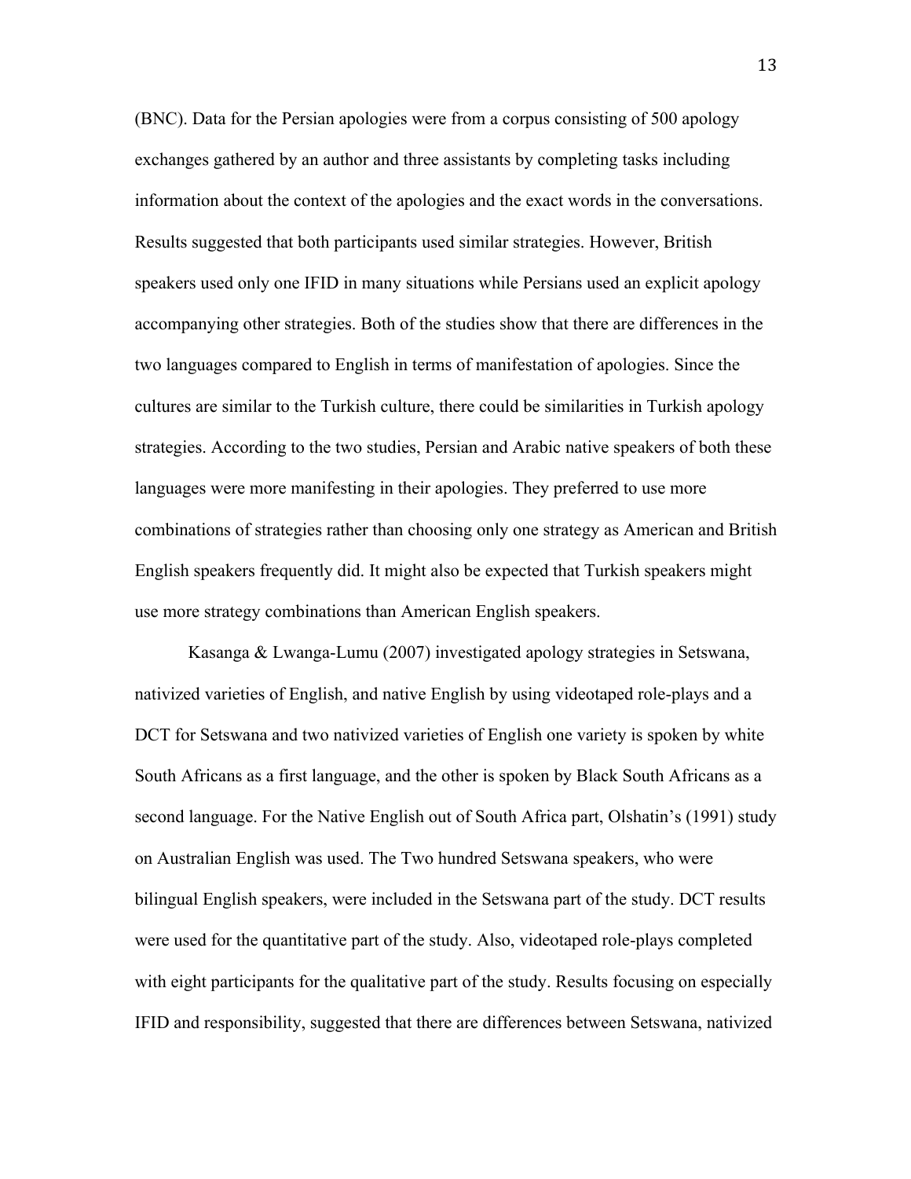(BNC). Data for the Persian apologies were from a corpus consisting of 500 apology exchanges gathered by an author and three assistants by completing tasks including information about the context of the apologies and the exact words in the conversations. Results suggested that both participants used similar strategies. However, British speakers used only one IFID in many situations while Persians used an explicit apology accompanying other strategies. Both of the studies show that there are differences in the two languages compared to English in terms of manifestation of apologies. Since the cultures are similar to the Turkish culture, there could be similarities in Turkish apology strategies. According to the two studies, Persian and Arabic native speakers of both these languages were more manifesting in their apologies. They preferred to use more combinations of strategies rather than choosing only one strategy as American and British English speakers frequently did. It might also be expected that Turkish speakers might use more strategy combinations than American English speakers.

Kasanga & Lwanga-Lumu (2007) investigated apology strategies in Setswana, nativized varieties of English, and native English by using videotaped role-plays and a DCT for Setswana and two nativized varieties of English one variety is spoken by white South Africans as a first language, and the other is spoken by Black South Africans as a second language. For the Native English out of South Africa part, Olshatin's (1991) study on Australian English was used. The Two hundred Setswana speakers, who were bilingual English speakers, were included in the Setswana part of the study. DCT results were used for the quantitative part of the study. Also, videotaped role-plays completed with eight participants for the qualitative part of the study. Results focusing on especially IFID and responsibility, suggested that there are differences between Setswana, nativized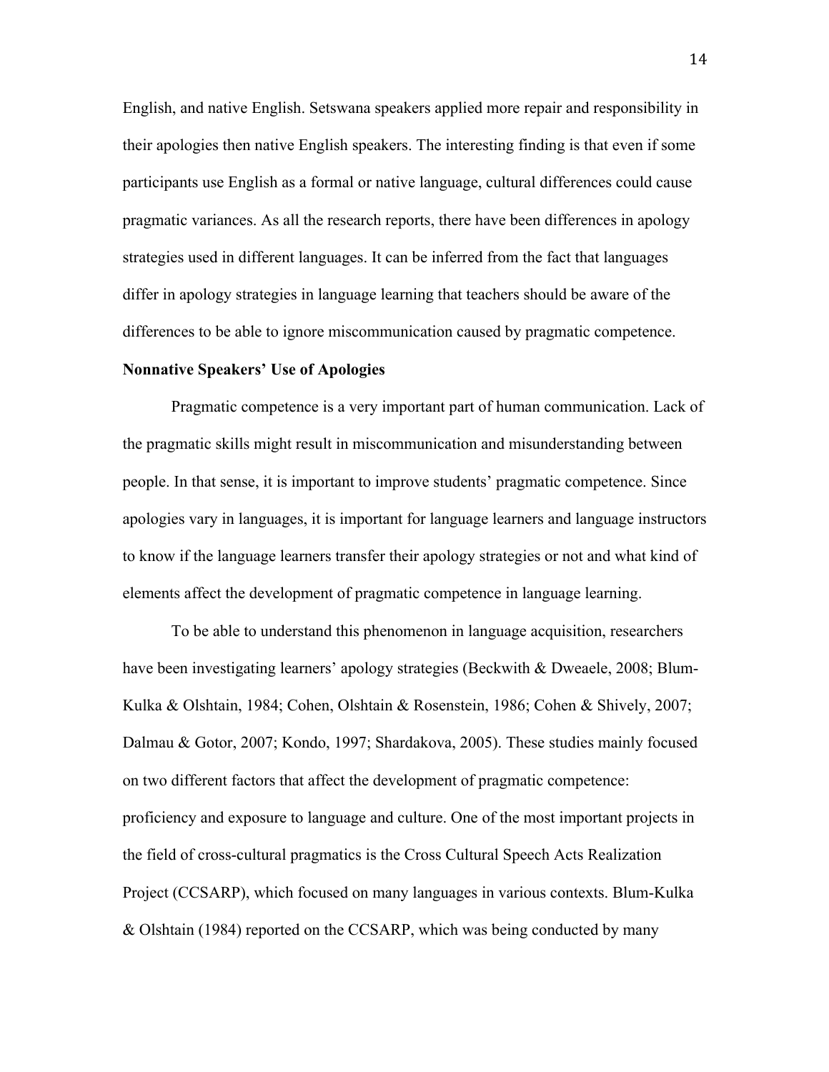English, and native English. Setswana speakers applied more repair and responsibility in their apologies then native English speakers. The interesting finding is that even if some participants use English as a formal or native language, cultural differences could cause pragmatic variances. As all the research reports, there have been differences in apology strategies used in different languages. It can be inferred from the fact that languages differ in apology strategies in language learning that teachers should be aware of the differences to be able to ignore miscommunication caused by pragmatic competence.

**Nonnative Speakers' Use of Apologies**

Pragmatic competence is a very important part of human communication. Lack of the pragmatic skills might result in miscommunication and misunderstanding between people. In that sense, it is important to improve students' pragmatic competence. Since apologies vary in languages, it is important for language learners and language instructors to know if the language learners transfer their apology strategies or not and what kind of elements affect the development of pragmatic competence in language learning.

To be able to understand this phenomenon in language acquisition, researchers have been investigating learners' apology strategies (Beckwith & Dweaele, 2008; Blum-Kulka & Olshtain, 1984; Cohen, Olshtain & Rosenstein, 1986; Cohen & Shively, 2007; Dalmau & Gotor, 2007; Kondo, 1997; Shardakova, 2005). These studies mainly focused on two different factors that affect the development of pragmatic competence: proficiency and exposure to language and culture. One of the most important projects in the field of cross-cultural pragmatics is the Cross Cultural Speech Acts Realization Project (CCSARP), which focused on many languages in various contexts. Blum-Kulka & Olshtain (1984) reported on the CCSARP, which was being conducted by many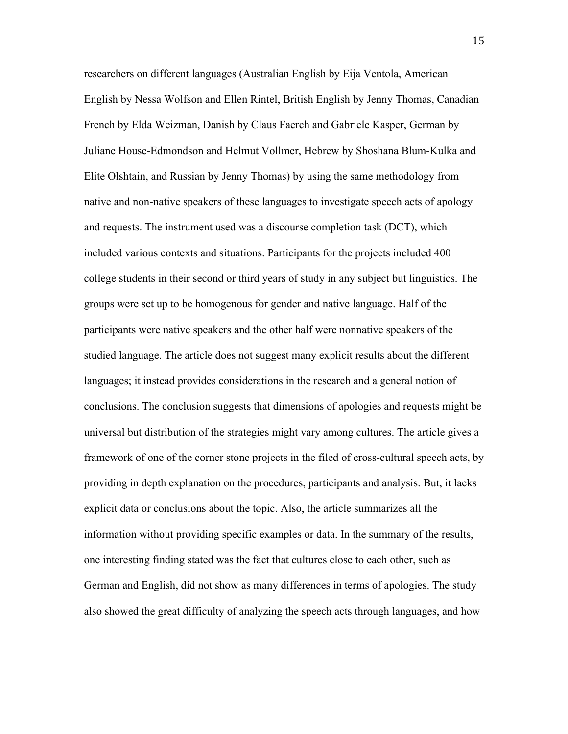researchers on different languages (Australian English by Eija Ventola, American English by Nessa Wolfson and Ellen Rintel, British English by Jenny Thomas, Canadian French by Elda Weizman, Danish by Claus Faerch and Gabriele Kasper, German by Juliane House-Edmondson and Helmut Vollmer, Hebrew by Shoshana Blum-Kulka and Elite Olshtain, and Russian by Jenny Thomas) by using the same methodology from native and non-native speakers of these languages to investigate speech acts of apology and requests. The instrument used was a discourse completion task (DCT), which included various contexts and situations. Participants for the projects included 400 college students in their second or third years of study in any subject but linguistics. The groups were set up to be homogenous for gender and native language. Half of the participants were native speakers and the other half were nonnative speakers of the studied language. The article does not suggest many explicit results about the different languages; it instead provides considerations in the research and a general notion of conclusions. The conclusion suggests that dimensions of apologies and requests might be universal but distribution of the strategies might vary among cultures. The article gives a framework of one of the corner stone projects in the filed of cross-cultural speech acts, by providing in depth explanation on the procedures, participants and analysis. But, it lacks explicit data or conclusions about the topic. Also, the article summarizes all the information without providing specific examples or data. In the summary of the results, one interesting finding stated was the fact that cultures close to each other, such as German and English, did not show as many differences in terms of apologies. The study also showed the great difficulty of analyzing the speech acts through languages, and how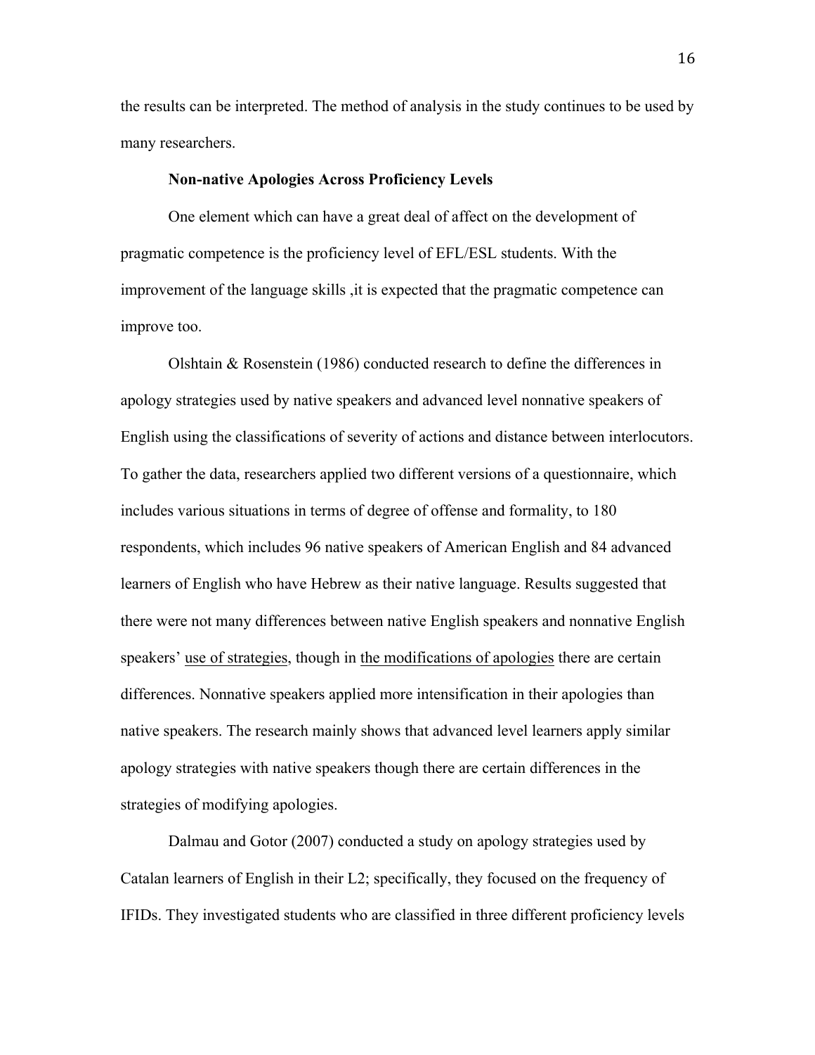the results can be interpreted. The method of analysis in the study continues to be used by many researchers.

### Non-native Apologies Across Proficiency Levels

One element which can have a great deal of affect on the development of pragmatic competence is the proficiency level of EFL/ESL students. With the improvement of the language skills ,it is expected that the pragmatic competence can improve too.

Olshtain & Rosenstein (1986) conducted research to define the differences in apology strategies used by native speakers and advanced level nonnative speakers of English using the classifications of severity of actions and distance between interlocutors. To gather the data, researchers applied two different versions of a questionnaire, which includes various situations in terms of degree of offense and formality, to 180 respondents, which includes 96 native speakers of American English and 84 advanced learners of English who have Hebrew as their native language. Results suggested that there were not many differences between native English speakers and nonnative English speakers' <u>use of strategies</u>, though in <u>the modifications of apologies</u> there are certain differences. Nonnative speakers applied more intensification in their apologies than native speakers. The research mainly shows that advanced level learners apply similar apology strategies with native speakers though there are certain differences in the strategies of modifying apologies.

Dalmau and Gotor (2007) conducted a study on apology strategies used by Catalan learners of English in their L2; specifically, they focused on the frequency of IFIDs. They investigated students who are classified in three different proficiency levels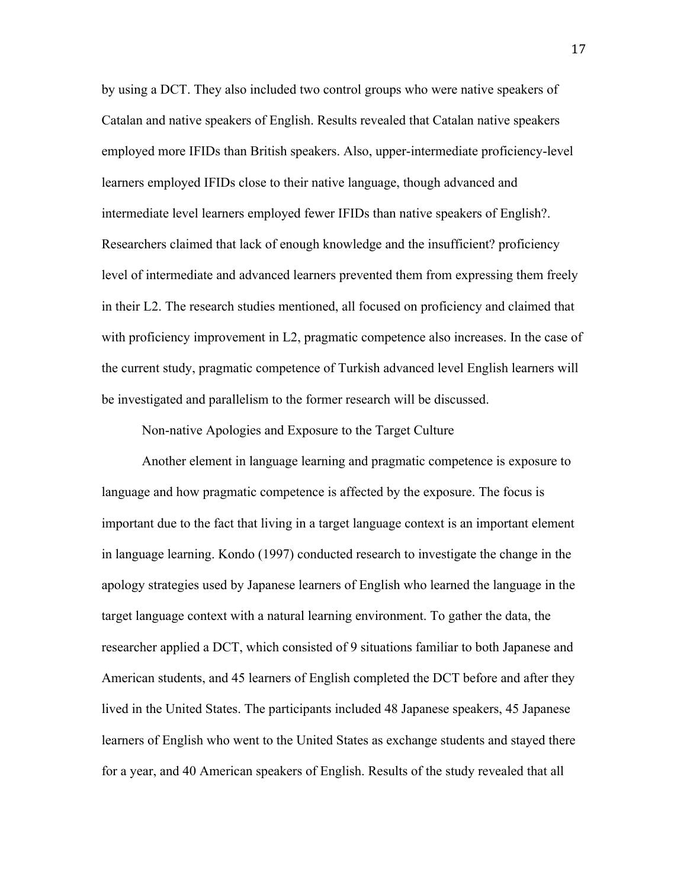by using a DCT. They also included two control groups who were native speakers of Catalan and native speakers of English. Results revealed that Catalan native speakers employed more IFIDs than British speakers. Also, upper-intermediate proficiency-level learners employed IFIDs close to their native language, though advanced and intermediate level learners employed fewer IFIDs than native speakers of English?. Researchers claimed that lack of enough knowledge and the insufficient? proficiency level of intermediate and advanced learners prevented them from expressing them freely in their L2. The research studies mentioned, all focused on proficiency and claimed that with proficiency improvement in L2, pragmatic competence also increases. In the case of the current study, pragmatic competence of Turkish advanced level English learners will be investigated and parallelism to the former research will be discussed.

### Non-native Apologies and Exposure to the Target Culture

Another element in language learning and pragmatic competence is exposure to language and how pragmatic competence is affected by the exposure. The focus is important due to the fact that living in a target language context is an important element in language learning. Kondo (1997) conducted research to investigate the change in the apology strategies used by Japanese learners of English who learned the language in the target language context with a natural learning environment. To gather the data, the researcher applied a DCT, which consisted of 9 situations familiar to both Japanese and American students, and 45 learners of English completed the DCT before and after they lived in the United States. The participants included 48 Japanese speakers, 45 Japanese learners of English who went to the United States as exchange students and stayed there for a year, and 40 American speakers of English. Results of the study revealed that all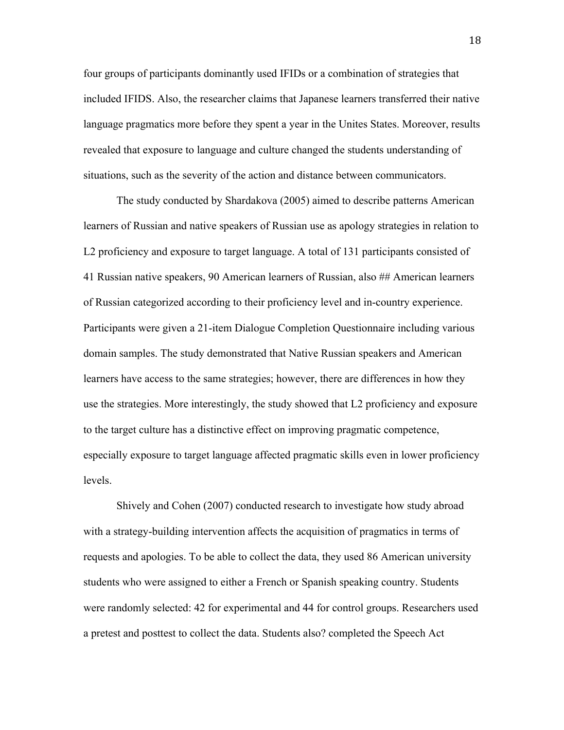four groups of participants dominantly used IFIDs or a combination of strategies that included IFIDS. Also, the researcher claims that Japanese learners transferred their native language pragmatics more before they spent a year in the Unites States. Moreover, results revealed that exposure to language and culture changed the students understanding of situations, such as the severity of the action and distance between communicators.

The study conducted by Shardakova (2005) aimed to describe patterns American learners of Russian and native speakers of Russian use as apology strategies in relation to L2 proficiency and exposure to target language. A total of 131 participants consisted of 41 Russian native speakers, 90 American learners of Russian, also ## American learners of Russian categorized according to their proficiency level and in-country experience. Participants were given a 21-item Dialogue Completion Questionnaire including various domain samples. The study demonstrated that Native Russian speakers and American learners have access to the same strategies; however, there are differences in how they use the strategies. More interestingly, the study showed that L2 proficiency and exposure to the target culture has a distinctive effect on improving pragmatic competence, especially exposure to target language affected pragmatic skills even in lower proficiency levels.

Shively and Cohen (2007) conducted research to investigate how study abroad with a strategy-building intervention affects the acquisition of pragmatics in terms of requests and apologies. To be able to collect the data, they used 86 American university students who were assigned to either a French or Spanish speaking country. Students were randomly selected: 42 for experimental and 44 for control groups. Researchers used a pretest and posttest to collect the data. Students also? completed the Speech Act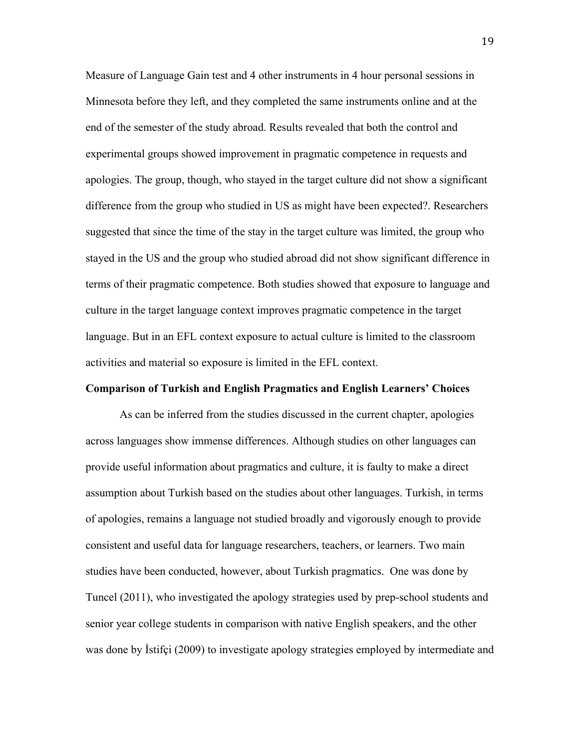Measure of Language Gain test and 4 other instruments in 4 hour personal sessions in Minnesota before they left, and they completed the same instruments online and at the end of the semester of the study abroad. Results revealed that both the control and experimental groups showed improvement in pragmatic competence in requests and apologies. The group, though, who stayed in the target culture did not show a significant difference from the group who studied in US as might have been expected?. Researchers suggested that since the time of the stay in the target culture was limited, the group who stayed in the US and the group who studied abroad did not show significant difference in terms of their pragmatic competence. Both studies showed that exposure to language and culture in the target language context improves pragmatic competence in the target language. But in an EFL context exposure to actual culture is limited to the classroom activities and material so exposure is limited in the EFL context.

**Comparison of Turkish and English Pragmatics and English Learners' Choices**

As can be inferred from the studies discussed in the current chapter, apologies across languages show immense differences. Although studies on other languages can provide useful information about pragmatics and culture, it is faulty to make a direct assumption about Turkish based on the studies about other languages. Turkish, in terms of apologies, remains a language not studied broadly and vigorously enough to provide consistent and useful data for language researchers, teachers, or learners. Two main studies have been conducted, however, about Turkish pragmatics. One was done by Tuncel (2011), who investigated the apology strategies used by prep-school students and senior year college students in comparison with native English speakers, and the other was done by İstifçi (2009) to investigate apology strategies employed by intermediate and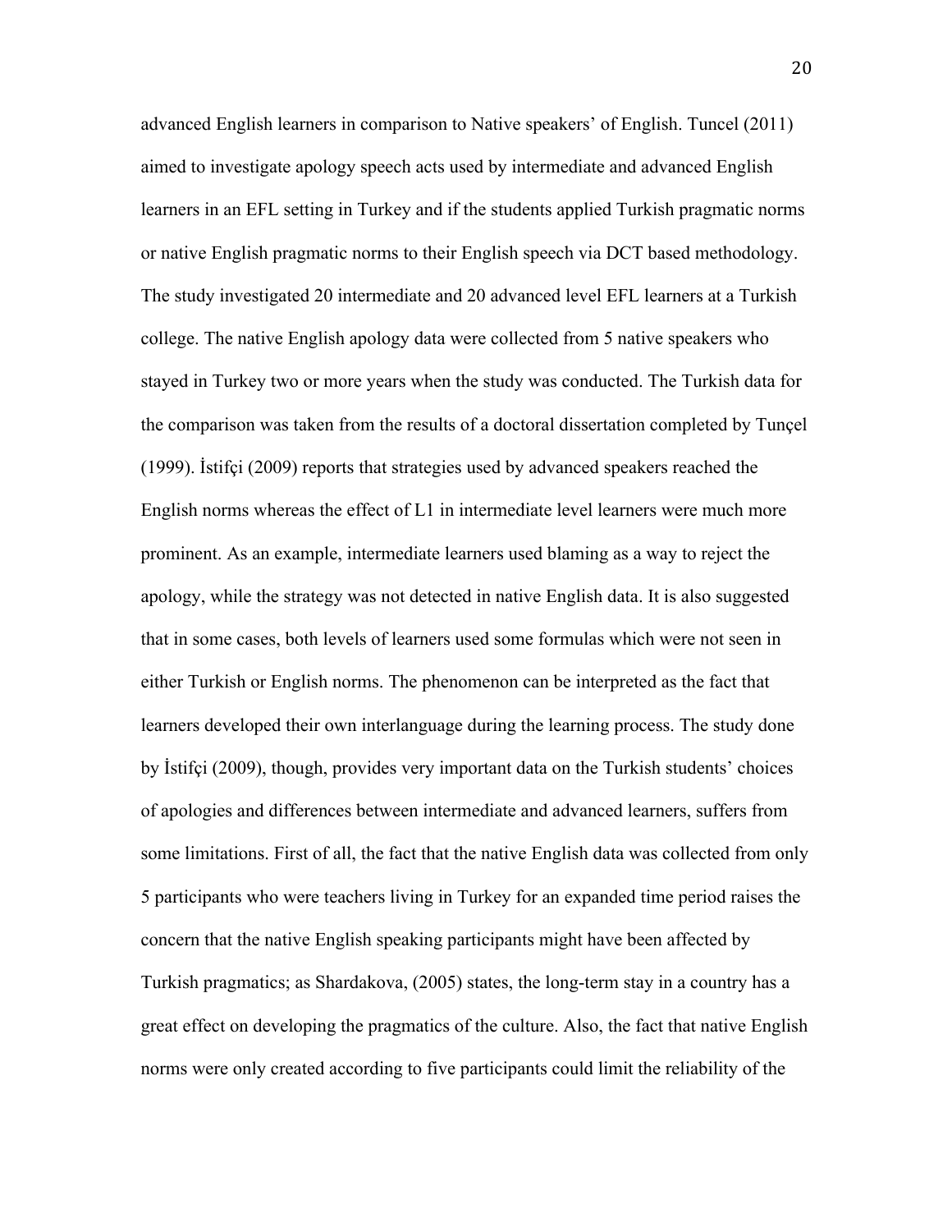advanced English learners in comparison to Native speakers' of English. Tuncel (2011) aimed to investigate apology speech acts used by intermediate and advanced English learners in an EFL setting in Turkey and if the students applied Turkish pragmatic norms or native English pragmatic norms to their English speech via DCT based methodology. The study investigated 20 intermediate and 20 advanced level EFL learners at a Turkish college. The native English apology data were collected from 5 native speakers who stayed in Turkey two or more years when the study was conducted. The Turkish data for the comparison was taken from the results of a doctoral dissertation completed by Tunçel (1999). İstifçi (2009) reports that strategies used by advanced speakers reached the English norms whereas the effect of L1 in intermediate level learners were much more prominent. As an example, intermediate learners used blaming as a way to reject the apology, while the strategy was not detected in native English data. It is also suggested that in some cases, both levels of learners used some formulas which were not seen in either Turkish or English norms. The phenomenon can be interpreted as the fact that learners developed their own interlanguage during the learning process. The study done by İstifçi (2009), though, provides very important data on the Turkish students' choices of apologies and differences between intermediate and advanced learners, suffers from some limitations. First of all, the fact that the native English data was collected from only 5 participants who were teachers living in Turkey for an expanded time period raises the concern that the native English speaking participants might have been affected by Turkish pragmatics; as Shardakova, (2005) states, the long-term stay in a country has a great effect on developing the pragmatics of the culture. Also, the fact that native English norms were only created according to five participants could limit the reliability of the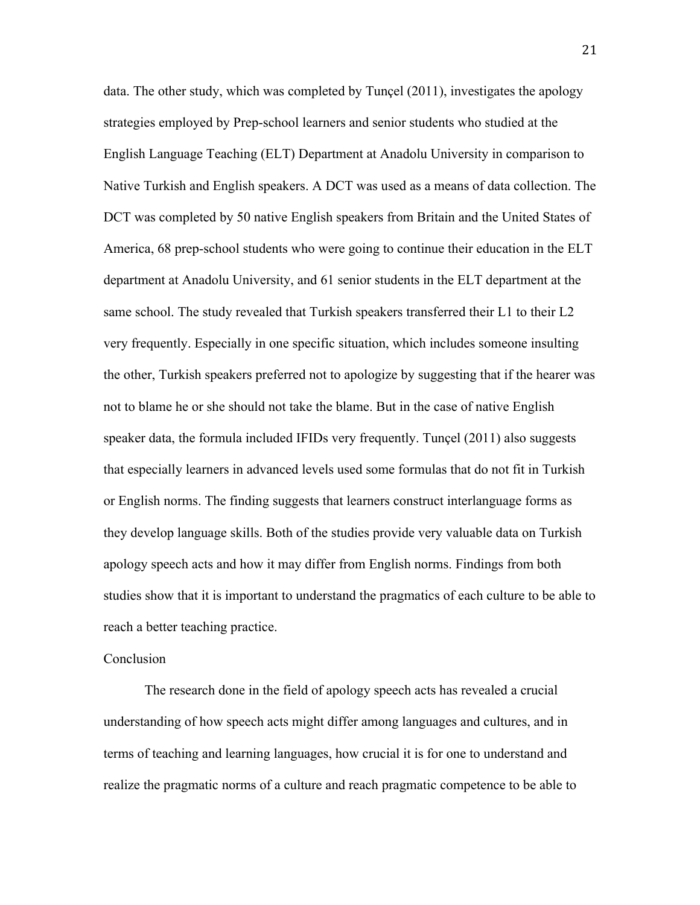data. The other study, which was completed by Tunçel (2011), investigates the apology strategies employed by Prep-school learners and senior students who studied at the English Language Teaching (ELT) Department at Anadolu University in comparison to Native Turkish and English speakers. A DCT was used as a means of data collection. The DCT was completed by 50 native English speakers from Britain and the United States of America, 68 prep-school students who were going to continue their education in the ELT department at Anadolu University, and 61 senior students in the ELT department at the same school. The study revealed that Turkish speakers transferred their L1 to their L2 very frequently. Especially in one specific situation, which includes someone insulting the other, Turkish speakers preferred not to apologize by suggesting that if the hearer was not to blame he or she should not take the blame. But in the case of native English speaker data, the formula included IFIDs very frequently. Tunçel (2011) also suggests that especially learners in advanced levels used some formulas that do not fit in Turkish or English norms. The finding suggests that learners construct interlanguage forms as they develop language skills. Both of the studies provide very valuable data on Turkish apology speech acts and how it may differ from English norms. Findings from both studies show that it is important to understand the pragmatics of each culture to be able to reach a better teaching practice.

## Conclusion

The research done in the field of apology speech acts has revealed a crucial understanding of how speech acts might differ among languages and cultures, and in terms of teaching and learning languages, how crucial it is for one to understand and realize the pragmatic norms of a culture and reach pragmatic competence to be able to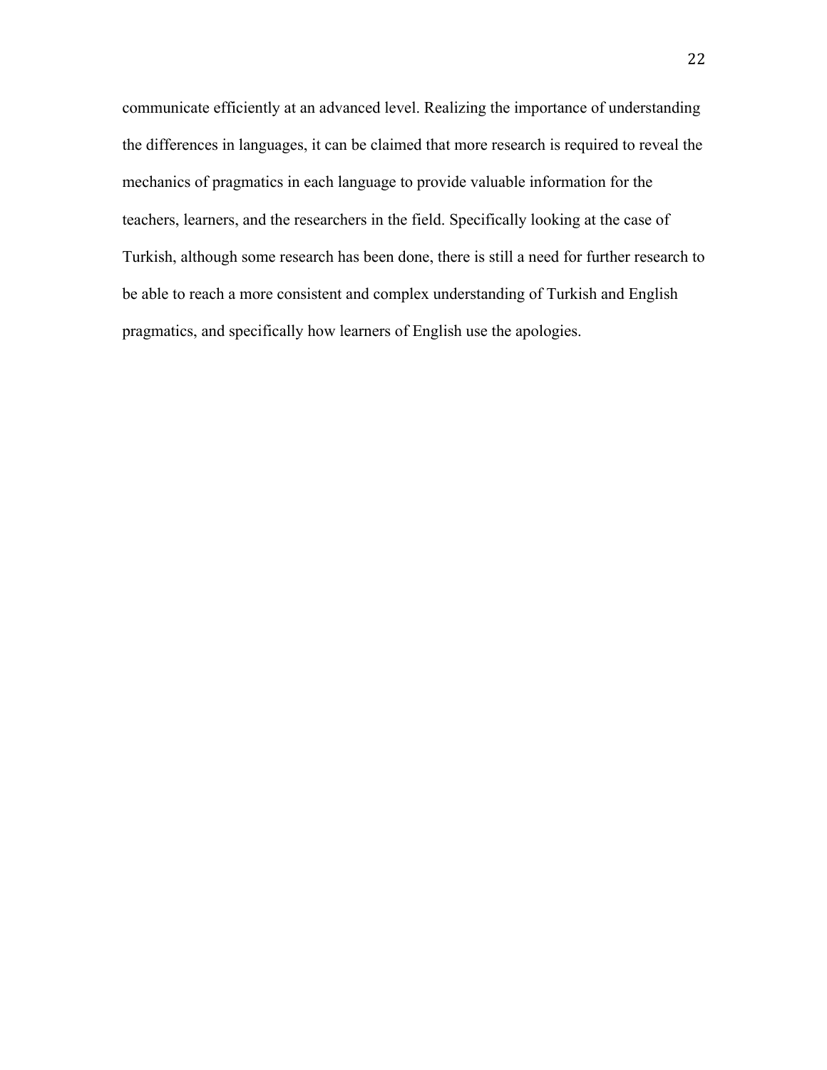communicate efficiently at an advanced level. Realizing the importance of understanding the differences in languages, it can be claimed that more research is required to reveal the mechanics of pragmatics in each language to provide valuable information for the teachers, learners, and the researchers in the field. Specifically looking at the case of Turkish, although some research has been done, there is still a need for further research to be able to reach a more consistent and complex understanding of Turkish and English pragmatics, and specifically how learners of English use the apologies.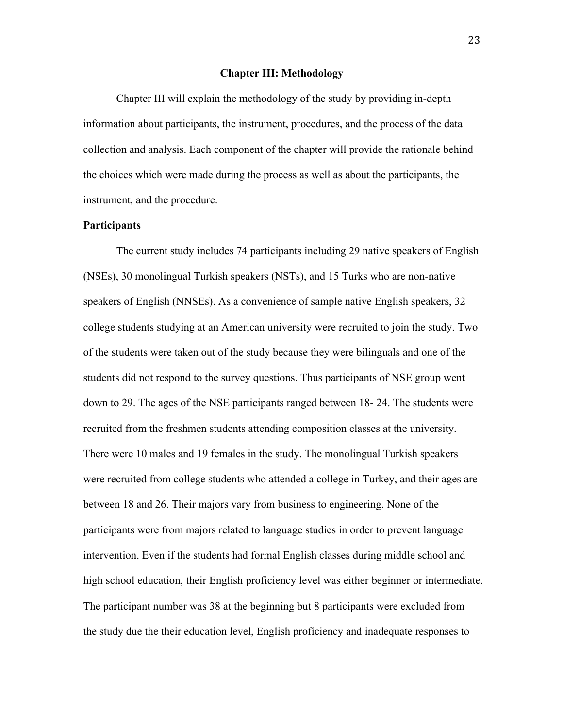# Chapter III: Methodology

Chapter III will explain the methodology of the study by providing in-depth information about participants, the instrument, procedures, and the process of the data collection and analysis. Each component of the chapter will provide the rationale behind the choices which were made during the process as well as about the participants, the instrument, and the procedure.

## Participants

The current study includes 74 participants including 29 native speakers of English (NSEs), 30 monolingual Turkish speakers (NSTs), and 15 Turks who are non-native speakers of English (NNSEs). As a convenience of sample native English speakers, 32 college students studying at an American university were recruited to join the study. Two of the students were taken out of the study because they were bilinguals and one of the students did not respond to the survey questions. Thus participants of NSE group went down to 29. The ages of the NSE participants ranged between 18- 24. The students were recruited from the freshmen students attending composition classes at the university. There were 10 males and 19 females in the study. The monolingual Turkish speakers were recruited from college students who attended a college in Turkey, and their ages are between 18 and 26. Their majors vary from business to engineering. None of the participants were from majors related to language studies in order to prevent language intervention. Even if the students had formal English classes during middle school and high school education, their English proficiency level was either beginner or intermediate. The participant number was 38 at the beginning but 8 participants were excluded from the study due the their education level, English proficiency and inadequate responses to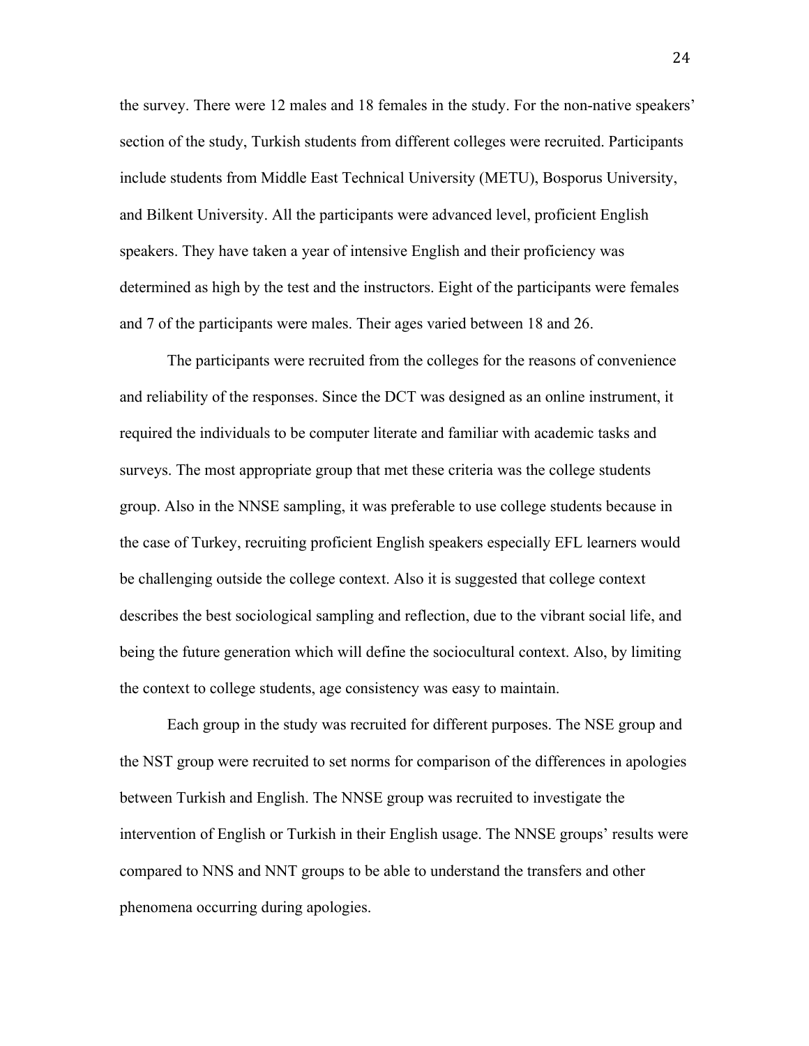the survey. There were 12 males and 18 females in the study. For the non-native speakers' section of the study, Turkish students from different colleges were recruited. Participants include students from Middle East Technical University (METU), Bosporus University, and Bilkent University. All the participants were advanced level, proficient English speakers. They have taken a year of intensive English and their proficiency was determined as high by the test and the instructors. Eight of the participants were females and 7 of the participants were males. Their ages varied between 18 and 26.

The participants were recruited from the colleges for the reasons of convenience and reliability of the responses. Since the DCT was designed as an online instrument, it required the individuals to be computer literate and familiar with academic tasks and surveys. The most appropriate group that met these criteria was the college students group. Also in the NNSE sampling, it was preferable to use college students because in the case of Turkey, recruiting proficient English speakers especially EFL learners would be challenging outside the college context. Also it is suggested that college context describes the best sociological sampling and reflection, due to the vibrant social life, and being the future generation which will define the sociocultural context. Also, by limiting the context to college students, age consistency was easy to maintain.

Each group in the study was recruited for different purposes. The NSE group and the NST group were recruited to set norms for comparison of the differences in apologies between Turkish and English. The NNSE group was recruited to investigate the intervention of English or Turkish in their English usage. The NNSE groups' results were compared to NNS and NNT groups to be able to understand the transfers and other phenomena occurring during apologies.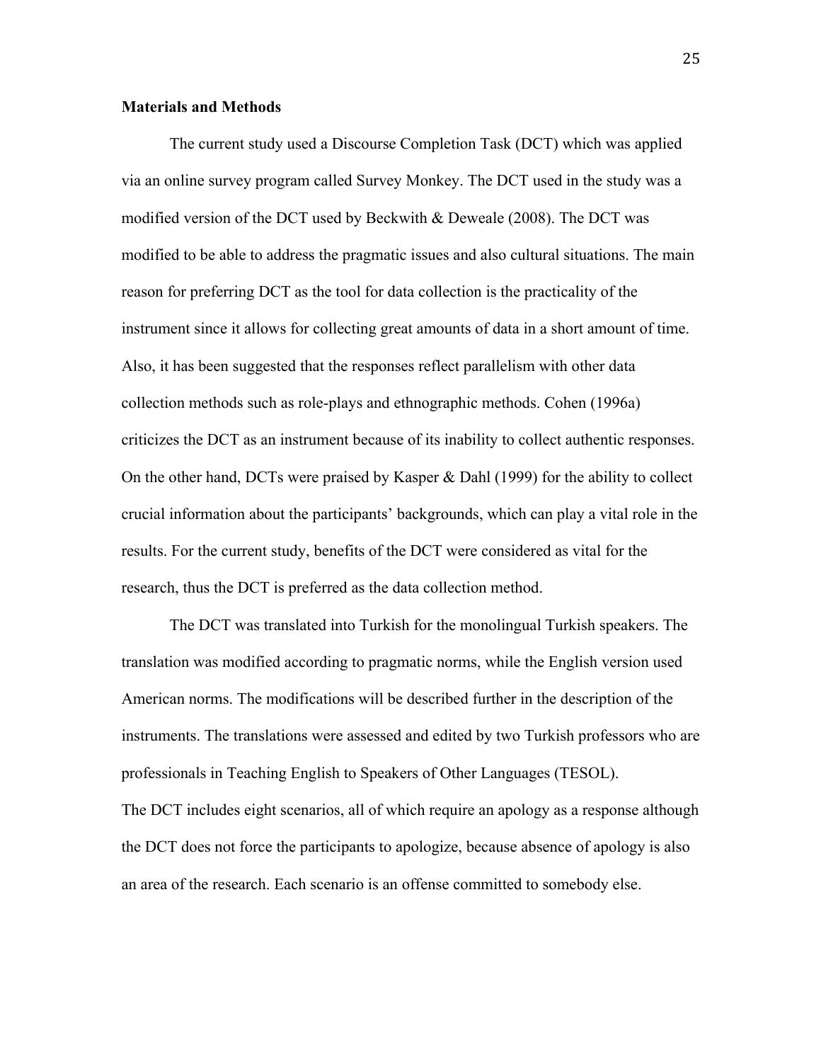**Materials and Methods**

The current study used a Discourse Completion Task (DCT) which was applied via an online survey program called Survey Monkey. The DCT used in the study was a modified version of the DCT used by Beckwith & Deweale (2008). The DCT was modified to be able to address the pragmatic issues and also cultural situations. The main reason for preferring DCT as the tool for data collection is the practicality of the instrument since it allows for collecting great amounts of data in a short amount of time. Also, it has been suggested that the responses reflect parallelism with other data collection methods such as role-plays and ethnographic methods. Cohen (1996a) criticizes the DCT as an instrument because of its inability to collect authentic responses. On the other hand, DCTs were praised by Kasper & Dahl (1999) for the ability to collect crucial information about the participants' backgrounds, which can play a vital role in the results. For the current study, benefits of the DCT were considered as vital for the research, thus the DCT is preferred as the data collection method.

The DCT was translated into Turkish for the monolingual Turkish speakers. The translation was modified according to pragmatic norms, while the English version used American norms. The modifications will be described further in the description of the instruments. The translations were assessed and edited by two Turkish professors who are professionals in Teaching English to Speakers of Other Languages (TESOL).

The DCT includes eight scenarios, all of which require an apology as a response although the DCT does not force the participants to apologize, because absence of apology is also an area of the research. Each scenario is an offense committed to somebody else.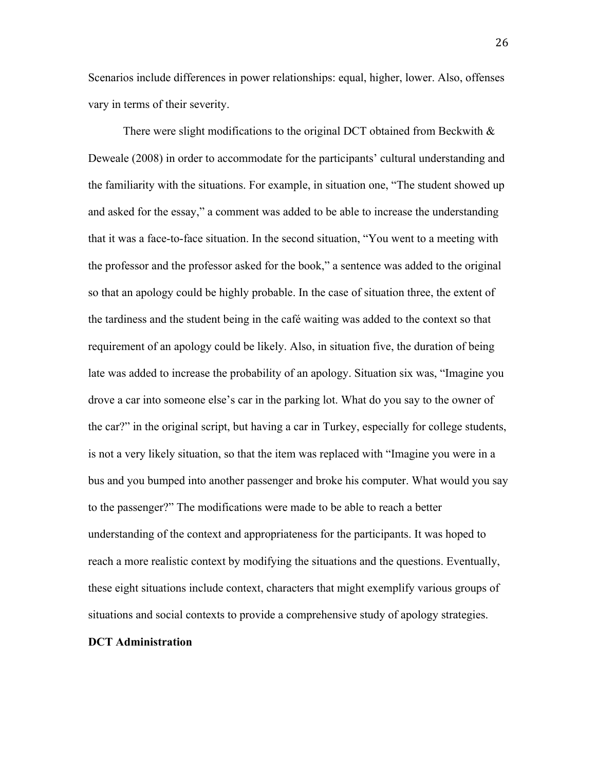Scenarios include differences in power relationships: equal, higher, lower. Also, offenses vary in terms of their severity.

There were slight modifications to the original DCT obtained from Beckwith & Deweale (2008) in order to accommodate for the participants' cultural understanding and the familiarity with the situations. For example, in situation one, "The student showed up and asked for the essay," a comment was added to be able to increase the understanding that it was a face-to-face situation. In the second situation, "You went to a meeting with the professor and the professor asked for the book," a sentence was added to the original so that an apology could be highly probable. In the case of situation three, the extent of the tardiness and the student being in the café waiting was added to the context so that requirement of an apology could be likely. Also, in situation five, the duration of being late was added to increase the probability of an apology. Situation six was, "Imagine you drove a car into someone else's car in the parking lot. What do you say to the owner of the car?" in the original script, but having a car in Turkey, especially for college students, is not a very likely situation, so that the item was replaced with "Imagine you were in a bus and you bumped into another passenger and broke his computer. What would you say to the passenger?" The modifications were made to be able to reach a better understanding of the context and appropriateness for the participants. It was hoped to reach a more realistic context by modifying the situations and the questions. Eventually, these eight situations include context, characters that might exemplify various groups of situations and social contexts to provide a comprehensive study of apology strategies.

**DCT Administration**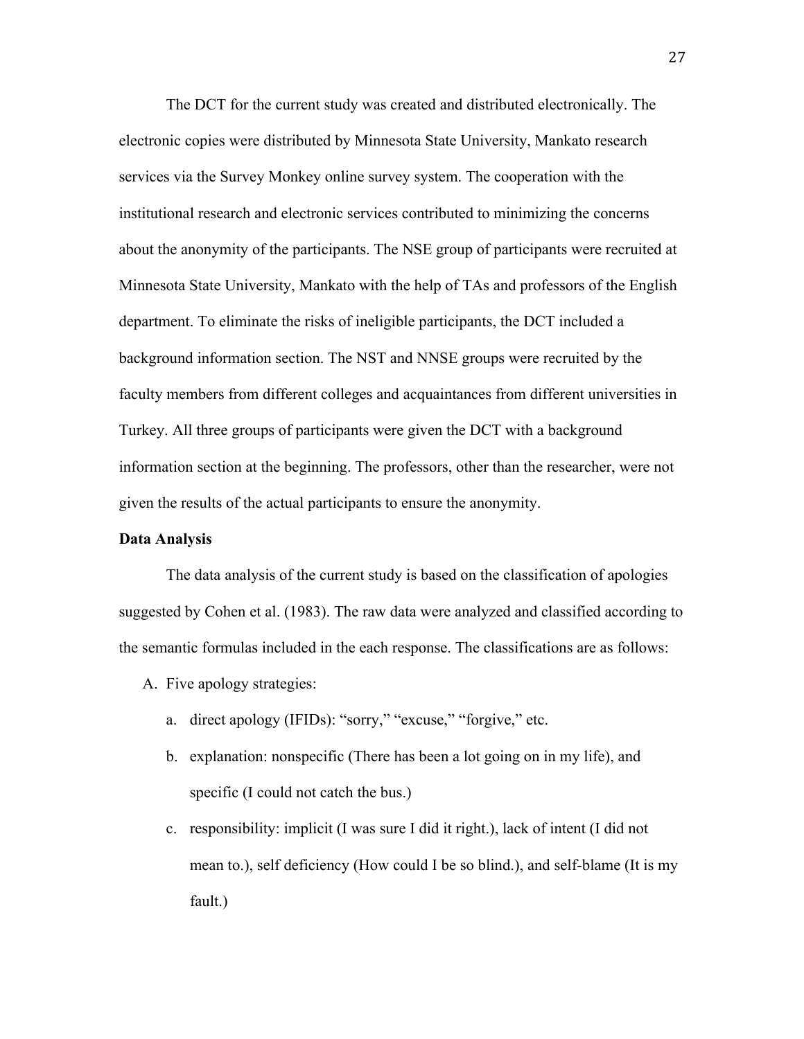The DCT for the current study was created and distributed electronically. The electronic copies were distributed by Minnesota State University, Mankato research services via the Survey Monkey online survey system. The cooperation with the institutional research and electronic services contributed to minimizing the concerns about the anonymity of the participants. The NSE group of participants were recruited at Minnesota State University, Mankato with the help of TAs and professors of the English department. To eliminate the risks of ineligible participants, the DCT included a background information section. The NST and NNSE groups were recruited by the faculty members from different colleges and acquaintances from different universities in Turkey. All three groups of participants were given the DCT with a background information section at the beginning. The professors, other than the researcher, were not given the results of the actual participants to ensure the anonymity.

**Data Analysis**

The data analysis of the current study is based on the classification of apologies suggested by Cohen et al. (1983). The raw data were analyzed and classified according to the semantic formulas included in the each response. The classifications are as follows:

A. Five apology strategies:
   a. direct apology (IFIDs): "sorry," "excuse," "forgive," etc.
   b. explanation: nonspecific (There has been a lot going on in my life), and specific (I could not catch the bus.)
   c. responsibility: implicit (I was sure I did it right.), lack of intent (I did not mean to.), self deficiency (How could I be so blind.), and self-blame (It is my fault.)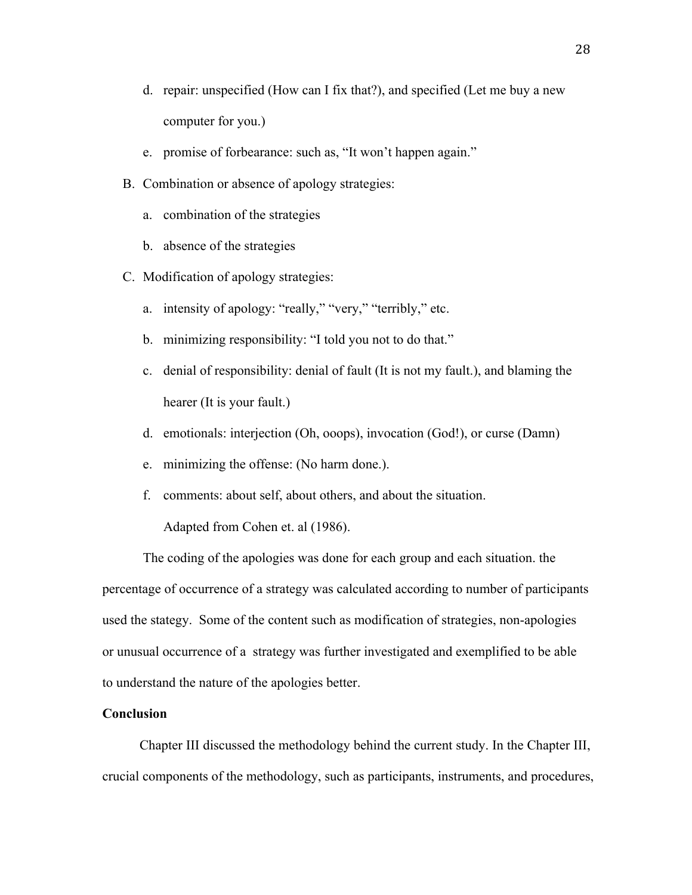d. repair: unspecified (How can I fix that?), and specified (Let me buy a new computer for you.)

e. promise of forbearance: such as, “It won’t happen again.”

B. Combination or absence of apology strategies:

a. combination of the strategies

b. absence of the strategies

C. Modification of apology strategies:

a. intensity of apology: “really,” “very,” “terribly,” etc.

b. minimizing responsibility: “I told you not to do that.”

c. denial of responsibility: denial of fault (It is not my fault.), and blaming the hearer (It is your fault.)

d. emotionals: interjection (Oh, ooops), invocation (God!), or curse (Damn)

e. minimizing the offense: (No harm done.).

f. comments: about self, about others, and about the situation.

Adapted from Cohen et. al (1986).

The coding of the apologies was done for each group and each situation. the percentage of occurrence of a strategy was calculated according to number of participants used the stategy. Some of the content such as modification of strategies, non-apologies or unusual occurrence of a strategy was further investigated and exemplified to be able to understand the nature of the apologies better.

**Conclusion**

Chapter III discussed the methodology behind the current study. In the Chapter III, crucial components of the methodology, such as participants, instruments, and procedures,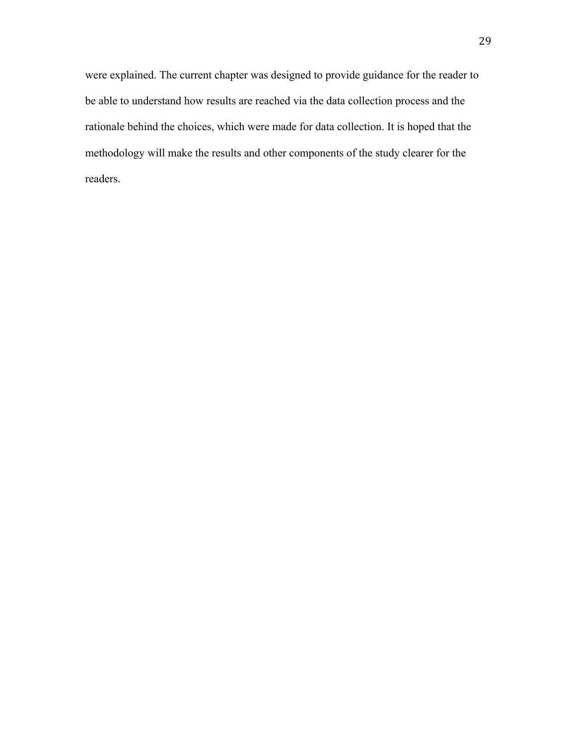were explained. The current chapter was designed to provide guidance for the reader to be able to understand how results are reached via the data collection process and the rationale behind the choices, which were made for data collection. It is hoped that the methodology will make the results and other components of the study clearer for the readers.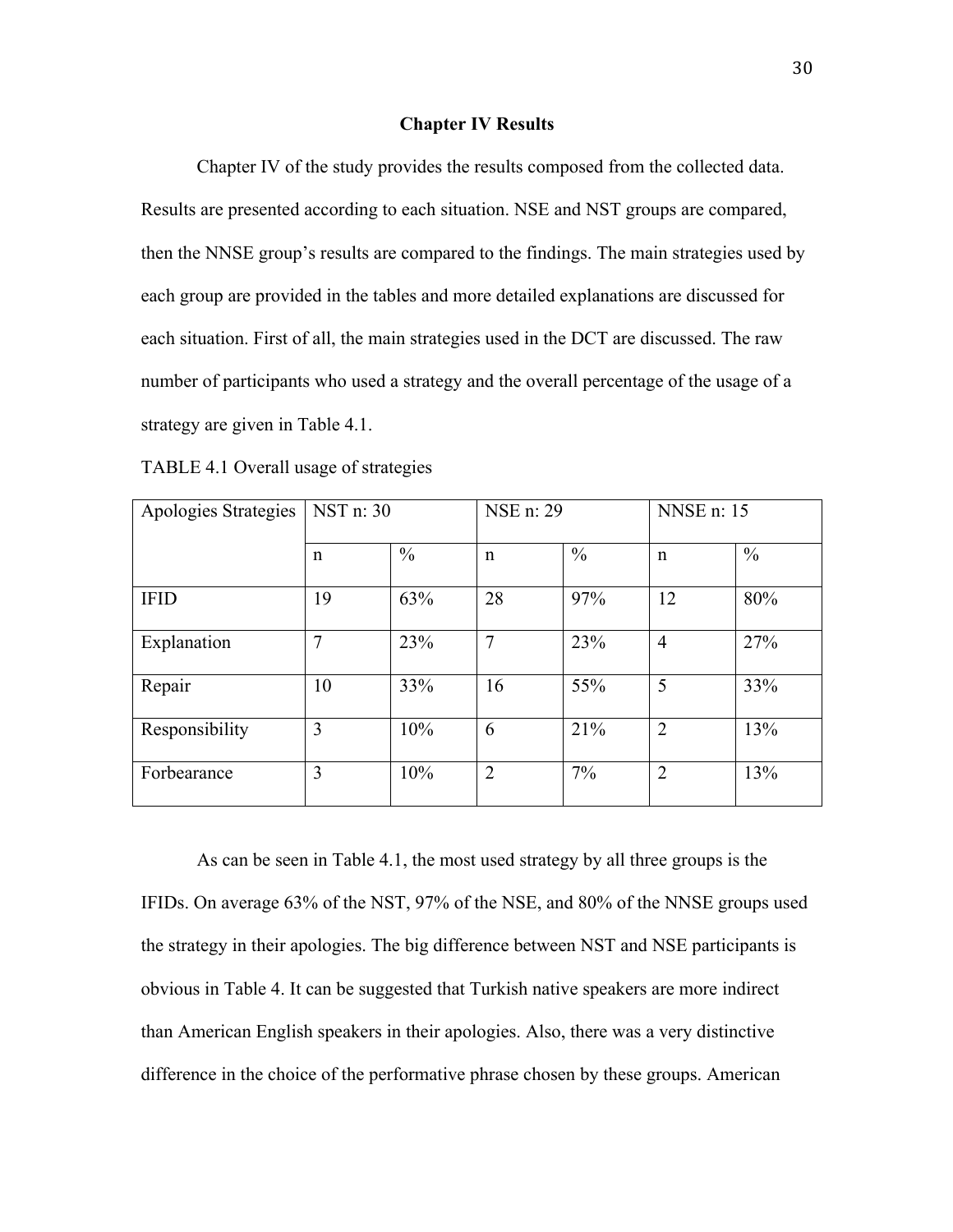# Chapter IV Results

Chapter IV of the study provides the results composed from the collected data. Results are presented according to each situation. NSE and NST groups are compared, then the NNSE group's results are compared to the findings. The main strategies used by each group are provided in the tables and more detailed explanations are discussed for each situation. First of all, the main strategies used in the DCT are discussed. The raw number of participants who used a strategy and the overall percentage of the usage of a strategy are given in Table 4.1.

TABLE 4.1 Overall usage of strategies

| Apologies Strategies | NST n: 30 | | NSE n: 29 | | NNSE n: 15 | |
|---|---|---|---|---|---|---|
| | n | % | n | % | n | % |
| IFID | 19 | 63% | 28 | 97% | 12 | 80% |
| Explanation | 7 | 23% | 7 | 23% | 4 | 27% |
| Repair | 10 | 33% | 16 | 55% | 5 | 33% |
| Responsibility | 3 | 10% | 6 | 21% | 2 | 13% |
| Forbearance | 3 | 10% | 2 | 7% | 2 | 13% |

As can be seen in Table 4.1, the most used strategy by all three groups is the IFIDs. On average 63% of the NST, 97% of the NSE, and 80% of the NNSE groups used the strategy in their apologies. The big difference between NST and NSE participants is obvious in Table 4. It can be suggested that Turkish native speakers are more indirect than American English speakers in their apologies. Also, there was a very distinctive difference in the choice of the performative phrase chosen by these groups. American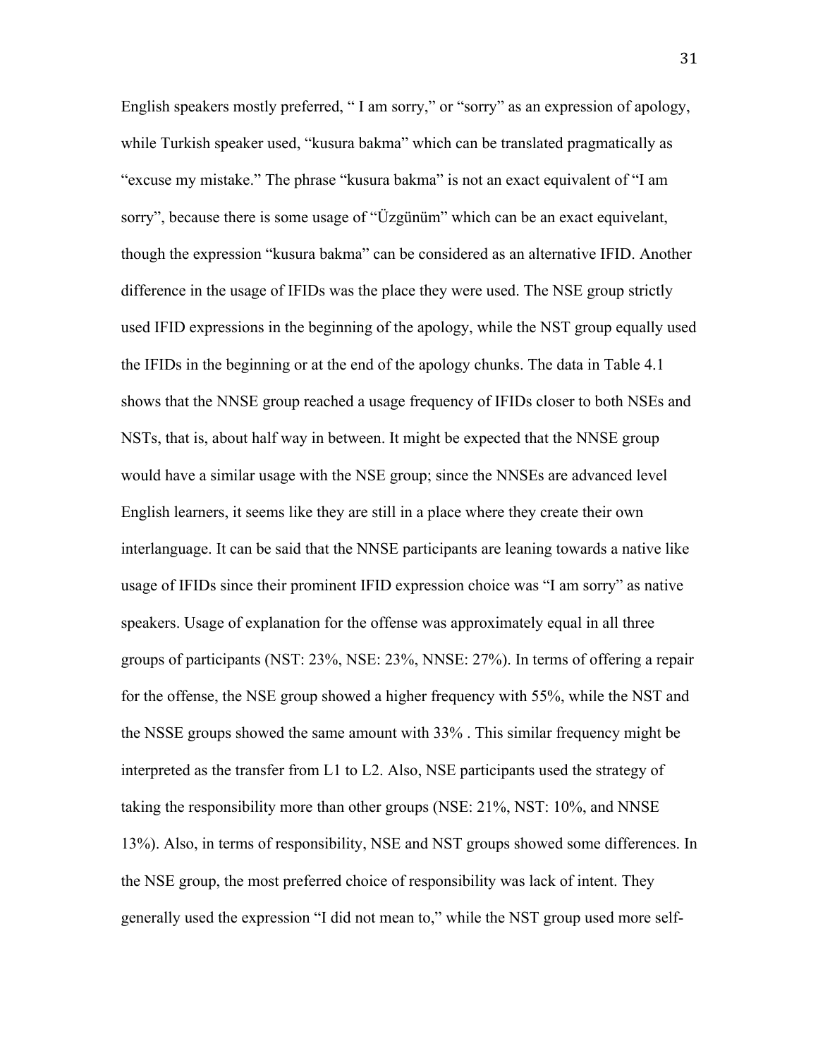English speakers mostly preferred, " I am sorry," or "sorry" as an expression of apology, while Turkish speaker used, "kusura bakma" which can be translated pragmatically as "excuse my mistake." The phrase "kusura bakma" is not an exact equivalent of "I am sorry", because there is some usage of "Üzgünüm" which can be an exact equivelant, though the expression "kusura bakma" can be considered as an alternative IFID. Another difference in the usage of IFIDs was the place they were used. The NSE group strictly used IFID expressions in the beginning of the apology, while the NST group equally used the IFIDs in the beginning or at the end of the apology chunks. The data in Table 4.1 shows that the NNSE group reached a usage frequency of IFIDs closer to both NSEs and NSTs, that is, about half way in between. It might be expected that the NNSE group would have a similar usage with the NSE group; since the NNSEs are advanced level English learners, it seems like they are still in a place where they create their own interlanguage. It can be said that the NNSE participants are leaning towards a native like usage of IFIDs since their prominent IFID expression choice was "I am sorry" as native speakers. Usage of explanation for the offense was approximately equal in all three groups of participants (NST: 23%, NSE: 23%, NNSE: 27%). In terms of offering a repair for the offense, the NSE group showed a higher frequency with 55%, while the NST and the NSSE groups showed the same amount with 33% . This similar frequency might be interpreted as the transfer from L1 to L2. Also, NSE participants used the strategy of taking the responsibility more than other groups (NSE: 21%, NST: 10%, and NNSE 13%). Also, in terms of responsibility, NSE and NST groups showed some differences. In the NSE group, the most preferred choice of responsibility was lack of intent. They generally used the expression "I did not mean to," while the NST group used more self-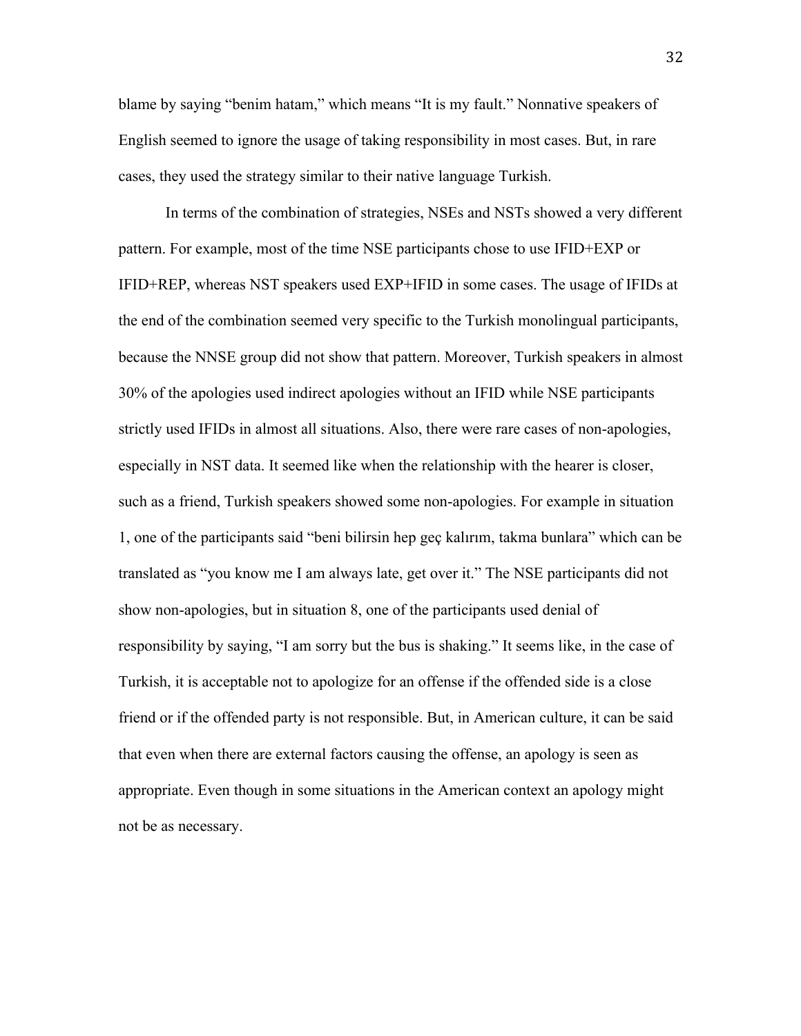blame by saying "benim hatam," which means "It is my fault." Nonnative speakers of English seemed to ignore the usage of taking responsibility in most cases. But, in rare cases, they used the strategy similar to their native language Turkish.

In terms of the combination of strategies, NSEs and NSTs showed a very different pattern. For example, most of the time NSE participants chose to use IFID+EXP or IFID+REP, whereas NST speakers used EXP+IFID in some cases. The usage of IFIDs at the end of the combination seemed very specific to the Turkish monolingual participants, because the NNSE group did not show that pattern. Moreover, Turkish speakers in almost 30% of the apologies used indirect apologies without an IFID while NSE participants strictly used IFIDs in almost all situations. Also, there were rare cases of non-apologies, especially in NST data. It seemed like when the relationship with the hearer is closer, such as a friend, Turkish speakers showed some non-apologies. For example in situation 1, one of the participants said "beni bilirsin hep geç kalırım, takma bunlara" which can be translated as "you know me I am always late, get over it." The NSE participants did not show non-apologies, but in situation 8, one of the participants used denial of responsibility by saying, "I am sorry but the bus is shaking." It seems like, in the case of Turkish, it is acceptable not to apologize for an offense if the offended side is a close friend or if the offended party is not responsible. But, in American culture, it can be said that even when there are external factors causing the offense, an apology is seen as appropriate. Even though in some situations in the American context an apology might not be as necessary.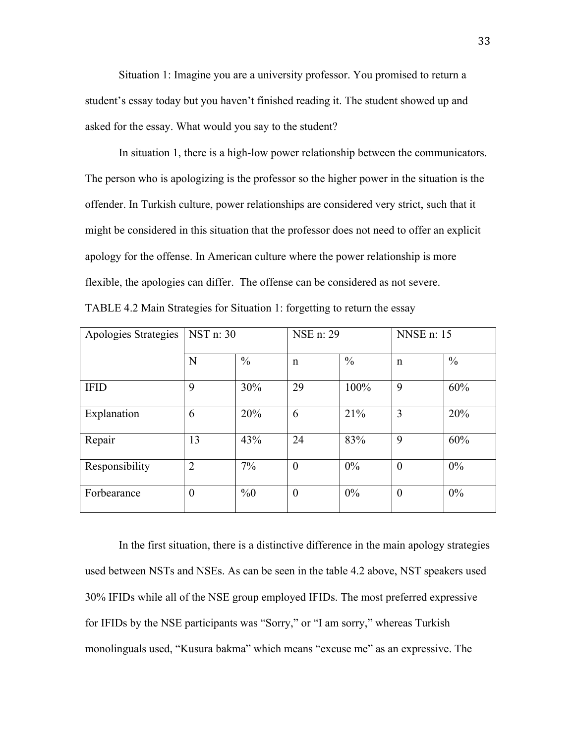Situation 1: Imagine you are a university professor. You promised to return a student's essay today but you haven't finished reading it. The student showed up and asked for the essay. What would you say to the student?

In situation 1, there is a high-low power relationship between the communicators. The person who is apologizing is the professor so the higher power in the situation is the offender. In Turkish culture, power relationships are considered very strict, such that it might be considered in this situation that the professor does not need to offer an explicit apology for the offense. In American culture where the power relationship is more flexible, the apologies can differ. The offense can be considered as not severe.

TABLE 4.2 Main Strategies for Situation 1: forgetting to return the essay

| Apologies Strategies | NST n: 30 | | NSE n: 29 | | NNSE n: 15 | |
|---|---|---|---|---|---|---|
| | N | % | n | % | n | % |
| IFID | 9 | 30% | 29 | 100% | 9 | 60% |
| Explanation | 6 | 20% | 6 | 21% | 3 | 20% |
| Repair | 13 | 43% | 24 | 83% | 9 | 60% |
| Responsibility | 2 | 7% | 0 | 0% | 0 | 0% |
| Forbearance | 0 | %0 | 0 | 0% | 0 | 0% |

In the first situation, there is a distinctive difference in the main apology strategies used between NSTs and NSEs. As can be seen in the table 4.2 above, NST speakers used 30% IFIDs while all of the NSE group employed IFIDs. The most preferred expressive for IFIDs by the NSE participants was "Sorry," or "I am sorry," whereas Turkish monolinguals used, "Kusura bakma" which means "excuse me" as an expressive. The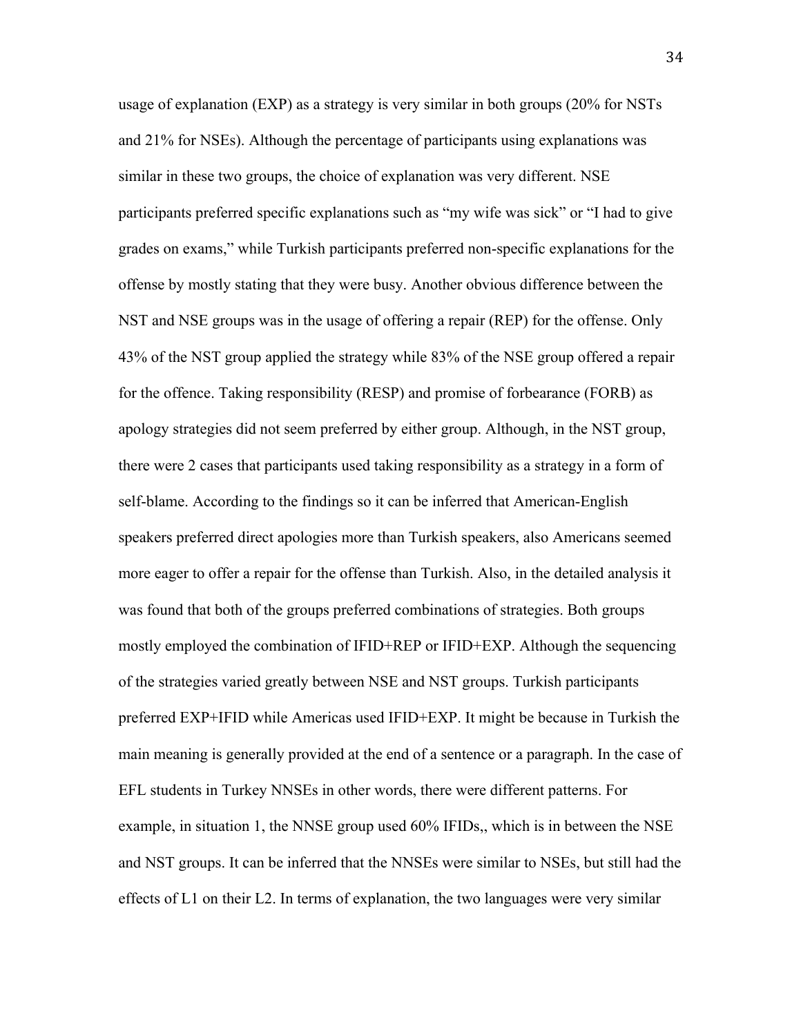usage of explanation (EXP) as a strategy is very similar in both groups (20% for NSTs and 21% for NSEs). Although the percentage of participants using explanations was similar in these two groups, the choice of explanation was very different. NSE participants preferred specific explanations such as "my wife was sick" or "I had to give grades on exams," while Turkish participants preferred non-specific explanations for the offense by mostly stating that they were busy. Another obvious difference between the NST and NSE groups was in the usage of offering a repair (REP) for the offense. Only 43% of the NST group applied the strategy while 83% of the NSE group offered a repair for the offence. Taking responsibility (RESP) and promise of forbearance (FORB) as apology strategies did not seem preferred by either group. Although, in the NST group, there were 2 cases that participants used taking responsibility as a strategy in a form of self-blame. According to the findings so it can be inferred that American-English speakers preferred direct apologies more than Turkish speakers, also Americans seemed more eager to offer a repair for the offense than Turkish. Also, in the detailed analysis it was found that both of the groups preferred combinations of strategies. Both groups mostly employed the combination of IFID+REP or IFID+EXP. Although the sequencing of the strategies varied greatly between NSE and NST groups. Turkish participants preferred EXP+IFID while Americas used IFID+EXP. It might be because in Turkish the main meaning is generally provided at the end of a sentence or a paragraph. In the case of EFL students in Turkey NNSEs in other words, there were different patterns. For example, in situation 1, the NNSE group used 60% IFIDs,, which is in between the NSE and NST groups. It can be inferred that the NNSEs were similar to NSEs, but still had the effects of L1 on their L2. In terms of explanation, the two languages were very similar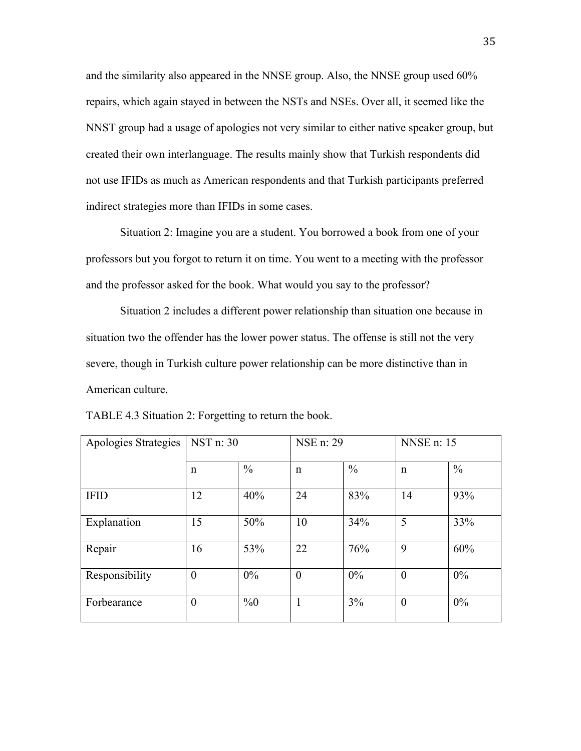and the similarity also appeared in the NNSE group. Also, the NNSE group used 60% repairs, which again stayed in between the NSTs and NSEs. Over all, it seemed like the NNST group had a usage of apologies not very similar to either native speaker group, but created their own interlanguage. The results mainly show that Turkish respondents did not use IFIDs as much as American respondents and that Turkish participants preferred indirect strategies more than IFIDs in some cases.

Situation 2: Imagine you are a student. You borrowed a book from one of your professors but you forgot to return it on time. You went to a meeting with the professor and the professor asked for the book. What would you say to the professor?

Situation 2 includes a different power relationship than situation one because in situation two the offender has the lower power status. The offense is still not the very severe, though in Turkish culture power relationship can be more distinctive than in American culture.

TABLE 4.3 Situation 2: Forgetting to return the book.

| Apologies Strategies | NST n: 30 | | NSE n: 29 | | NNSE n: 15 | |
|---|---|---|---|---|---|---|
| | n | % | n | % | n | % |
| IFID | 12 | 40% | 24 | 83% | 14 | 93% |
| Explanation | 15 | 50% | 10 | 34% | 5 | 33% |
| Repair | 16 | 53% | 22 | 76% | 9 | 60% |
| Responsibility | 0 | 0% | 0 | 0% | 0 | 0% |
| Forbearance | 0 | %0 | 1 | 3% | 0 | 0% |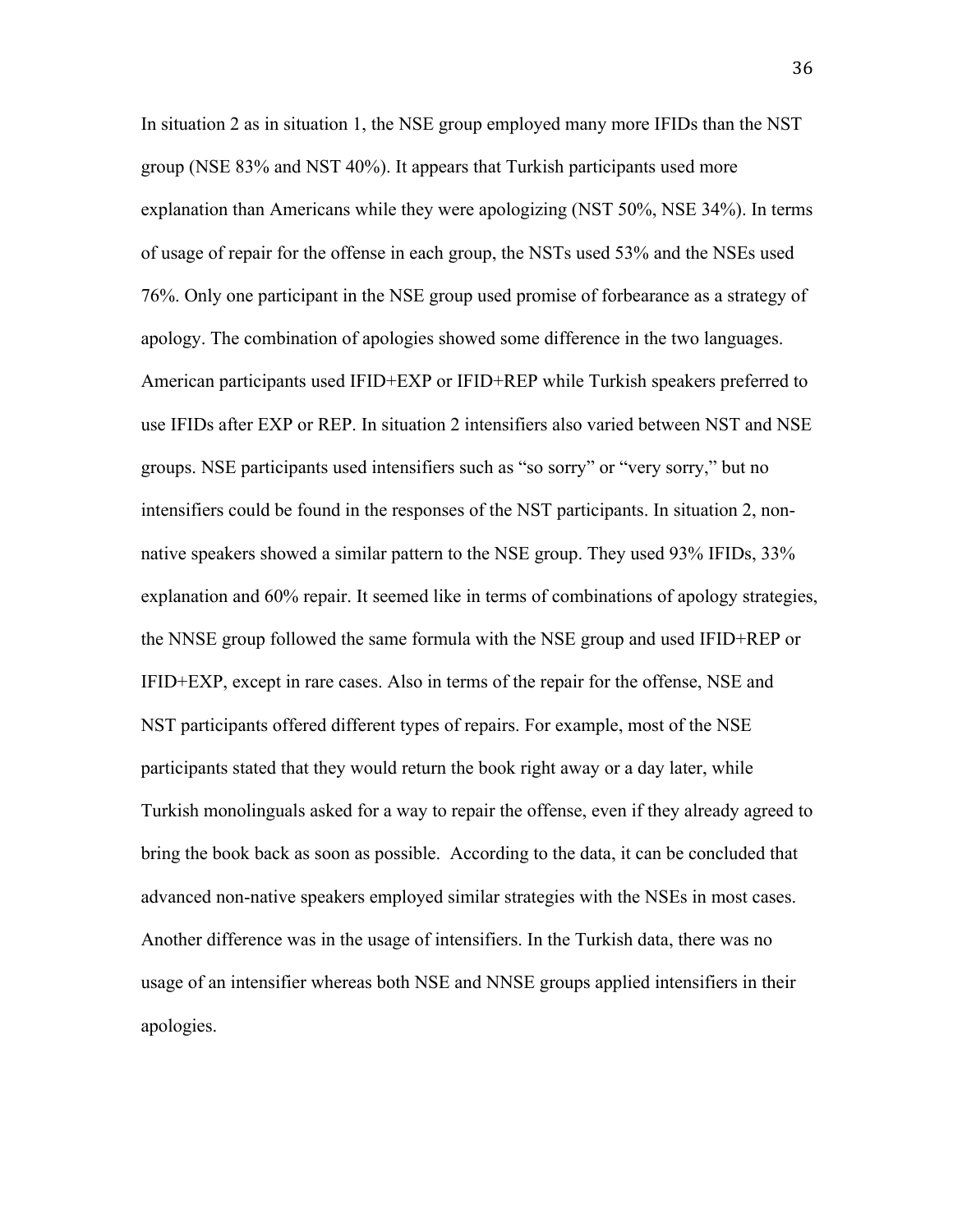In situation 2 as in situation 1, the NSE group employed many more IFIDs than the NST group (NSE 83% and NST 40%). It appears that Turkish participants used more explanation than Americans while they were apologizing (NST 50%, NSE 34%). In terms of usage of repair for the offense in each group, the NSTs used 53% and the NSEs used 76%. Only one participant in the NSE group used promise of forbearance as a strategy of apology. The combination of apologies showed some difference in the two languages. American participants used IFID+EXP or IFID+REP while Turkish speakers preferred to use IFIDs after EXP or REP. In situation 2 intensifiers also varied between NST and NSE groups. NSE participants used intensifiers such as "so sorry" or "very sorry," but no intensifiers could be found in the responses of the NST participants. In situation 2, non-native speakers showed a similar pattern to the NSE group. They used 93% IFIDs, 33% explanation and 60% repair. It seemed like in terms of combinations of apology strategies, the NNSE group followed the same formula with the NSE group and used IFID+REP or IFID+EXP, except in rare cases. Also in terms of the repair for the offense, NSE and NST participants offered different types of repairs. For example, most of the NSE participants stated that they would return the book right away or a day later, while Turkish monolinguals asked for a way to repair the offense, even if they already agreed to bring the book back as soon as possible. According to the data, it can be concluded that advanced non-native speakers employed similar strategies with the NSEs in most cases. Another difference was in the usage of intensifiers. In the Turkish data, there was no usage of an intensifier whereas both NSE and NNSE groups applied intensifiers in their apologies.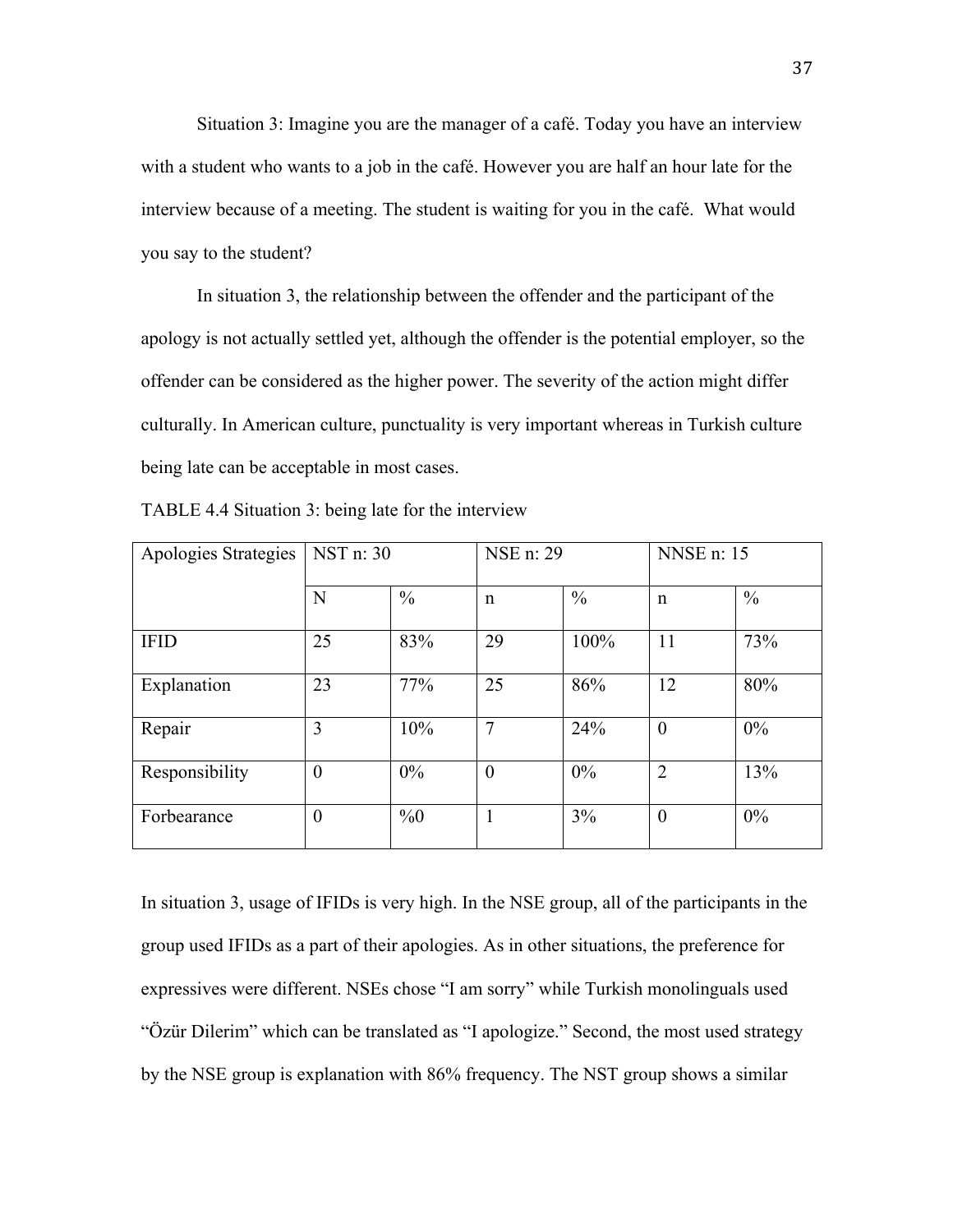Situation 3: Imagine you are the manager of a café. Today you have an interview with a student who wants to a job in the café. However you are half an hour late for the interview because of a meeting. The student is waiting for you in the café. What would you say to the student?

In situation 3, the relationship between the offender and the participant of the apology is not actually settled yet, although the offender is the potential employer, so the offender can be considered as the higher power. The severity of the action might differ culturally. In American culture, punctuality is very important whereas in Turkish culture being late can be acceptable in most cases.

TABLE 4.4 Situation 3: being late for the interview

| Apologies Strategies | NST n: 30 | | NSE n: 29 | | NNSE n: 15 | |
|---|---|---|---|---|---|---|
| | N | % | n | % | n | % |
| IFID | 25 | 83% | 29 | 100% | 11 | 73% |
| Explanation | 23 | 77% | 25 | 86% | 12 | 80% |
| Repair | 3 | 10% | 7 | 24% | 0 | 0% |
| Responsibility | 0 | 0% | 0 | 0% | 2 | 13% |
| Forbearance | 0 | %0 | 1 | 3% | 0 | 0% |

In situation 3, usage of IFIDs is very high. In the NSE group, all of the participants in the group used IFIDs as a part of their apologies. As in other situations, the preference for expressives were different. NSEs chose "I am sorry" while Turkish monolinguals used "Özür Dilerim" which can be translated as "I apologize." Second, the most used strategy by the NSE group is explanation with 86% frequency. The NST group shows a similar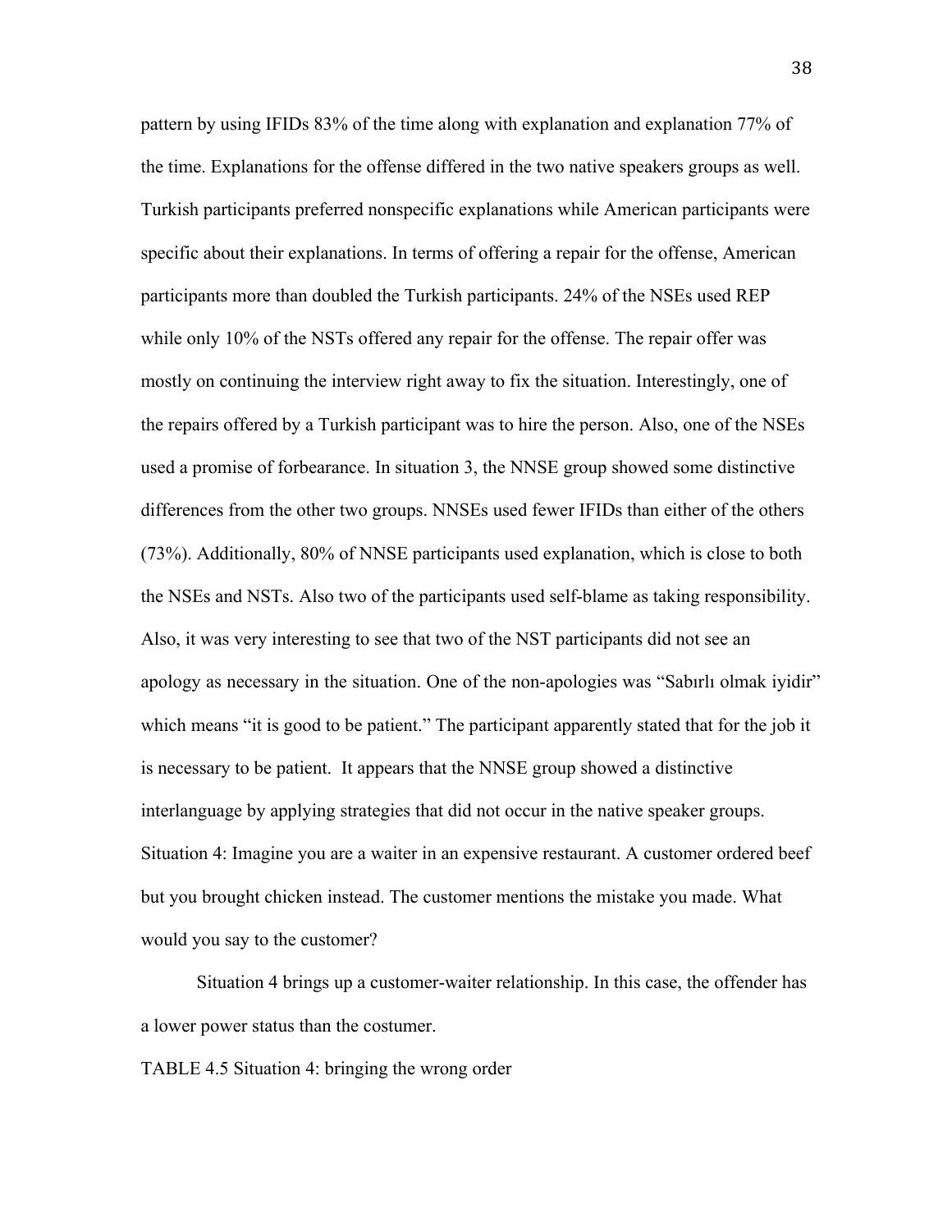pattern by using IFIDs 83% of the time along with explanation and explanation 77% of the time. Explanations for the offense differed in the two native speakers groups as well. Turkish participants preferred nonspecific explanations while American participants were specific about their explanations. In terms of offering a repair for the offense, American participants more than doubled the Turkish participants. 24% of the NSEs used REP while only 10% of the NSTs offered any repair for the offense. The repair offer was mostly on continuing the interview right away to fix the situation. Interestingly, one of the repairs offered by a Turkish participant was to hire the person. Also, one of the NSEs used a promise of forbearance. In situation 3, the NNSE group showed some distinctive differences from the other two groups. NNSEs used fewer IFIDs than either of the others (73%). Additionally, 80% of NNSE participants used explanation, which is close to both the NSEs and NSTs. Also two of the participants used self-blame as taking responsibility. Also, it was very interesting to see that two of the NST participants did not see an apology as necessary in the situation. One of the non-apologies was "Sabırlı olmak iyidir" which means "it is good to be patient." The participant apparently stated that for the job it is necessary to be patient. It appears that the NNSE group showed a distinctive interlanguage by applying strategies that did not occur in the native speaker groups.

Situation 4: Imagine you are a waiter in an expensive restaurant. A customer ordered beef but you brought chicken instead. The customer mentions the mistake you made. What would you say to the customer?

Situation 4 brings up a customer-waiter relationship. In this case, the offender has a lower power status than the costumer.

TABLE 4.5 Situation 4: bringing the wrong order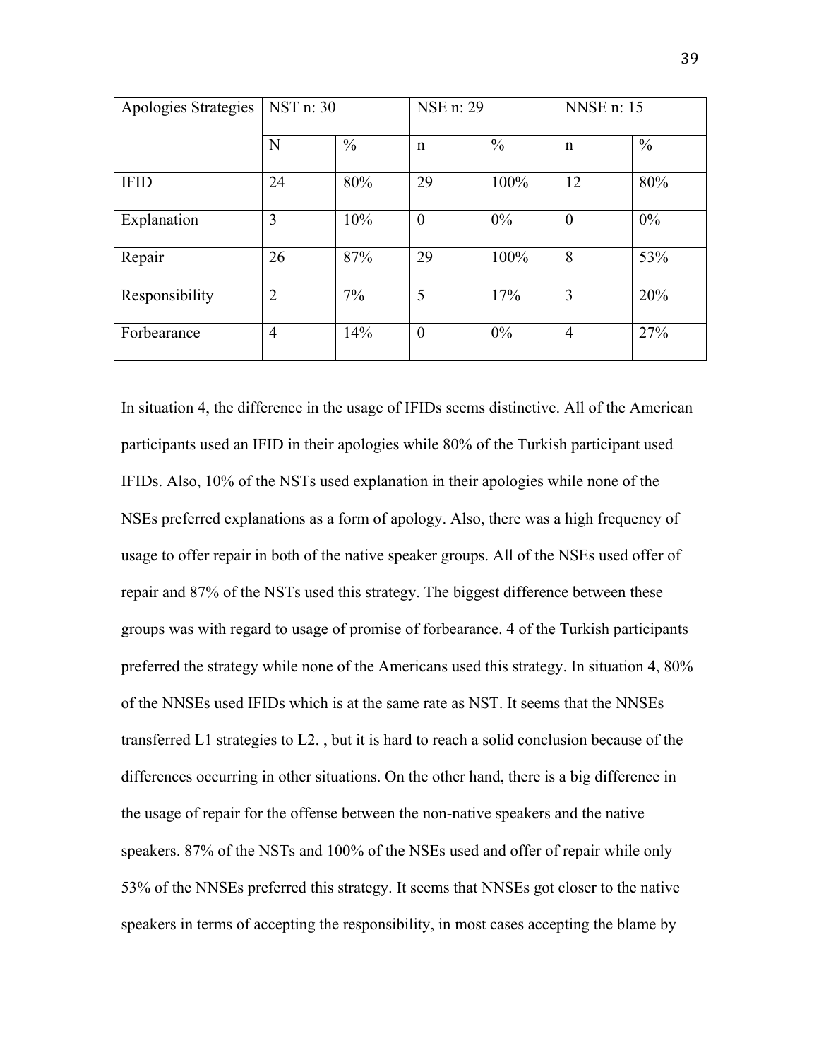| Apologies Strategies | NST n: 30 | | NSE n: 29 | | NNSE n: 15 | |
|---|---|---|---|---|---|---|
| | N | % | n | % | n | % |
| IFID | 24 | 80% | 29 | 100% | 12 | 80% |
| Explanation | 3 | 10% | 0 | 0% | 0 | 0% |
| Repair | 26 | 87% | 29 | 100% | 8 | 53% |
| Responsibility | 2 | 7% | 5 | 17% | 3 | 20% |
| Forbearance | 4 | 14% | 0 | 0% | 4 | 27% |

In situation 4, the difference in the usage of IFIDs seems distinctive. All of the American participants used an IFID in their apologies while 80% of the Turkish participant used IFIDs. Also, 10% of the NSTs used explanation in their apologies while none of the NSEs preferred explanations as a form of apology. Also, there was a high frequency of usage to offer repair in both of the native speaker groups. All of the NSEs used offer of repair and 87% of the NSTs used this strategy. The biggest difference between these groups was with regard to usage of promise of forbearance. 4 of the Turkish participants preferred the strategy while none of the Americans used this strategy. In situation 4, 80% of the NNSEs used IFIDs which is at the same rate as NST. It seems that the NNSEs transferred L1 strategies to L2. , but it is hard to reach a solid conclusion because of the differences occurring in other situations. On the other hand, there is a big difference in the usage of repair for the offense between the non-native speakers and the native speakers. 87% of the NSTs and 100% of the NSEs used and offer of repair while only 53% of the NNSEs preferred this strategy. It seems that NNSEs got closer to the native speakers in terms of accepting the responsibility, in most cases accepting the blame by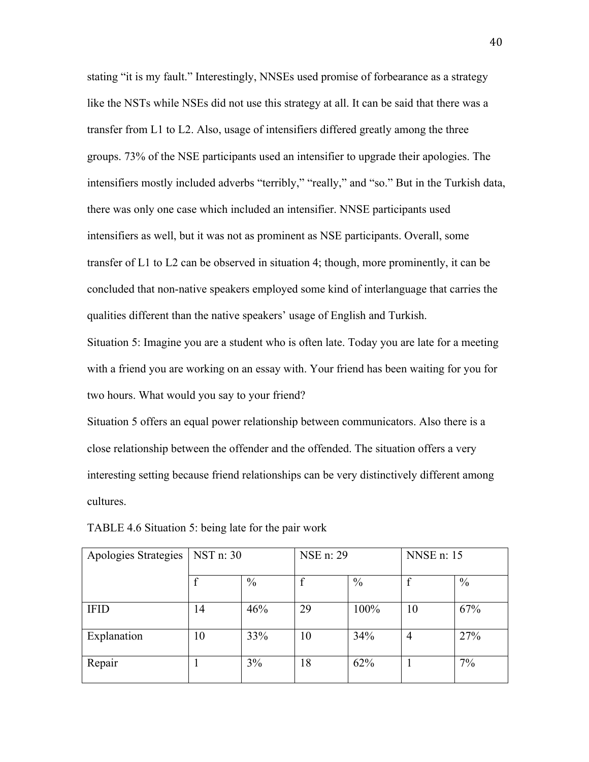stating “it is my fault.” Interestingly, NNSEs used promise of forbearance as a strategy like the NSTs while NSEs did not use this strategy at all. It can be said that there was a transfer from L1 to L2. Also, usage of intensifiers differed greatly among the three groups. 73% of the NSE participants used an intensifier to upgrade their apologies. The intensifiers mostly included adverbs “terribly,” “really,” and “so.” But in the Turkish data, there was only one case which included an intensifier. NNSE participants used intensifiers as well, but it was not as prominent as NSE participants. Overall, some transfer of L1 to L2 can be observed in situation 4; though, more prominently, it can be concluded that non-native speakers employed some kind of interlanguage that carries the qualities different than the native speakers’ usage of English and Turkish.

Situation 5: Imagine you are a student who is often late. Today you are late for a meeting with a friend you are working on an essay with. Your friend has been waiting for you for two hours. What would you say to your friend?

Situation 5 offers an equal power relationship between communicators. Also there is a close relationship between the offender and the offended. The situation offers a very interesting setting because friend relationships can be very distinctively different among cultures.

TABLE 4.6 Situation 5: being late for the pair work

| Apologies Strategies | NST n: 30 | | NSE n: 29 | | NNSE n: 15 | |
|---|---|---|---|---|---|---|
| | f | % | f | % | f | % |
| IFID | 14 | 46% | 29 | 100% | 10 | 67% |
| Explanation | 10 | 33% | 10 | 34% | 4 | 27% |
| Repair | 1 | 3% | 18 | 62% | 1 | 7% |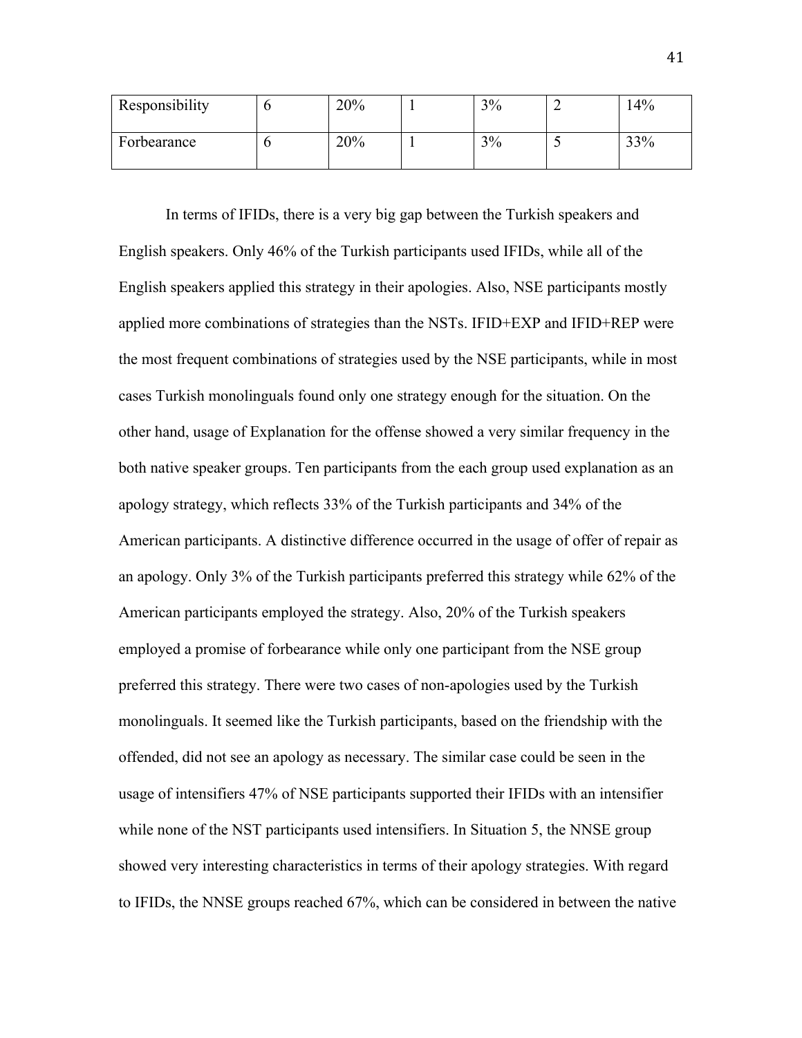| Responsibility | 6 | 20% | 1 | 3% | 2 | 14% |
|---|---|---|---|---|---|---|
| Forbearance | 6 | 20% | 1 | 3% | 5 | 33% |

In terms of IFIDs, there is a very big gap between the Turkish speakers and English speakers. Only 46% of the Turkish participants used IFIDs, while all of the English speakers applied this strategy in their apologies. Also, NSE participants mostly applied more combinations of strategies than the NSTs. IFID+EXP and IFID+REP were the most frequent combinations of strategies used by the NSE participants, while in most cases Turkish monolinguals found only one strategy enough for the situation. On the other hand, usage of Explanation for the offense showed a very similar frequency in the both native speaker groups. Ten participants from the each group used explanation as an apology strategy, which reflects 33% of the Turkish participants and 34% of the American participants. A distinctive difference occurred in the usage of offer of repair as an apology. Only 3% of the Turkish participants preferred this strategy while 62% of the American participants employed the strategy. Also, 20% of the Turkish speakers employed a promise of forbearance while only one participant from the NSE group preferred this strategy. There were two cases of non-apologies used by the Turkish monolinguals. It seemed like the Turkish participants, based on the friendship with the offended, did not see an apology as necessary. The similar case could be seen in the usage of intensifiers 47% of NSE participants supported their IFIDs with an intensifier while none of the NST participants used intensifiers. In Situation 5, the NNSE group showed very interesting characteristics in terms of their apology strategies. With regard to IFIDs, the NNSE groups reached 67%, which can be considered in between the native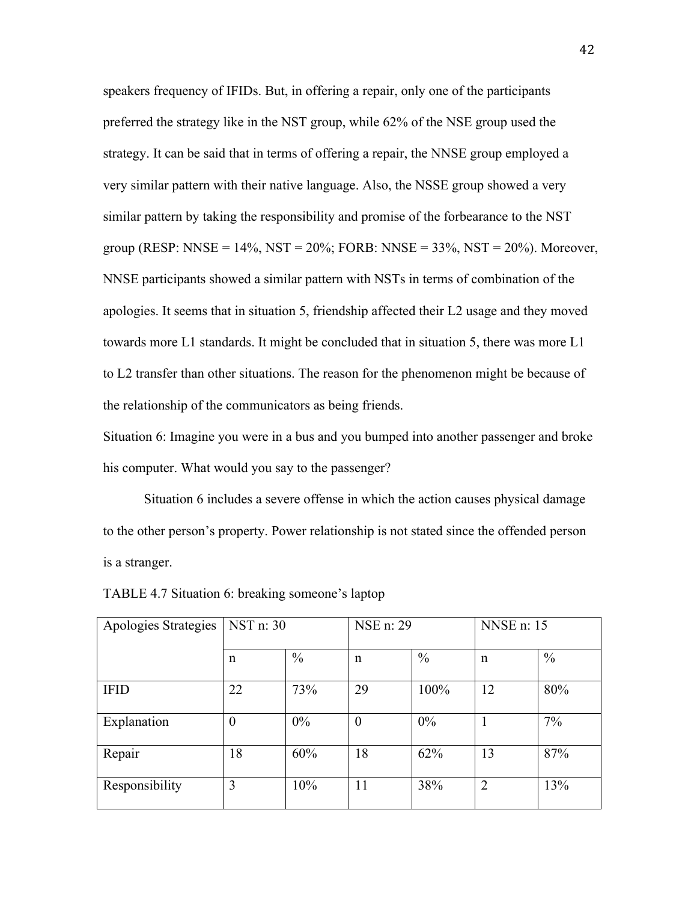speakers frequency of IFIDs. But, in offering a repair, only one of the participants preferred the strategy like in the NST group, while 62% of the NSE group used the strategy. It can be said that in terms of offering a repair, the NNSE group employed a very similar pattern with their native language. Also, the NSSE group showed a very similar pattern by taking the responsibility and promise of the forbearance to the NST group (RESP: NNSE = 14%, NST = 20%; FORB: NNSE = 33%, NST = 20%). Moreover, NNSE participants showed a similar pattern with NSTs in terms of combination of the apologies. It seems that in situation 5, friendship affected their L2 usage and they moved towards more L1 standards. It might be concluded that in situation 5, there was more L1 to L2 transfer than other situations. The reason for the phenomenon might be because of the relationship of the communicators as being friends.

Situation 6: Imagine you were in a bus and you bumped into another passenger and broke his computer. What would you say to the passenger?

Situation 6 includes a severe offense in which the action causes physical damage to the other person's property. Power relationship is not stated since the offended person is a stranger.

TABLE 4.7 Situation 6: breaking someone's laptop

| Apologies Strategies | NST n: 30 | | NSE n: 29 | | NNSE n: 15 | |
|---|---|---|---|---|---|---|
| | n | % | n | % | n | % |
| IFID | 22 | 73% | 29 | 100% | 12 | 80% |
| Explanation | 0 | 0% | 0 | 0% | 1 | 7% |
| Repair | 18 | 60% | 18 | 62% | 13 | 87% |
| Responsibility | 3 | 10% | 11 | 38% | 2 | 13% |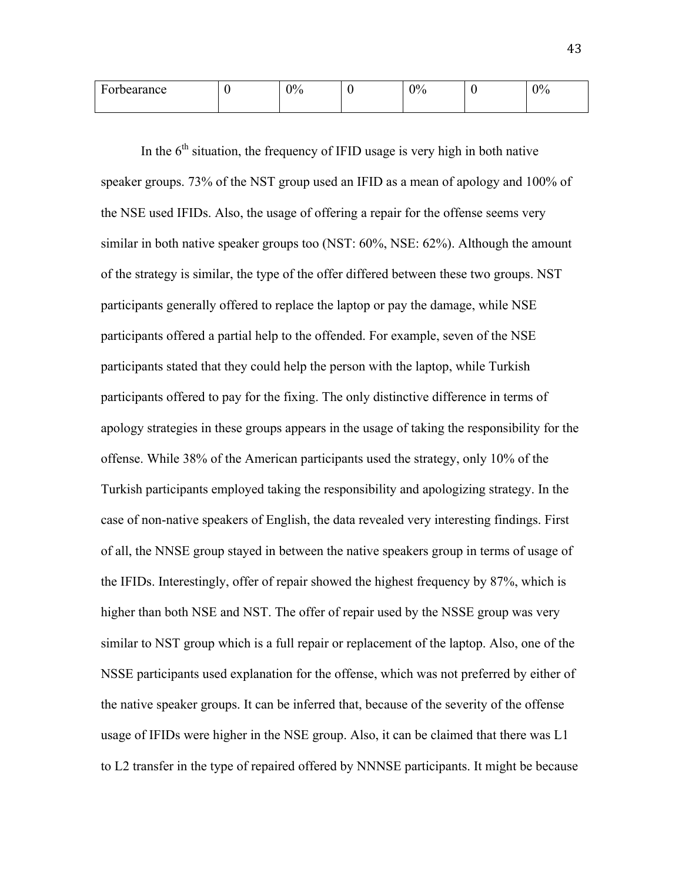| Forbearance | 0 | 0% | 0 | 0% | 0 | 0% |
|---|---|---|---|---|---|---|

In the 6th situation, the frequency of IFID usage is very high in both native speaker groups. 73% of the NST group used an IFID as a mean of apology and 100% of the NSE used IFIDs. Also, the usage of offering a repair for the offense seems very similar in both native speaker groups too (NST: 60%, NSE: 62%). Although the amount of the strategy is similar, the type of the offer differed between these two groups. NST participants generally offered to replace the laptop or pay the damage, while NSE participants offered a partial help to the offended. For example, seven of the NSE participants stated that they could help the person with the laptop, while Turkish participants offered to pay for the fixing. The only distinctive difference in terms of apology strategies in these groups appears in the usage of taking the responsibility for the offense. While 38% of the American participants used the strategy, only 10% of the Turkish participants employed taking the responsibility and apologizing strategy. In the case of non-native speakers of English, the data revealed very interesting findings. First of all, the NNSE group stayed in between the native speakers group in terms of usage of the IFIDs. Interestingly, offer of repair showed the highest frequency by 87%, which is higher than both NSE and NST. The offer of repair used by the NSSE group was very similar to NST group which is a full repair or replacement of the laptop. Also, one of the NSSE participants used explanation for the offense, which was not preferred by either of the native speaker groups. It can be inferred that, because of the severity of the offense usage of IFIDs were higher in the NSE group. Also, it can be claimed that there was L1 to L2 transfer in the type of repaired offered by NNNSE participants. It might be because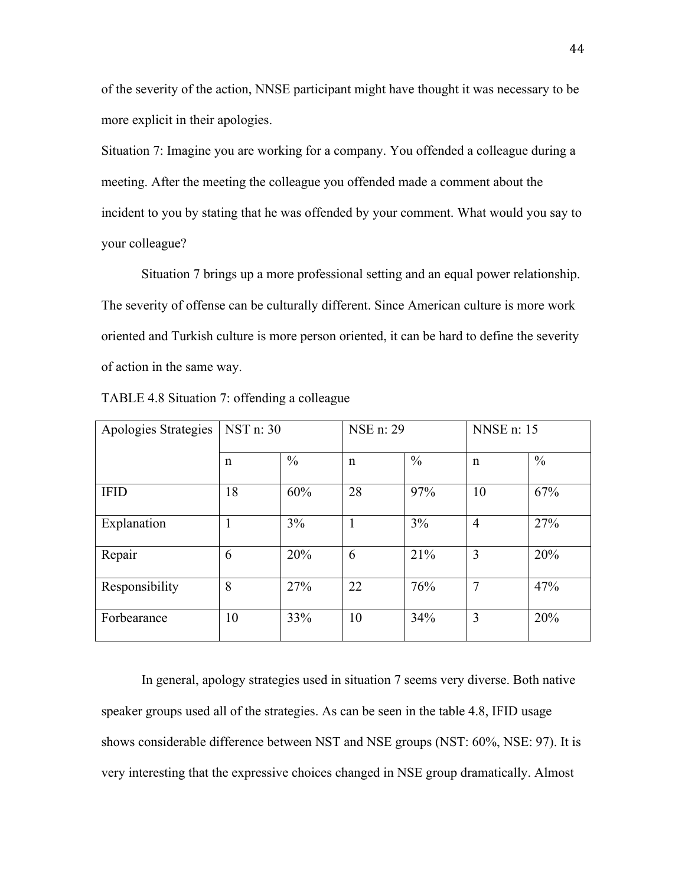of the severity of the action, NNSE participant might have thought it was necessary to be more explicit in their apologies.

Situation 7: Imagine you are working for a company. You offended a colleague during a meeting. After the meeting the colleague you offended made a comment about the incident to you by stating that he was offended by your comment. What would you say to your colleague?

Situation 7 brings up a more professional setting and an equal power relationship. The severity of offense can be culturally different. Since American culture is more work oriented and Turkish culture is more person oriented, it can be hard to define the severity of action in the same way.

TABLE 4.8 Situation 7: offending a colleague

| Apologies Strategies | NST n: 30 | | NSE n: 29 | | NNSE n: 15 | |
|---|---|---|---|---|---|---|
| | n | % | n | % | n | % |
| IFID | 18 | 60% | 28 | 97% | 10 | 67% |
| Explanation | 1 | 3% | 1 | 3% | 4 | 27% |
| Repair | 6 | 20% | 6 | 21% | 3 | 20% |
| Responsibility | 8 | 27% | 22 | 76% | 7 | 47% |
| Forbearance | 10 | 33% | 10 | 34% | 3 | 20% |

In general, apology strategies used in situation 7 seems very diverse. Both native speaker groups used all of the strategies. As can be seen in the table 4.8, IFID usage shows considerable difference between NST and NSE groups (NST: 60%, NSE: 97). It is very interesting that the expressive choices changed in NSE group dramatically. Almost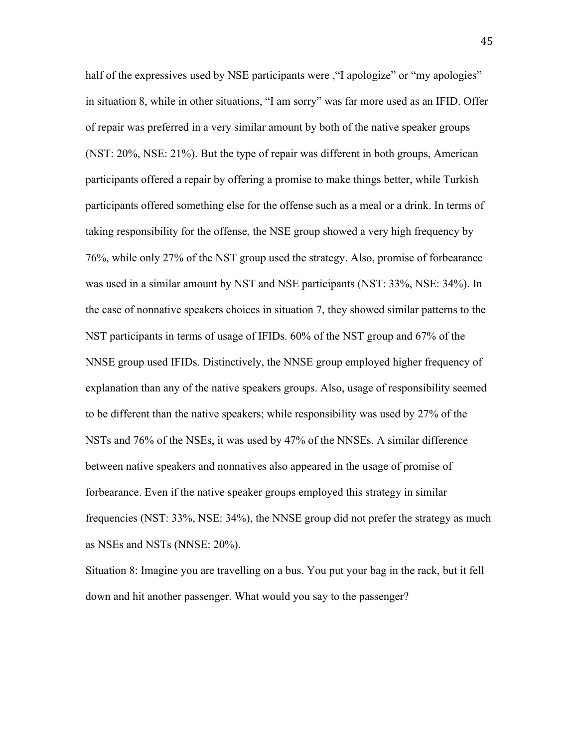half of the expressives used by NSE participants were ,"I apologize" or "my apologies" in situation 8, while in other situations, "I am sorry" was far more used as an IFID. Offer of repair was preferred in a very similar amount by both of the native speaker groups (NST: 20%, NSE: 21%). But the type of repair was different in both groups, American participants offered a repair by offering a promise to make things better, while Turkish participants offered something else for the offense such as a meal or a drink. In terms of taking responsibility for the offense, the NSE group showed a very high frequency by 76%, while only 27% of the NST group used the strategy. Also, promise of forbearance was used in a similar amount by NST and NSE participants (NST: 33%, NSE: 34%). In the case of nonnative speakers choices in situation 7, they showed similar patterns to the NST participants in terms of usage of IFIDs. 60% of the NST group and 67% of the NNSE group used IFIDs. Distinctively, the NNSE group employed higher frequency of explanation than any of the native speakers groups. Also, usage of responsibility seemed to be different than the native speakers; while responsibility was used by 27% of the NSTs and 76% of the NSEs, it was used by 47% of the NNSEs. A similar difference between native speakers and nonnatives also appeared in the usage of promise of forbearance. Even if the native speaker groups employed this strategy in similar frequencies (NST: 33%, NSE: 34%), the NNSE group did not prefer the strategy as much as NSEs and NSTs (NNSE: 20%).

Situation 8: Imagine you are travelling on a bus. You put your bag in the rack, but it fell down and hit another passenger. What would you say to the passenger?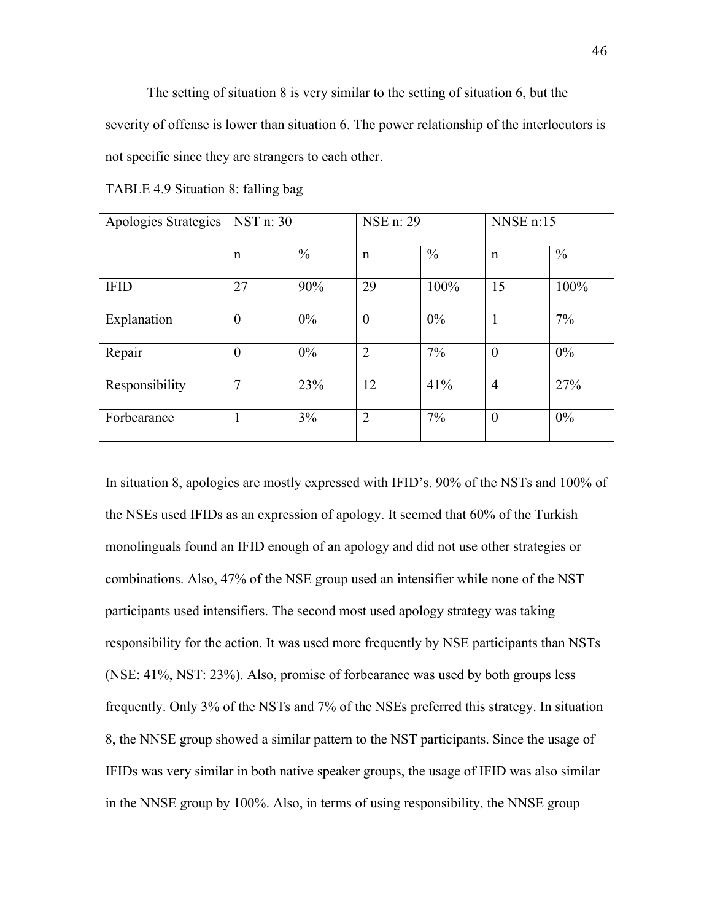The setting of situation 8 is very similar to the setting of situation 6, but the severity of offense is lower than situation 6. The power relationship of the interlocutors is not specific since they are strangers to each other.

TABLE 4.9 Situation 8: falling bag

| Apologies Strategies | NST n: 30 | | NSE n: 29 | | NNSE n:15 | |
|---|---|---|---|---|---|---|
| | n | % | n | % | n | % |
| IFID | 27 | 90% | 29 | 100% | 15 | 100% |
| Explanation | 0 | 0% | 0 | 0% | 1 | 7% |
| Repair | 0 | 0% | 2 | 7% | 0 | 0% |
| Responsibility | 7 | 23% | 12 | 41% | 4 | 27% |
| Forbearance | 1 | 3% | 2 | 7% | 0 | 0% |

In situation 8, apologies are mostly expressed with IFID's. 90% of the NSTs and 100% of the NSEs used IFIDs as an expression of apology. It seemed that 60% of the Turkish monolinguals found an IFID enough of an apology and did not use other strategies or combinations. Also, 47% of the NSE group used an intensifier while none of the NST participants used intensifiers. The second most used apology strategy was taking responsibility for the action. It was used more frequently by NSE participants than NSTs (NSE: 41%, NST: 23%). Also, promise of forbearance was used by both groups less frequently. Only 3% of the NSTs and 7% of the NSEs preferred this strategy. In situation 8, the NNSE group showed a similar pattern to the NST participants. Since the usage of IFIDs was very similar in both native speaker groups, the usage of IFID was also similar in the NNSE group by 100%. Also, in terms of using responsibility, the NNSE group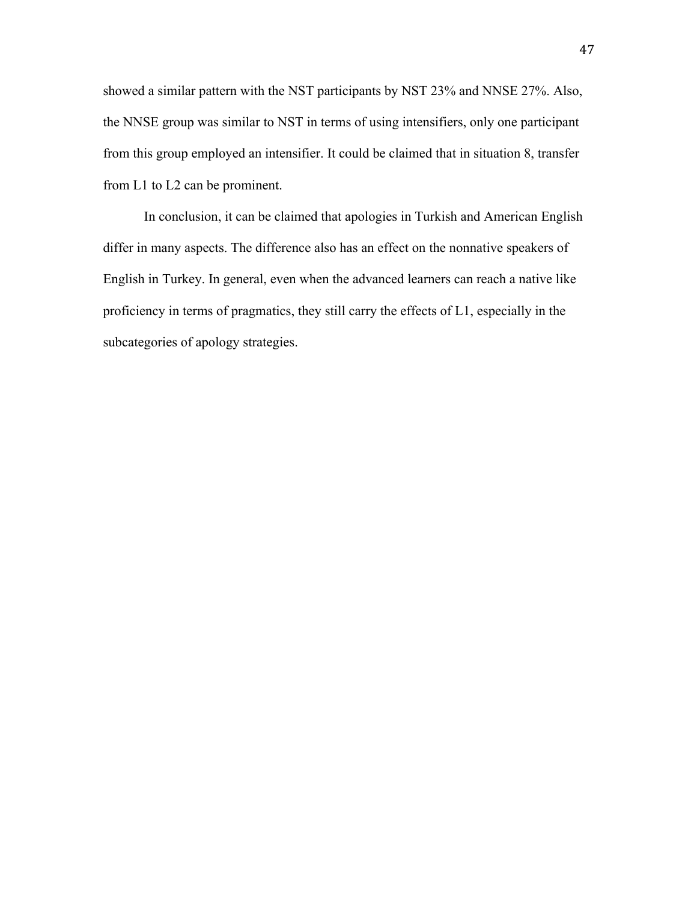showed a similar pattern with the NST participants by NST 23% and NNSE 27%. Also, the NNSE group was similar to NST in terms of using intensifiers, only one participant from this group employed an intensifier. It could be claimed that in situation 8, transfer from L1 to L2 can be prominent.

In conclusion, it can be claimed that apologies in Turkish and American English differ in many aspects. The difference also has an effect on the nonnative speakers of English in Turkey. In general, even when the advanced learners can reach a native like proficiency in terms of pragmatics, they still carry the effects of L1, especially in the subcategories of apology strategies.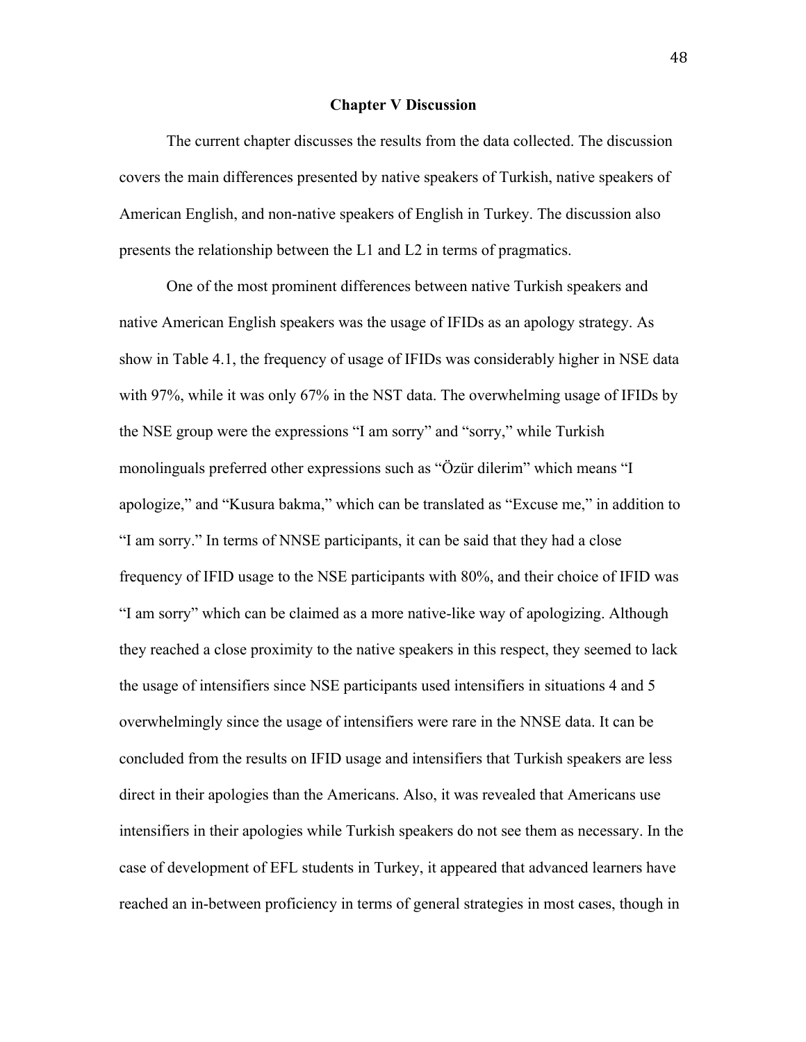## Chapter V Discussion

The current chapter discusses the results from the data collected. The discussion covers the main differences presented by native speakers of Turkish, native speakers of American English, and non-native speakers of English in Turkey. The discussion also presents the relationship between the L1 and L2 in terms of pragmatics.

One of the most prominent differences between native Turkish speakers and native American English speakers was the usage of IFIDs as an apology strategy. As show in Table 4.1, the frequency of usage of IFIDs was considerably higher in NSE data with 97%, while it was only 67% in the NST data. The overwhelming usage of IFIDs by the NSE group were the expressions "I am sorry" and "sorry," while Turkish monolinguals preferred other expressions such as "Özür dilerim" which means "I apologize," and "Kusura bakma," which can be translated as "Excuse me," in addition to "I am sorry." In terms of NNSE participants, it can be said that they had a close frequency of IFID usage to the NSE participants with 80%, and their choice of IFID was "I am sorry" which can be claimed as a more native-like way of apologizing. Although they reached a close proximity to the native speakers in this respect, they seemed to lack the usage of intensifiers since NSE participants used intensifiers in situations 4 and 5 overwhelmingly since the usage of intensifiers were rare in the NNSE data. It can be concluded from the results on IFID usage and intensifiers that Turkish speakers are less direct in their apologies than the Americans. Also, it was revealed that Americans use intensifiers in their apologies while Turkish speakers do not see them as necessary. In the case of development of EFL students in Turkey, it appeared that advanced learners have reached an in-between proficiency in terms of general strategies in most cases, though in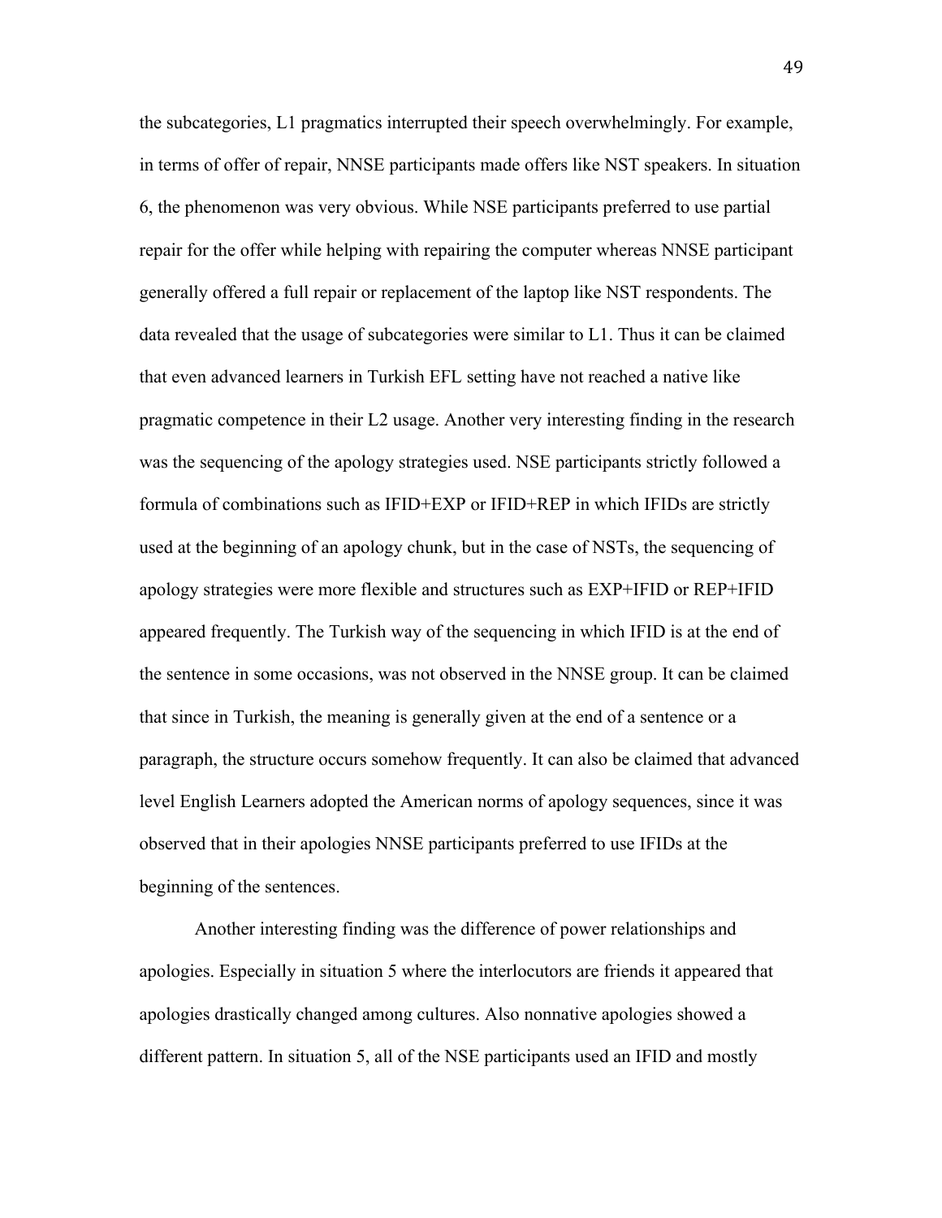the subcategories, L1 pragmatics interrupted their speech overwhelmingly. For example, in terms of offer of repair, NNSE participants made offers like NST speakers. In situation 6, the phenomenon was very obvious. While NSE participants preferred to use partial repair for the offer while helping with repairing the computer whereas NNSE participant generally offered a full repair or replacement of the laptop like NST respondents. The data revealed that the usage of subcategories were similar to L1. Thus it can be claimed that even advanced learners in Turkish EFL setting have not reached a native like pragmatic competence in their L2 usage. Another very interesting finding in the research was the sequencing of the apology strategies used. NSE participants strictly followed a formula of combinations such as IFID+EXP or IFID+REP in which IFIDs are strictly used at the beginning of an apology chunk, but in the case of NSTs, the sequencing of apology strategies were more flexible and structures such as EXP+IFID or REP+IFID appeared frequently. The Turkish way of the sequencing in which IFID is at the end of the sentence in some occasions, was not observed in the NNSE group. It can be claimed that since in Turkish, the meaning is generally given at the end of a sentence or a paragraph, the structure occurs somehow frequently. It can also be claimed that advanced level English Learners adopted the American norms of apology sequences, since it was observed that in their apologies NNSE participants preferred to use IFIDs at the beginning of the sentences.

Another interesting finding was the difference of power relationships and apologies. Especially in situation 5 where the interlocutors are friends it appeared that apologies drastically changed among cultures. Also nonnative apologies showed a different pattern. In situation 5, all of the NSE participants used an IFID and mostly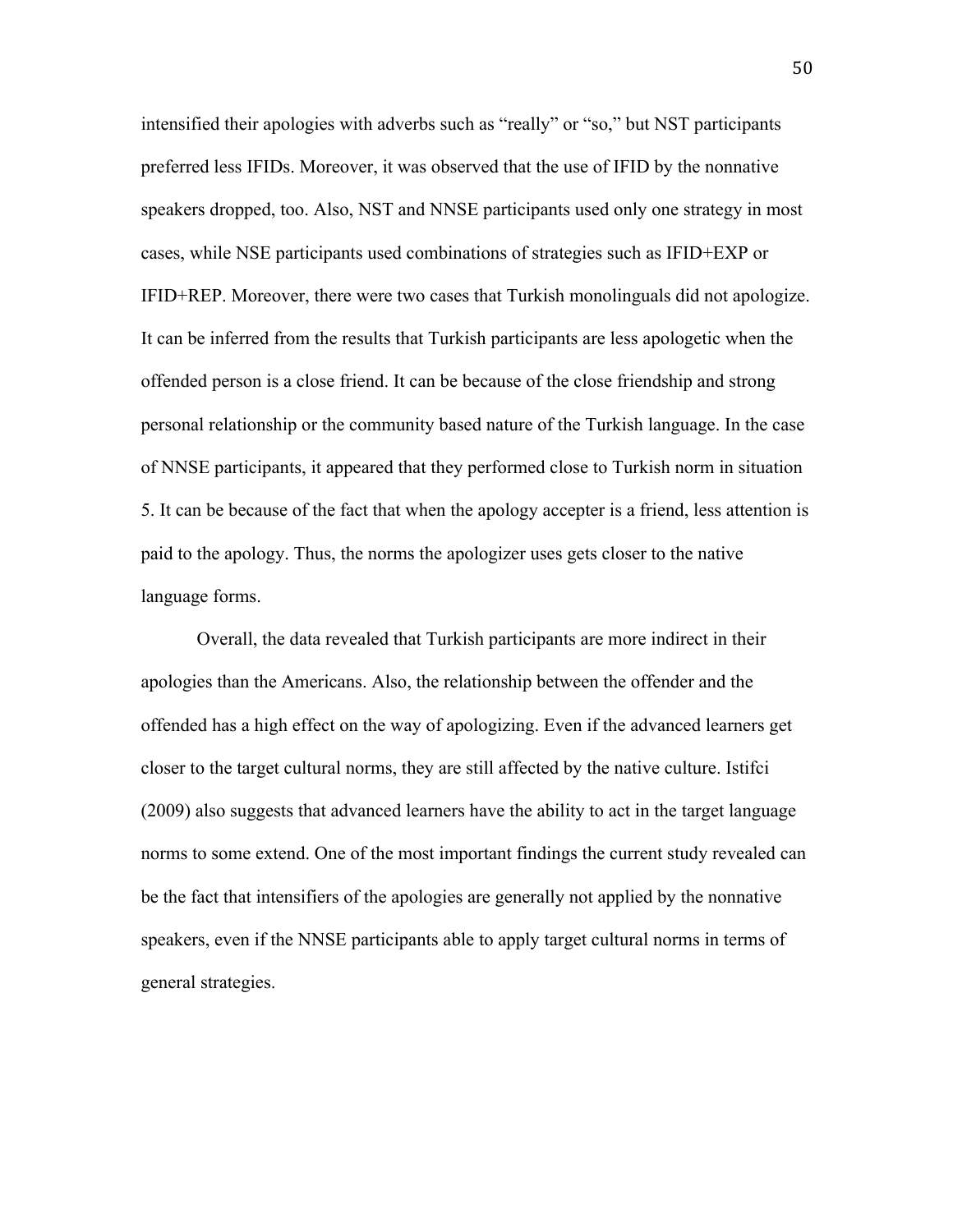intensified their apologies with adverbs such as "really" or "so," but NST participants preferred less IFIDs. Moreover, it was observed that the use of IFID by the nonnative speakers dropped, too. Also, NST and NNSE participants used only one strategy in most cases, while NSE participants used combinations of strategies such as IFID+EXP or IFID+REP. Moreover, there were two cases that Turkish monolinguals did not apologize. It can be inferred from the results that Turkish participants are less apologetic when the offended person is a close friend. It can be because of the close friendship and strong personal relationship or the community based nature of the Turkish language. In the case of NNSE participants, it appeared that they performed close to Turkish norm in situation 5. It can be because of the fact that when the apology accepter is a friend, less attention is paid to the apology. Thus, the norms the apologizer uses gets closer to the native language forms.

Overall, the data revealed that Turkish participants are more indirect in their apologies than the Americans. Also, the relationship between the offender and the offended has a high effect on the way of apologizing. Even if the advanced learners get closer to the target cultural norms, they are still affected by the native culture. Istifci (2009) also suggests that advanced learners have the ability to act in the target language norms to some extend. One of the most important findings the current study revealed can be the fact that intensifiers of the apologies are generally not applied by the nonnative speakers, even if the NNSE participants able to apply target cultural norms in terms of general strategies.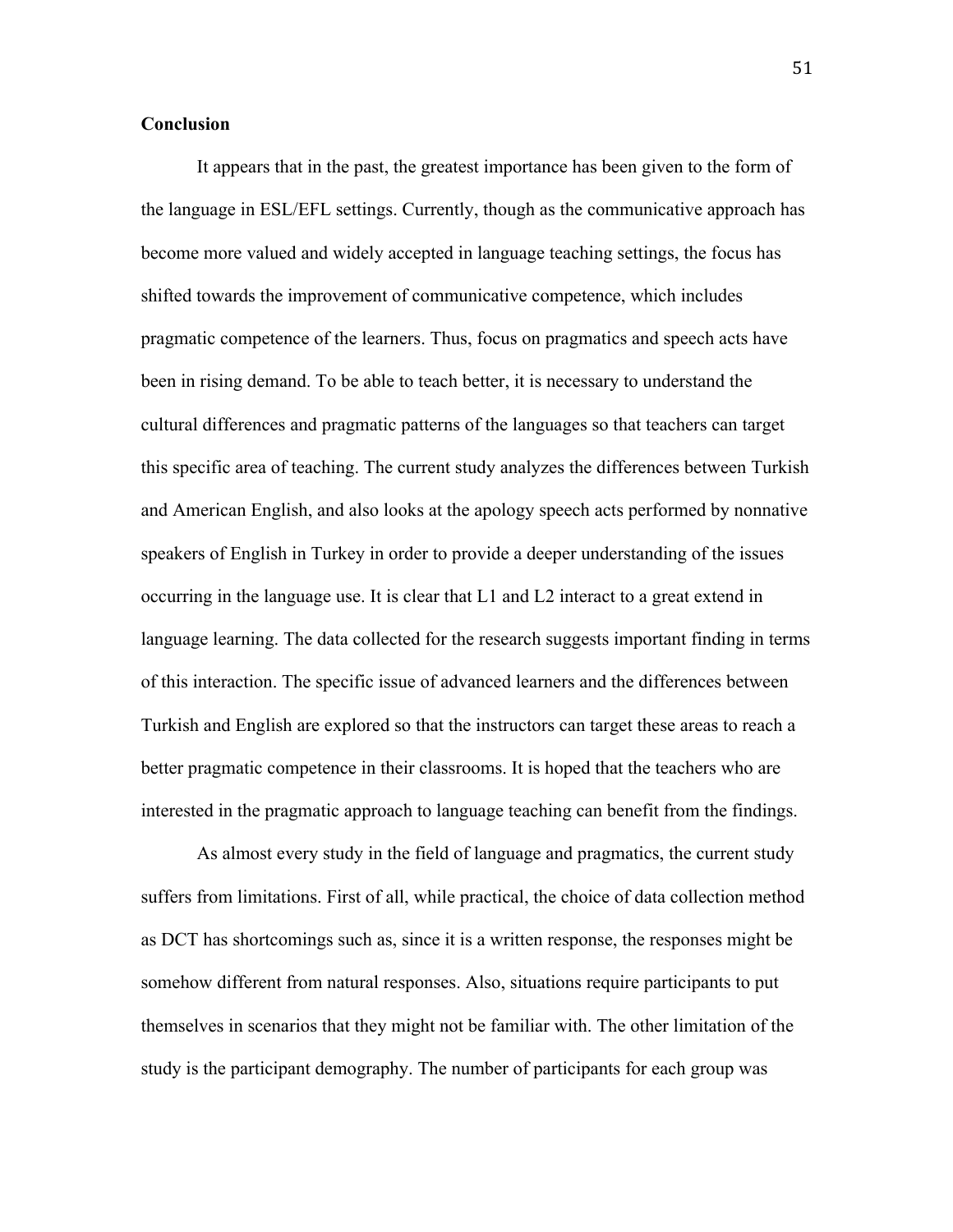**Conclusion**

It appears that in the past, the greatest importance has been given to the form of the language in ESL/EFL settings. Currently, though as the communicative approach has become more valued and widely accepted in language teaching settings, the focus has shifted towards the improvement of communicative competence, which includes pragmatic competence of the learners. Thus, focus on pragmatics and speech acts have been in rising demand. To be able to teach better, it is necessary to understand the cultural differences and pragmatic patterns of the languages so that teachers can target this specific area of teaching. The current study analyzes the differences between Turkish and American English, and also looks at the apology speech acts performed by nonnative speakers of English in Turkey in order to provide a deeper understanding of the issues occurring in the language use. It is clear that L1 and L2 interact to a great extend in language learning. The data collected for the research suggests important finding in terms of this interaction. The specific issue of advanced learners and the differences between Turkish and English are explored so that the instructors can target these areas to reach a better pragmatic competence in their classrooms. It is hoped that the teachers who are interested in the pragmatic approach to language teaching can benefit from the findings.

As almost every study in the field of language and pragmatics, the current study suffers from limitations. First of all, while practical, the choice of data collection method as DCT has shortcomings such as, since it is a written response, the responses might be somehow different from natural responses. Also, situations require participants to put themselves in scenarios that they might not be familiar with. The other limitation of the study is the participant demography. The number of participants for each group was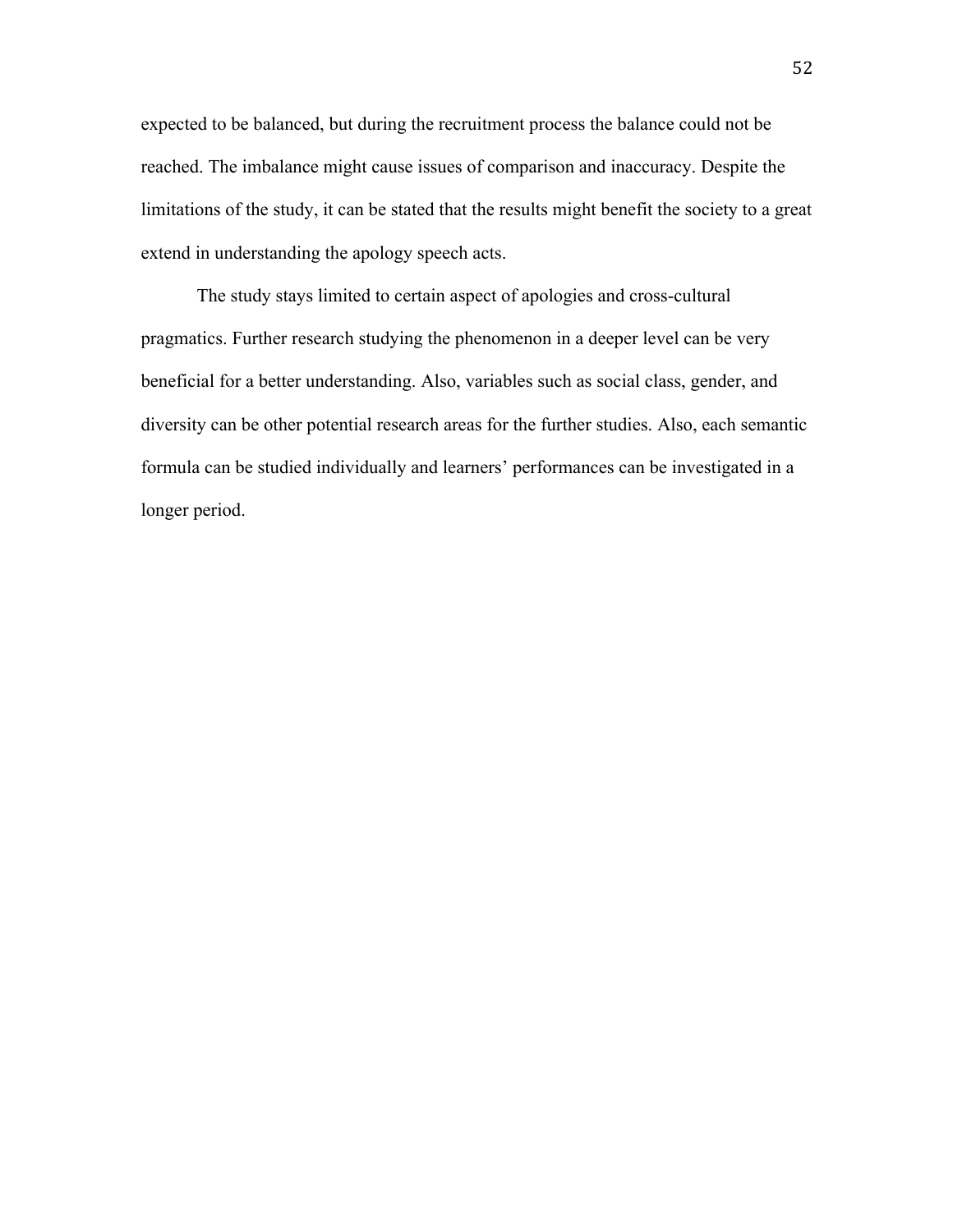expected to be balanced, but during the recruitment process the balance could not be reached. The imbalance might cause issues of comparison and inaccuracy. Despite the limitations of the study, it can be stated that the results might benefit the society to a great extend in understanding the apology speech acts.

The study stays limited to certain aspect of apologies and cross-cultural pragmatics. Further research studying the phenomenon in a deeper level can be very beneficial for a better understanding. Also, variables such as social class, gender, and diversity can be other potential research areas for the further studies. Also, each semantic formula can be studied individually and learners' performances can be investigated in a longer period.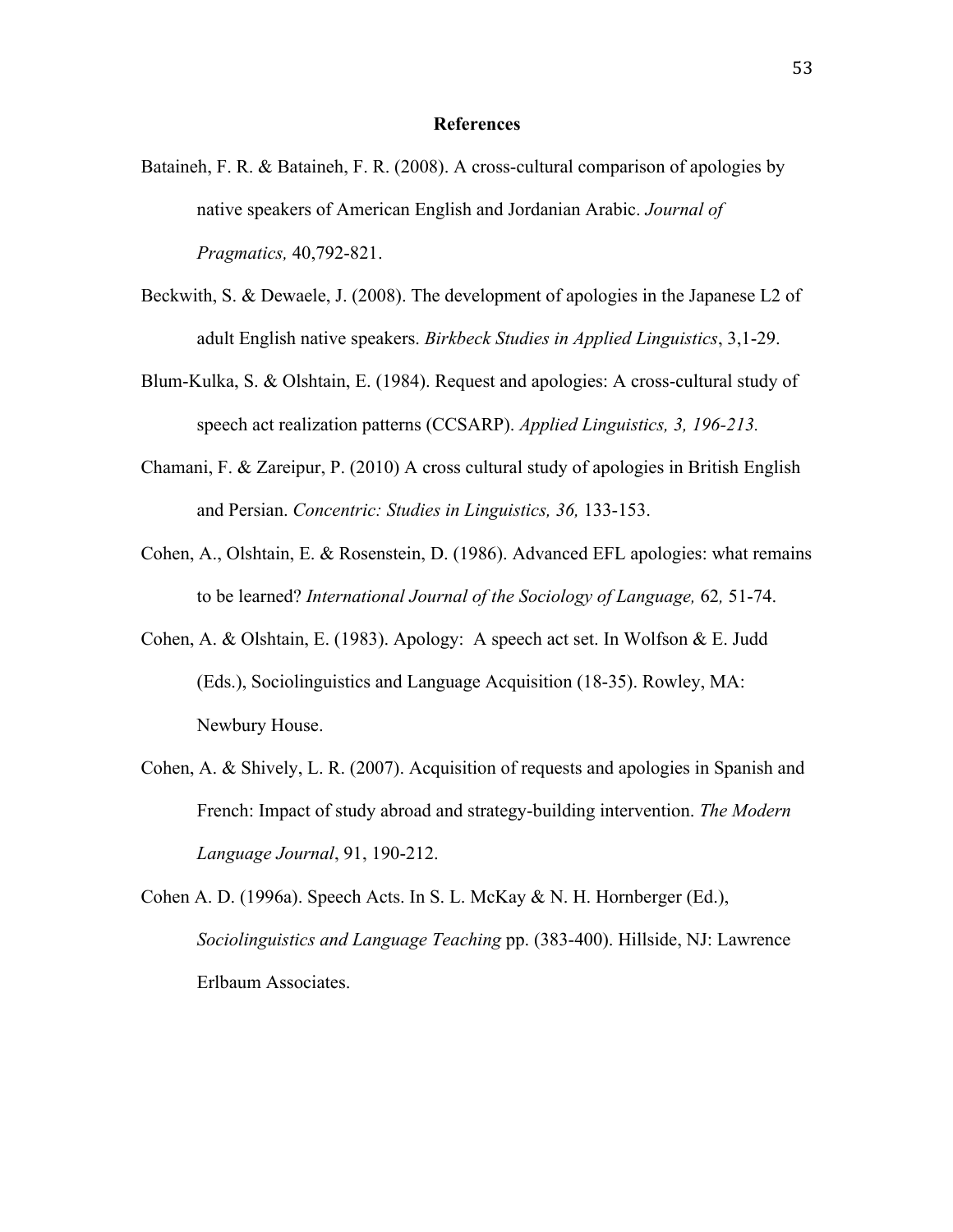# References

Bataineh, F. R. & Bataineh, F. R. (2008). A cross-cultural comparison of apologies by native speakers of American English and Jordanian Arabic. *Journal of Pragmatics,* 40,792-821.

Beckwith, S. & Dewaele, J. (2008). The development of apologies in the Japanese L2 of adult English native speakers. *Birkbeck Studies in Applied Linguistics*, 3,1-29.

Blum-Kulka, S. & Olshtain, E. (1984). Request and apologies: A cross-cultural study of speech act realization patterns (CCSARP). *Applied Linguistics, 3, 196-213.*

Chamani, F. & Zareipur, P. (2010) A cross cultural study of apologies in British English and Persian. *Concentric: Studies in Linguistics, 36,* 133-153.

Cohen, A., Olshtain, E. & Rosenstein, D. (1986). Advanced EFL apologies: what remains to be learned? *International Journal of the Sociology of Language,* 62*,* 51-74.

Cohen, A. & Olshtain, E. (1983). Apology: A speech act set. In Wolfson & E. Judd (Eds.), Sociolinguistics and Language Acquisition (18-35). Rowley, MA: Newbury House.

Cohen, A. & Shively, L. R. (2007). Acquisition of requests and apologies in Spanish and French: Impact of study abroad and strategy-building intervention. *The Modern Language Journal*, 91, 190-212.

Cohen A. D. (1996a). Speech Acts. In S. L. McKay & N. H. Hornberger (Ed.), *Sociolinguistics and Language Teaching* pp. (383-400). Hillside, NJ: Lawrence Erlbaum Associates.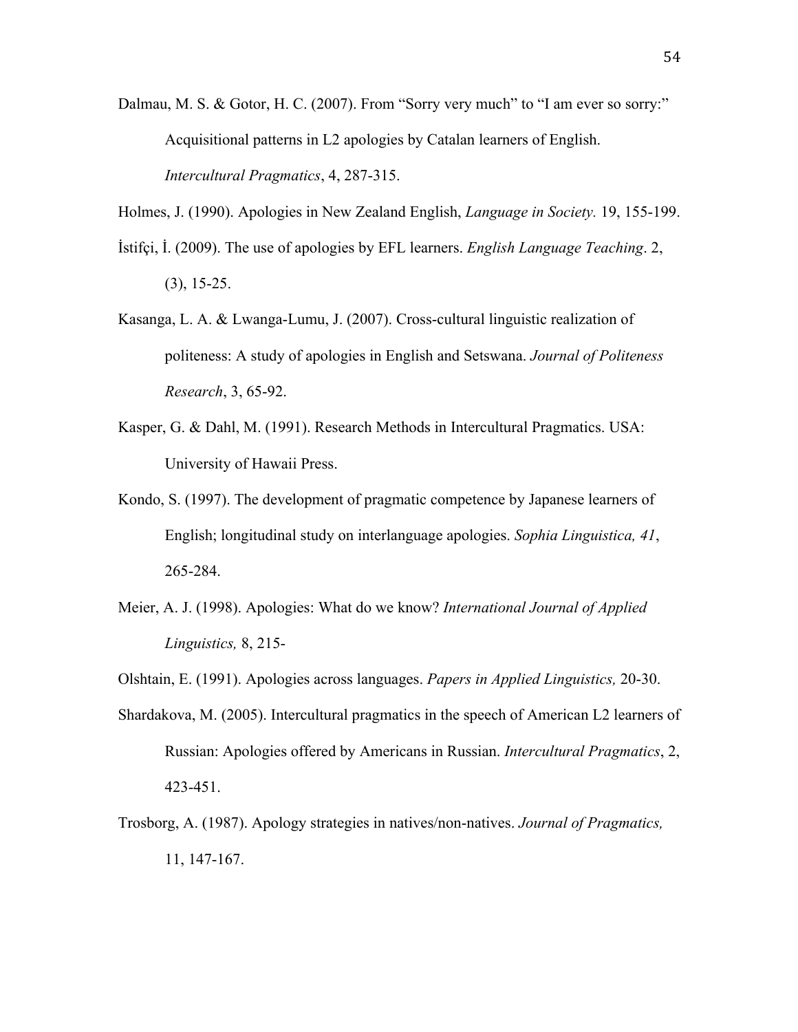Dalmau, M. S. & Gotor, H. C. (2007). From "Sorry very much" to "I am ever so sorry:" Acquisitional patterns in L2 apologies by Catalan learners of English. *Intercultural Pragmatics*, 4, 287-315.

Holmes, J. (1990). Apologies in New Zealand English, *Language in Society.* 19, 155-199.

İstifçi, İ. (2009). The use of apologies by EFL learners. *English Language Teaching*. 2, (3), 15-25.

Kasanga, L. A. & Lwanga-Lumu, J. (2007). Cross-cultural linguistic realization of politeness: A study of apologies in English and Setswana. *Journal of Politeness Research*, 3, 65-92.

Kasper, G. & Dahl, M. (1991). Research Methods in Intercultural Pragmatics. USA: University of Hawaii Press.

Kondo, S. (1997). The development of pragmatic competence by Japanese learners of English; longitudinal study on interlanguage apologies. *Sophia Linguistica, 41*, 265-284.

Meier, A. J. (1998). Apologies: What do we know? *International Journal of Applied Linguistics,* 8, 215-

Olshtain, E. (1991). Apologies across languages. *Papers in Applied Linguistics,* 20-30.

Shardakova, M. (2005). Intercultural pragmatics in the speech of American L2 learners of Russian: Apologies offered by Americans in Russian. *Intercultural Pragmatics*, 2, 423-451.

Trosborg, A. (1987). Apology strategies in natives/non-natives. *Journal of Pragmatics,* 11, 147-167.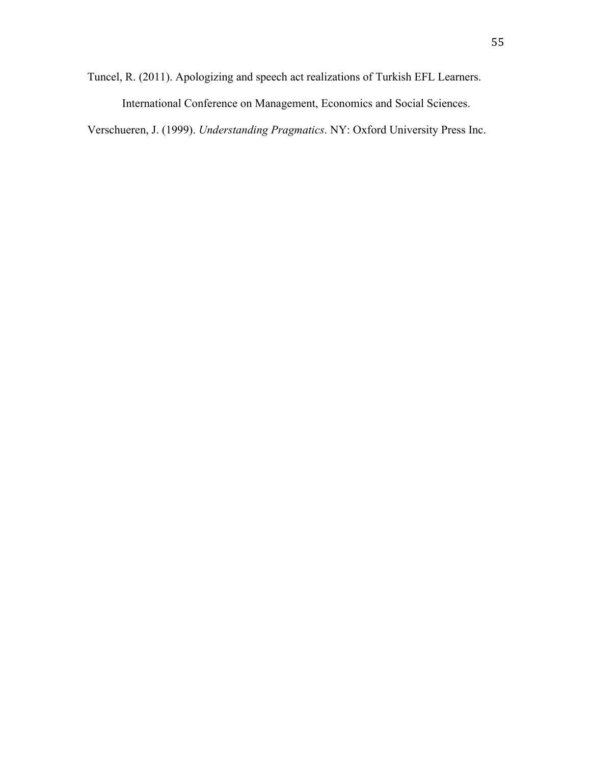Tuncel, R. (2011). Apologizing and speech act realizations of Turkish EFL Learners. International Conference on Management, Economics and Social Sciences.

Verschueren, J. (1999). *Understanding Pragmatics*. NY: Oxford University Press Inc.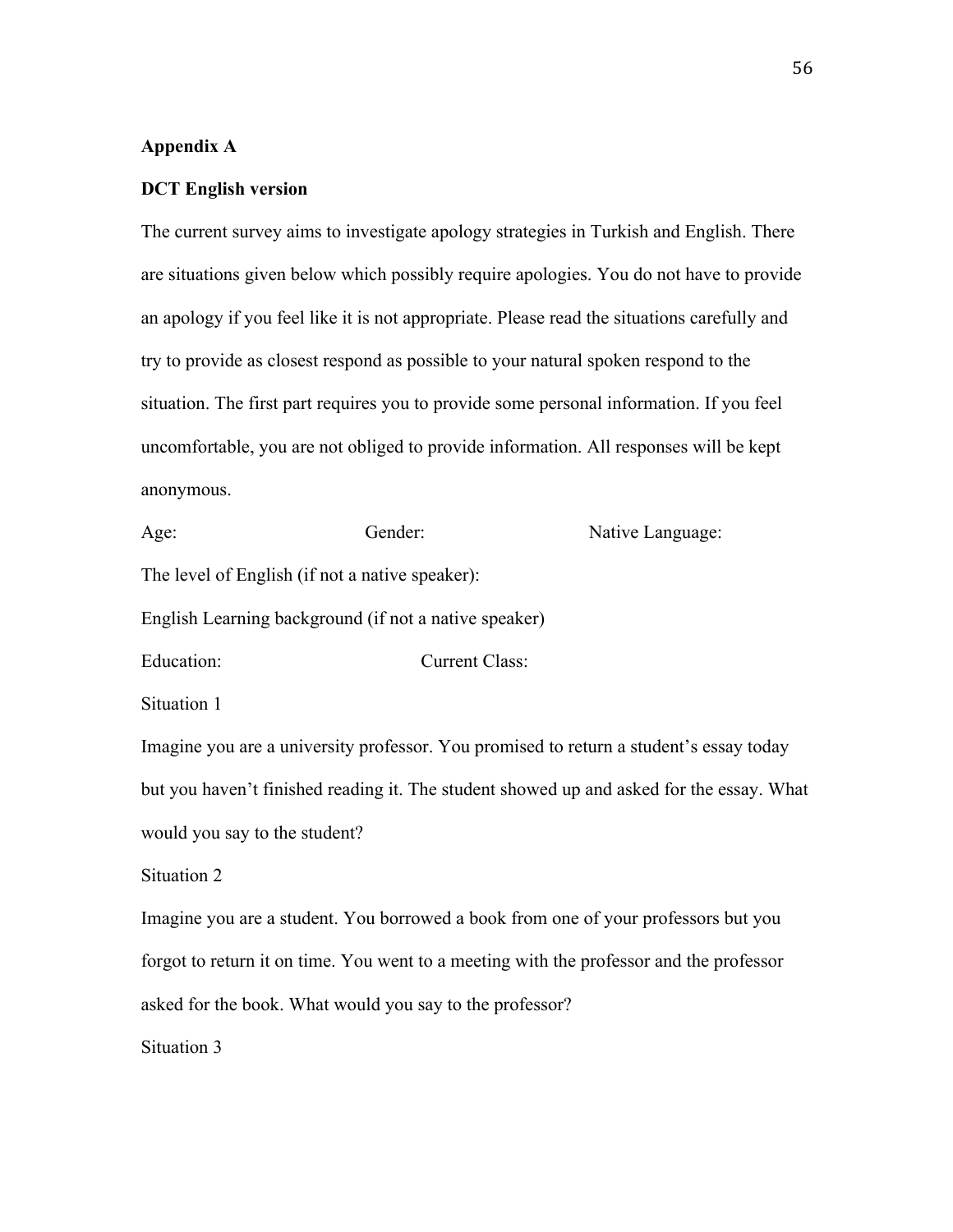## Appendix A

### DCT English version

The current survey aims to investigate apology strategies in Turkish and English. There are situations given below which possibly require apologies. You do not have to provide an apology if you feel like it is not appropriate. Please read the situations carefully and try to provide as closest respond as possible to your natural spoken respond to the situation. The first part requires you to provide some personal information. If you feel uncomfortable, you are not obliged to provide information. All responses will be kept anonymous.

Age: Gender: Native Language:

The level of English (if not a native speaker):

English Learning background (if not a native speaker)

Education: Current Class:

Situation 1

Imagine you are a university professor. You promised to return a student's essay today but you haven't finished reading it. The student showed up and asked for the essay. What would you say to the student?

Situation 2

Imagine you are a student. You borrowed a book from one of your professors but you forgot to return it on time. You went to a meeting with the professor and the professor asked for the book. What would you say to the professor?

Situation 3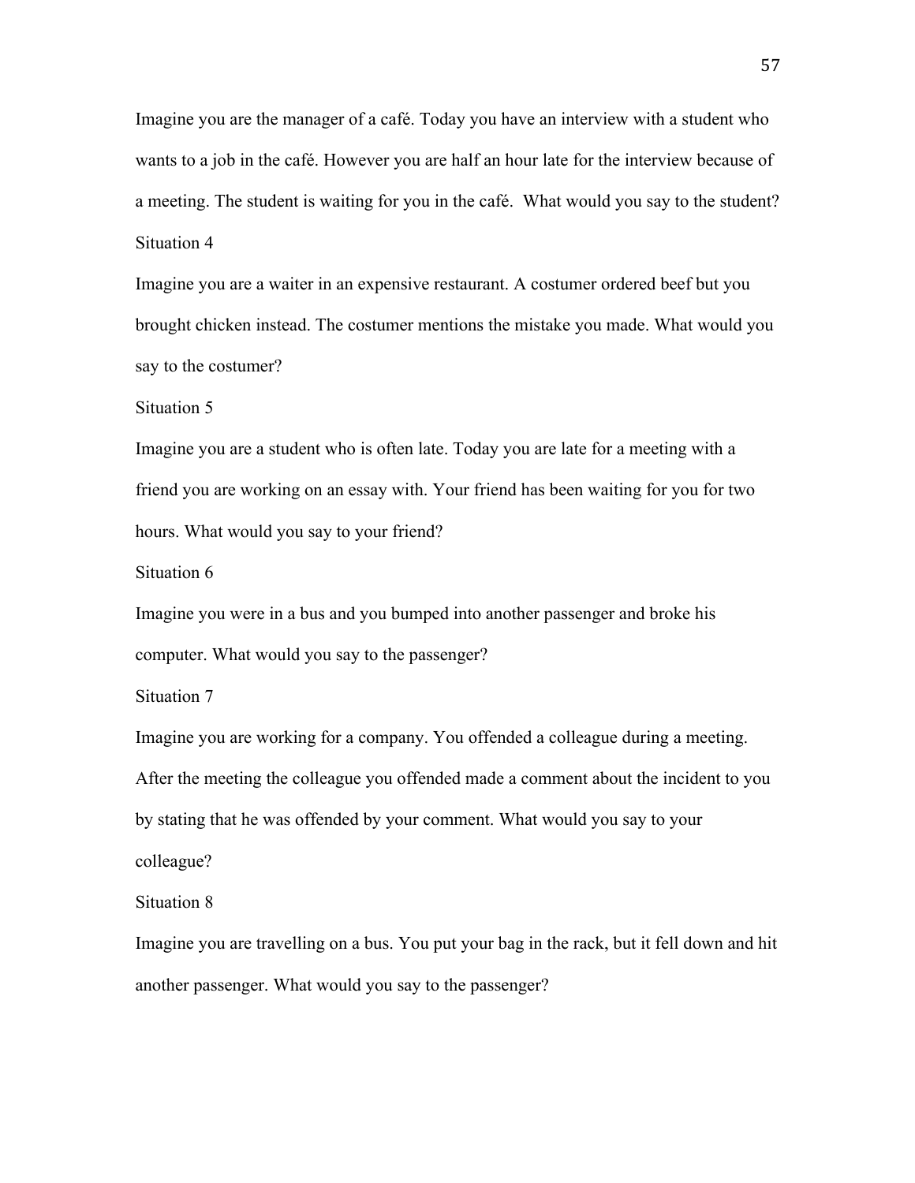Imagine you are the manager of a café. Today you have an interview with a student who wants to a job in the café. However you are half an hour late for the interview because of a meeting. The student is waiting for you in the café. What would you say to the student?

Situation 4

Imagine you are a waiter in an expensive restaurant. A costumer ordered beef but you brought chicken instead. The costumer mentions the mistake you made. What would you say to the costumer?

Situation 5

Imagine you are a student who is often late. Today you are late for a meeting with a friend you are working on an essay with. Your friend has been waiting for you for two hours. What would you say to your friend?

Situation 6

Imagine you were in a bus and you bumped into another passenger and broke his computer. What would you say to the passenger?

Situation 7

Imagine you are working for a company. You offended a colleague during a meeting. After the meeting the colleague you offended made a comment about the incident to you by stating that he was offended by your comment. What would you say to your colleague?

Situation 8

Imagine you are travelling on a bus. You put your bag in the rack, but it fell down and hit another passenger. What would you say to the passenger?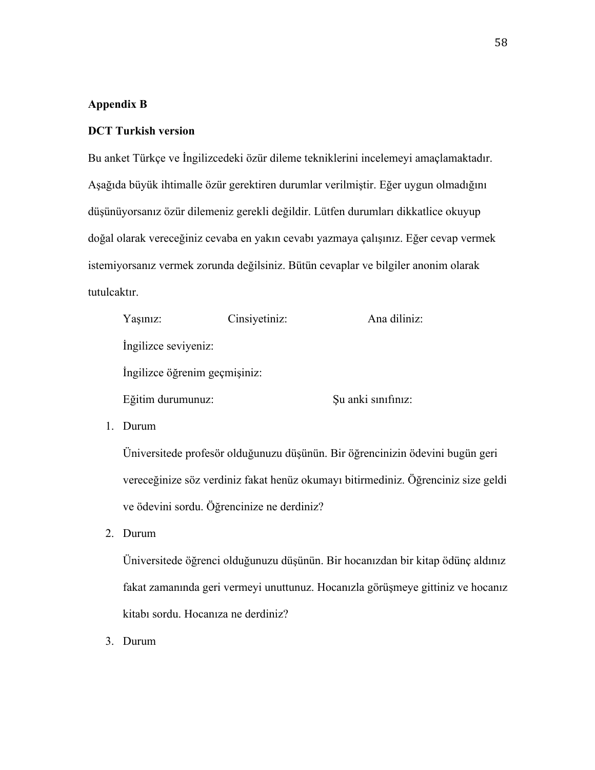**Appendix B**

**DCT Turkish version**

Bu anket Türkçe ve İngilizcedeki özür dileme tekniklerini incelemeyi amaçlamaktadır. Aşağıda büyük ihtimalle özür gerektiren durumlar verilmiştir. Eğer uygun olmadığını düşünüyorsanız özür dilemeniz gerekli değildir. Lütfen durumları dikkatlice okuyup doğal olarak vereceğiniz cevaba en yakın cevabı yazmaya çalışınız. Eğer cevap vermek istemiyorsanız vermek zorunda değilsiniz. Bütün cevaplar ve bilgiler anonim olarak tutulcaktır.

Yaşınız: Cinsiyetiniz: Ana diliniz:

İngilizce seviyeniz:

İngilizce öğrenim geçmişiniz:

Eğitim durumunuz: Şu anki sınıfınız:

1. Durum

   Üniversitede profesör olduğunuzu düşünün. Bir öğrencinizin ödevini bugün geri vereceğinize söz verdiniz fakat henüz okumayı bitirmediniz. Öğrenciniz size geldi ve ödevini sordu. Öğrencinize ne derdiniz?

2. Durum

   Üniversitede öğrenci olduğunuzu düşünün. Bir hocanızdan bir kitap ödünç aldınız fakat zamanında geri vermeyi unuttunuz. Hocanızla görüşmeye gittiniz ve hocanız kitabı sordu. Hocanıza ne derdiniz?

3. Durum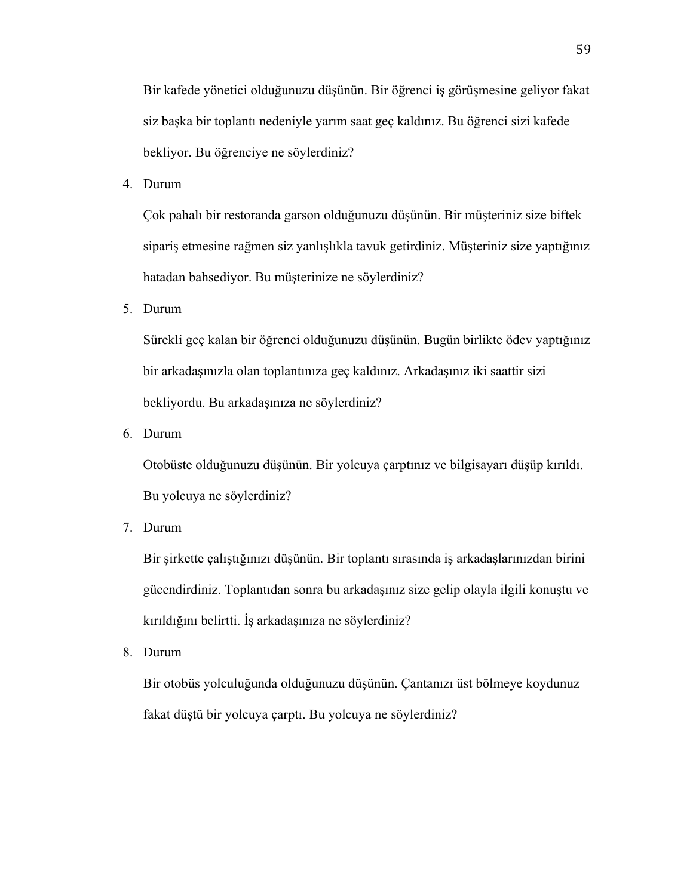Bir kafede yönetici olduğunuzu düşünün. Bir öğrenci iş görüşmesine geliyor fakat siz başka bir toplantı nedeniyle yarım saat geç kaldınız. Bu öğrenci sizi kafede bekliyor. Bu öğrenciye ne söylerdiniz?

4. Durum

   Çok pahalı bir restoranda garson olduğunuzu düşünün. Bir müşteriniz size biftek sipariş etmesine rağmen siz yanlışlıkla tavuk getirdiniz. Müşteriniz size yaptığınız hatadan bahsediyor. Bu müşterinize ne söylerdiniz?

5. Durum

   Sürekli geç kalan bir öğrenci olduğunuzu düşünün. Bugün birlikte ödev yaptığınız bir arkadaşınızla olan toplantınıza geç kaldınız. Arkadaşınız iki saattir sizi bekliyordu. Bu arkadaşınıza ne söylerdiniz?

6. Durum

   Otobüste olduğunuzu düşünün. Bir yolcuya çarptınız ve bilgisayarı düşüp kırıldı. Bu yolcuya ne söylerdiniz?

7. Durum

   Bir şirkette çalıştığınızı düşünün. Bir toplantı sırasında iş arkadaşlarınızdan birini gücendirdiniz. Toplantıdan sonra bu arkadaşınız size gelip olayla ilgili konuştu ve kırıldığını belirtti. İş arkadaşınıza ne söylerdiniz?

8. Durum

   Bir otobüs yolculuğunda olduğunuzu düşünün. Çantanızı üst bölmeye koydunuz fakat düştü bir yolcuya çarptı. Bu yolcuya ne söylerdiniz?